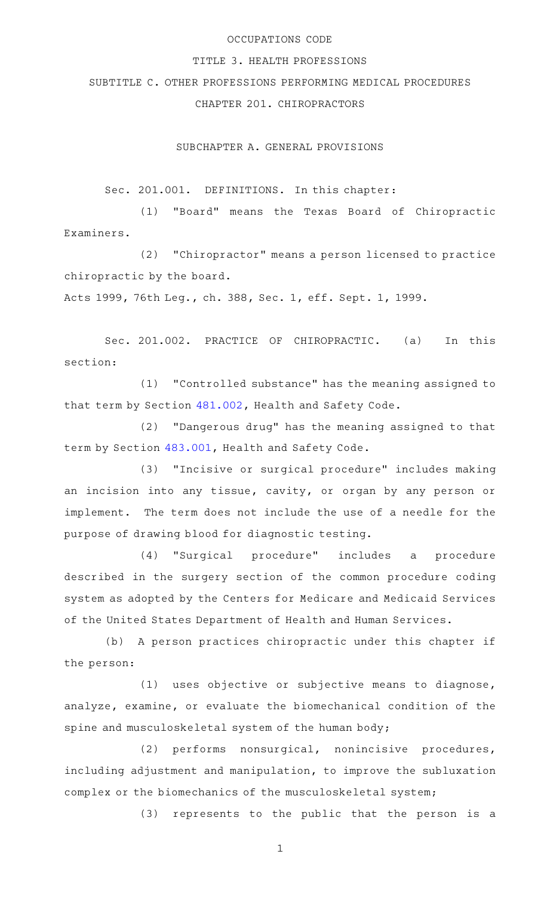# OCCUPATIONS CODE

## TITLE 3. HEALTH PROFESSIONS

## SUBTITLE C. OTHER PROFESSIONS PERFORMING MEDICAL PROCEDURES

## CHAPTER 201. CHIROPRACTORS

### SUBCHAPTER A. GENERAL PROVISIONS

Sec. 201.001. DEFINITIONS. In this chapter:

(1) "Board" means the Texas Board of Chiropractic Examiners.

(2) "Chiropractor" means a person licensed to practice chiropractic by the board.

Acts 1999, 76th Leg., ch. 388, Sec. 1, eff. Sept. 1, 1999.

Sec. 201.002. PRACTICE OF CHIROPRACTIC. (a) In this section:

(1) "Controlled substance" has the meaning assigned to that term by Section 481.002, Health and Safety Code.

(2) "Dangerous drug" has the meaning assigned to that term by Section 483.001, Health and Safety Code.

(3) "Incisive or surgical procedure" includes making an incision into any tissue, cavity, or organ by any person or implement. The term does not include the use of a needle for the purpose of drawing blood for diagnostic testing.

(4) "Surgical procedure" includes a procedure described in the surgery section of the common procedure coding system as adopted by the Centers for Medicare and Medicaid Services of the United States Department of Health and Human Services.

(b) A person practices chiropractic under this chapter if the person:

(1) uses objective or subjective means to diagnose, analyze, examine, or evaluate the biomechanical condition of the spine and musculoskeletal system of the human body;

(2) performs nonsurgical, nonincisive procedures, including adjustment and manipulation, to improve the subluxation complex or the biomechanics of the musculoskeletal system;

(3) represents to the public that the person is a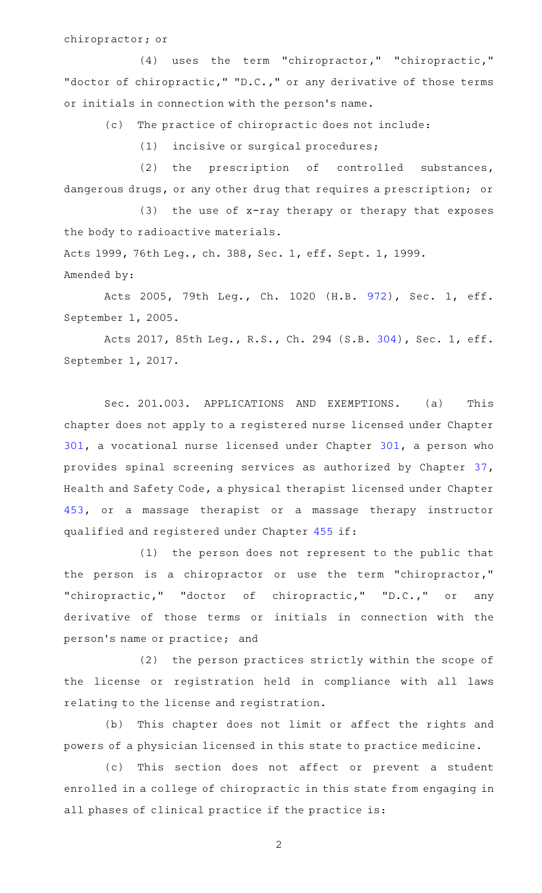chiropractor; or

(4) uses the term "chiropractor," "chiropractic," "doctor of chiropractic," "D.C.," or any derivative of those terms or initials in connection with the person's name.

(c) The practice of chiropractic does not include:

(1) incisive or surgical procedures;

(2) the prescription of controlled substances, dangerous drugs, or any other drug that requires a prescription; or

(3) the use of x-ray therapy or therapy that exposes the body to radioactive materials.

Acts 1999, 76th Leg., ch. 388, Sec. 1, eff. Sept. 1, 1999.

Amended by:

Acts 2005, 79th Leg., Ch. 1020 (H.B. 972), Sec. 1, eff. September 1, 2005.

Acts 2017, 85th Leg., R.S., Ch. 294 (S.B. 304), Sec. 1, eff. September 1, 2017.

Sec. 201.003. APPLICATIONS AND EXEMPTIONS. (a) This chapter does not apply to a registered nurse licensed under Chapter 301, a vocational nurse licensed under Chapter 301, a person who provides spinal screening services as authorized by Chapter 37, Health and Safety Code, a physical therapist licensed under Chapter 453, or a massage therapist or a massage therapy instructor qualified and registered under Chapter 455 if:

(1) the person does not represent to the public that the person is a chiropractor or use the term "chiropractor," "chiropractic," "doctor of chiropractic," "D.C.," or any derivative of those terms or initials in connection with the person's name or practice; and

(2) the person practices strictly within the scope of the license or registration held in compliance with all laws relating to the license and registration.

(b) This chapter does not limit or affect the rights and powers of a physician licensed in this state to practice medicine.

(c) This section does not affect or prevent a student enrolled in a college of chiropractic in this state from engaging in all phases of clinical practice if the practice is: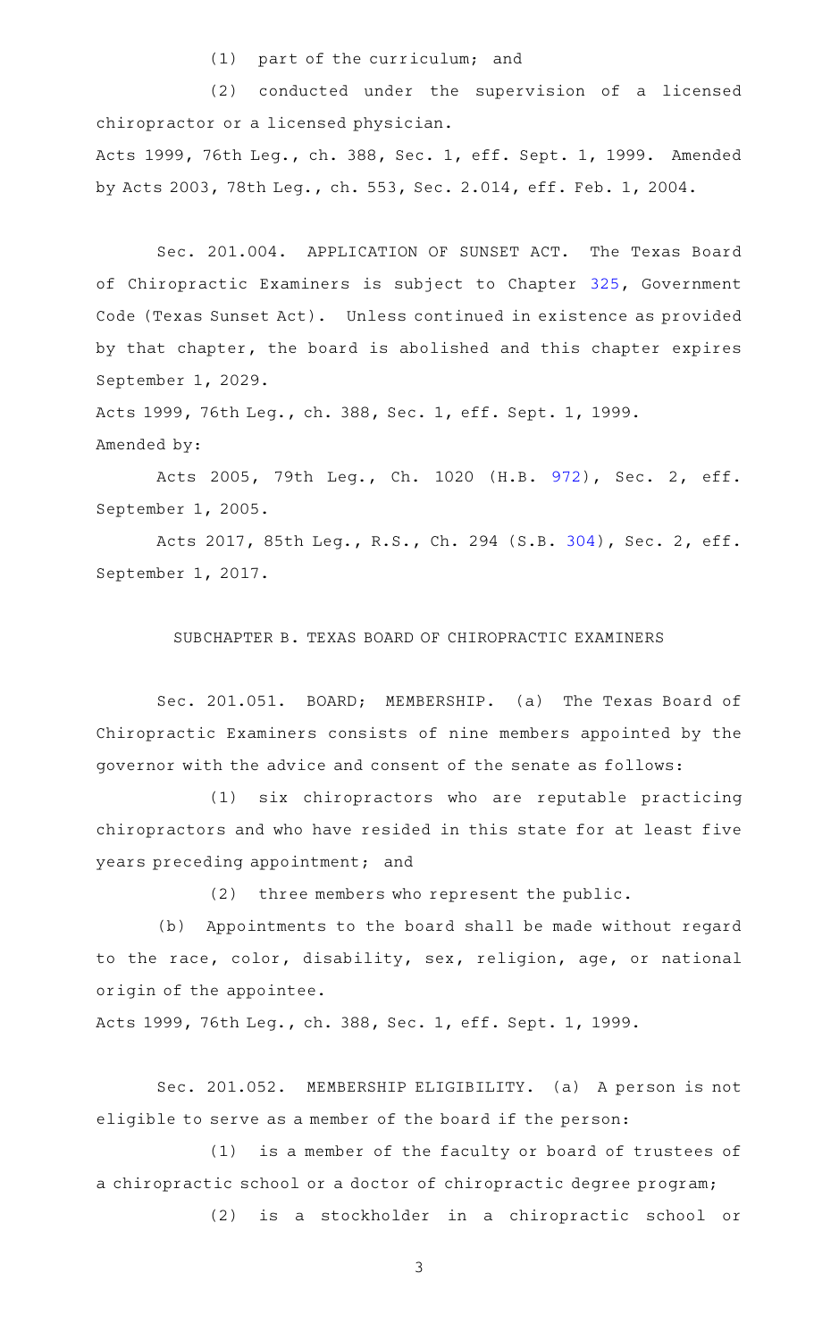(1) part of the curriculum; and

(2) conducted under the supervision of a licensed chiropractor or a licensed physician.

Acts 1999, 76th Leg., ch. 388, Sec. 1, eff. Sept. 1, 1999. Amended by Acts 2003, 78th Leg., ch. 553, Sec. 2.014, eff. Feb. 1, 2004.

Sec. 201.004. APPLICATION OF SUNSET ACT. The Texas Board of Chiropractic Examiners is subject to Chapter 325, Government Code (Texas Sunset Act). Unless continued in existence as provided by that chapter, the board is abolished and this chapter expires September 1, 2029.

Acts 1999, 76th Leg., ch. 388, Sec. 1, eff. Sept. 1, 1999.
Amended by:

Acts 2005, 79th Leg., Ch. 1020 (H.B. 972), Sec. 2, eff. September 1, 2005.

Acts 2017, 85th Leg., R.S., Ch. 294 (S.B. 304), Sec. 2, eff. September 1, 2017.

## SUBCHAPTER B. TEXAS BOARD OF CHIROPRACTIC EXAMINERS

Sec. 201.051. BOARD; MEMBERSHIP. (a) The Texas Board of Chiropractic Examiners consists of nine members appointed by the governor with the advice and consent of the senate as follows:

(1) six chiropractors who are reputable practicing chiropractors and who have resided in this state for at least five years preceding appointment; and

(2) three members who represent the public.

(b) Appointments to the board shall be made without regard to the race, color, disability, sex, religion, age, or national origin of the appointee.

Acts 1999, 76th Leg., ch. 388, Sec. 1, eff. Sept. 1, 1999.

Sec. 201.052. MEMBERSHIP ELIGIBILITY. (a) A person is not eligible to serve as a member of the board if the person:

(1) is a member of the faculty or board of trustees of a chiropractic school or a doctor of chiropractic degree program;

(2) is a stockholder in a chiropractic school or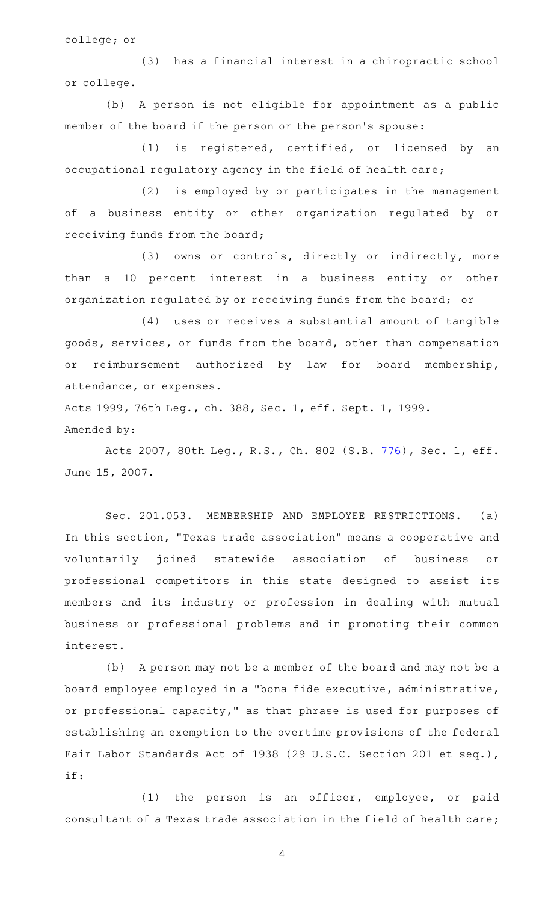college; or

(3) has a financial interest in a chiropractic school or college.

(b) A person is not eligible for appointment as a public member of the board if the person or the person's spouse:

(1) is registered, certified, or licensed by an occupational regulatory agency in the field of health care;

(2) is employed by or participates in the management of a business entity or other organization regulated by or receiving funds from the board;

(3) owns or controls, directly or indirectly, more than a 10 percent interest in a business entity or other organization regulated by or receiving funds from the board; or

(4) uses or receives a substantial amount of tangible goods, services, or funds from the board, other than compensation or reimbursement authorized by law for board membership, attendance, or expenses.

Acts 1999, 76th Leg., ch. 388, Sec. 1, eff. Sept. 1, 1999.
Amended by:

Acts 2007, 80th Leg., R.S., Ch. 802 (S.B. 776), Sec. 1, eff. June 15, 2007.

Sec. 201.053. MEMBERSHIP AND EMPLOYEE RESTRICTIONS. (a) In this section, "Texas trade association" means a cooperative and voluntarily joined statewide association of business or professional competitors in this state designed to assist its members and its industry or profession in dealing with mutual business or professional problems and in promoting their common interest.

(b) A person may not be a member of the board and may not be a board employee employed in a "bona fide executive, administrative, or professional capacity," as that phrase is used for purposes of establishing an exemption to the overtime provisions of the federal Fair Labor Standards Act of 1938 (29 U.S.C. Section 201 et seq.), if:

(1) the person is an officer, employee, or paid consultant of a Texas trade association in the field of health care;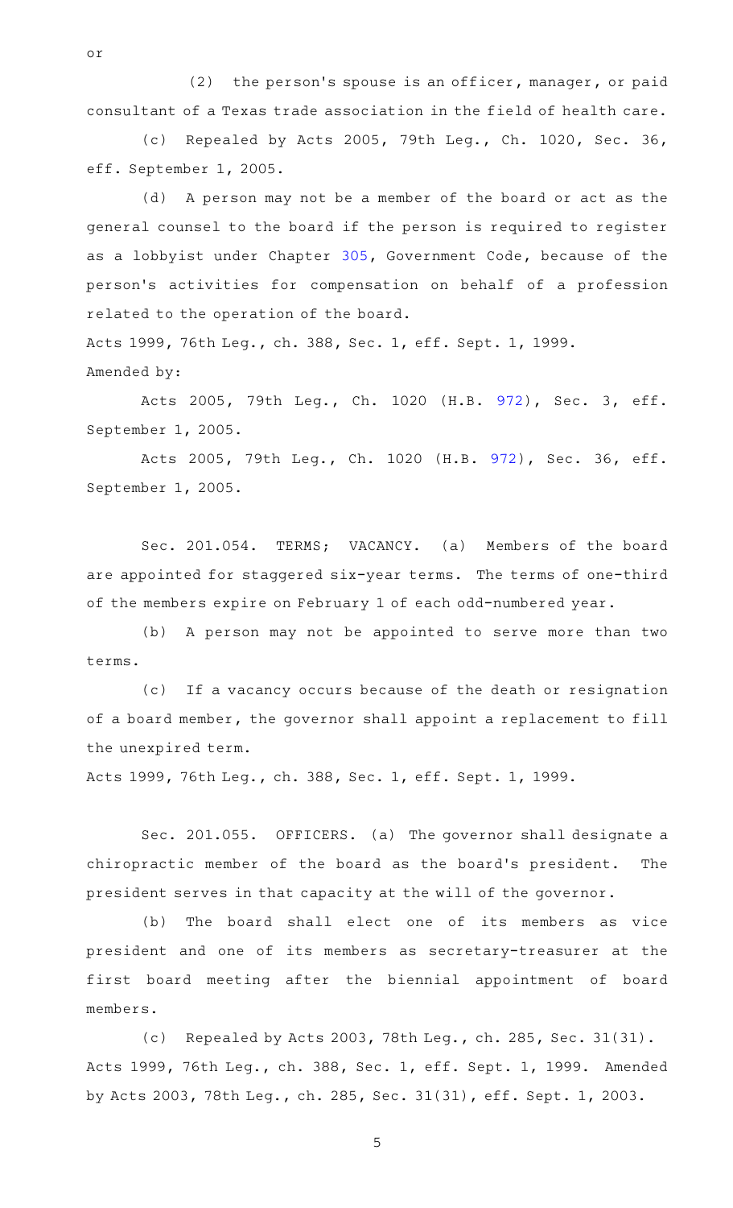or

(2) the person's spouse is an officer, manager, or paid consultant of a Texas trade association in the field of health care.

(c) Repealed by Acts 2005, 79th Leg., Ch. 1020, Sec. 36, eff. September 1, 2005.

(d) A person may not be a member of the board or act as the general counsel to the board if the person is required to register as a lobbyist under Chapter 305, Government Code, because of the person's activities for compensation on behalf of a profession related to the operation of the board.

Acts 1999, 76th Leg., ch. 388, Sec. 1, eff. Sept. 1, 1999.
Amended by:

Acts 2005, 79th Leg., Ch. 1020 (H.B. 972), Sec. 3, eff. September 1, 2005.

Acts 2005, 79th Leg., Ch. 1020 (H.B. 972), Sec. 36, eff. September 1, 2005.

Sec. 201.054. TERMS; VACANCY. (a) Members of the board are appointed for staggered six-year terms. The terms of one-third of the members expire on February 1 of each odd-numbered year.

(b) A person may not be appointed to serve more than two terms.

(c) If a vacancy occurs because of the death or resignation of a board member, the governor shall appoint a replacement to fill the unexpired term.

Acts 1999, 76th Leg., ch. 388, Sec. 1, eff. Sept. 1, 1999.

Sec. 201.055. OFFICERS. (a) The governor shall designate a chiropractic member of the board as the board's president. The president serves in that capacity at the will of the governor.

(b) The board shall elect one of its members as vice president and one of its members as secretary-treasurer at the first board meeting after the biennial appointment of board members.

(c) Repealed by Acts 2003, 78th Leg., ch. 285, Sec. 31(31).

Acts 1999, 76th Leg., ch. 388, Sec. 1, eff. Sept. 1, 1999. Amended by Acts 2003, 78th Leg., ch. 285, Sec. 31(31), eff. Sept. 1, 2003.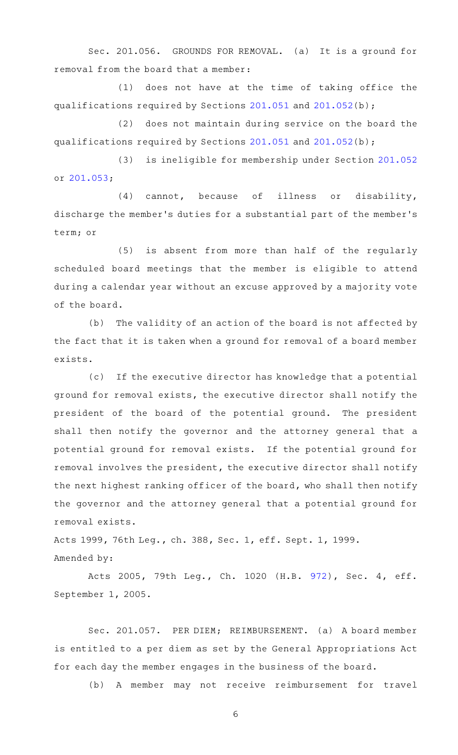Sec. 201.056. GROUNDS FOR REMOVAL. (a) It is a ground for removal from the board that a member:

(1) does not have at the time of taking office the qualifications required by Sections 201.051 and 201.052(b);

(2) does not maintain during service on the board the qualifications required by Sections 201.051 and 201.052(b);

(3) is ineligible for membership under Section 201.052 or 201.053;

(4) cannot, because of illness or disability, discharge the member's duties for a substantial part of the member's term; or

(5) is absent from more than half of the regularly scheduled board meetings that the member is eligible to attend during a calendar year without an excuse approved by a majority vote of the board.

(b) The validity of an action of the board is not affected by the fact that it is taken when a ground for removal of a board member exists.

(c) If the executive director has knowledge that a potential ground for removal exists, the executive director shall notify the president of the board of the potential ground. The president shall then notify the governor and the attorney general that a potential ground for removal exists. If the potential ground for removal involves the president, the executive director shall notify the next highest ranking officer of the board, who shall then notify the governor and the attorney general that a potential ground for removal exists.

Acts 1999, 76th Leg., ch. 388, Sec. 1, eff. Sept. 1, 1999.

Amended by:

Acts 2005, 79th Leg., Ch. 1020 (H.B. 972), Sec. 4, eff. September 1, 2005.

Sec. 201.057. PER DIEM; REIMBURSEMENT. (a) A board member is entitled to a per diem as set by the General Appropriations Act for each day the member engages in the business of the board.

(b) A member may not receive reimbursement for travel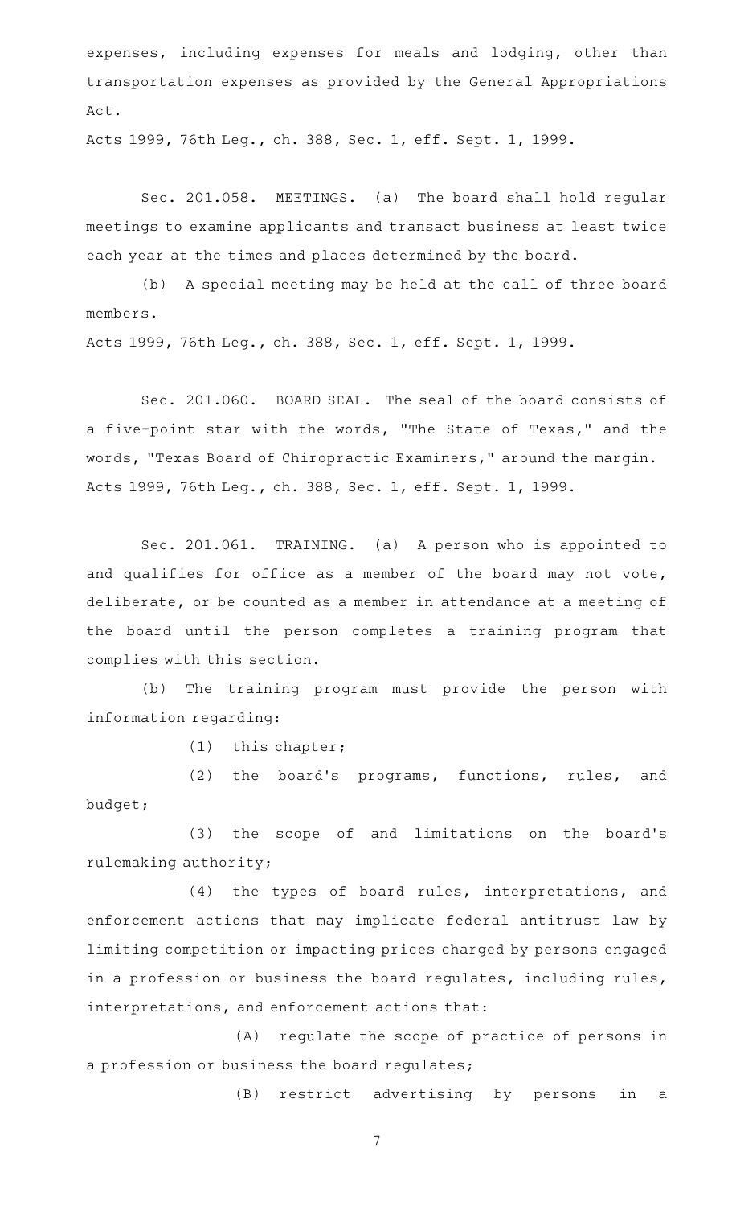expenses, including expenses for meals and lodging, other than transportation expenses as provided by the General Appropriations Act.

Acts 1999, 76th Leg., ch. 388, Sec. 1, eff. Sept. 1, 1999.

Sec. 201.058. MEETINGS. (a) The board shall hold regular meetings to examine applicants and transact business at least twice each year at the times and places determined by the board.

(b) A special meeting may be held at the call of three board members.

Acts 1999, 76th Leg., ch. 388, Sec. 1, eff. Sept. 1, 1999.

Sec. 201.060. BOARD SEAL. The seal of the board consists of a five-point star with the words, "The State of Texas," and the words, "Texas Board of Chiropractic Examiners," around the margin.

Acts 1999, 76th Leg., ch. 388, Sec. 1, eff. Sept. 1, 1999.

Sec. 201.061. TRAINING. (a) A person who is appointed to and qualifies for office as a member of the board may not vote, deliberate, or be counted as a member in attendance at a meeting of the board until the person completes a training program that complies with this section.

(b) The training program must provide the person with information regarding:

(1) this chapter;

(2) the board's programs, functions, rules, and budget;

(3) the scope of and limitations on the board's rulemaking authority;

(4) the types of board rules, interpretations, and enforcement actions that may implicate federal antitrust law by limiting competition or impacting prices charged by persons engaged in a profession or business the board regulates, including rules, interpretations, and enforcement actions that:

(A) regulate the scope of practice of persons in a profession or business the board regulates;

(B) restrict advertising by persons in a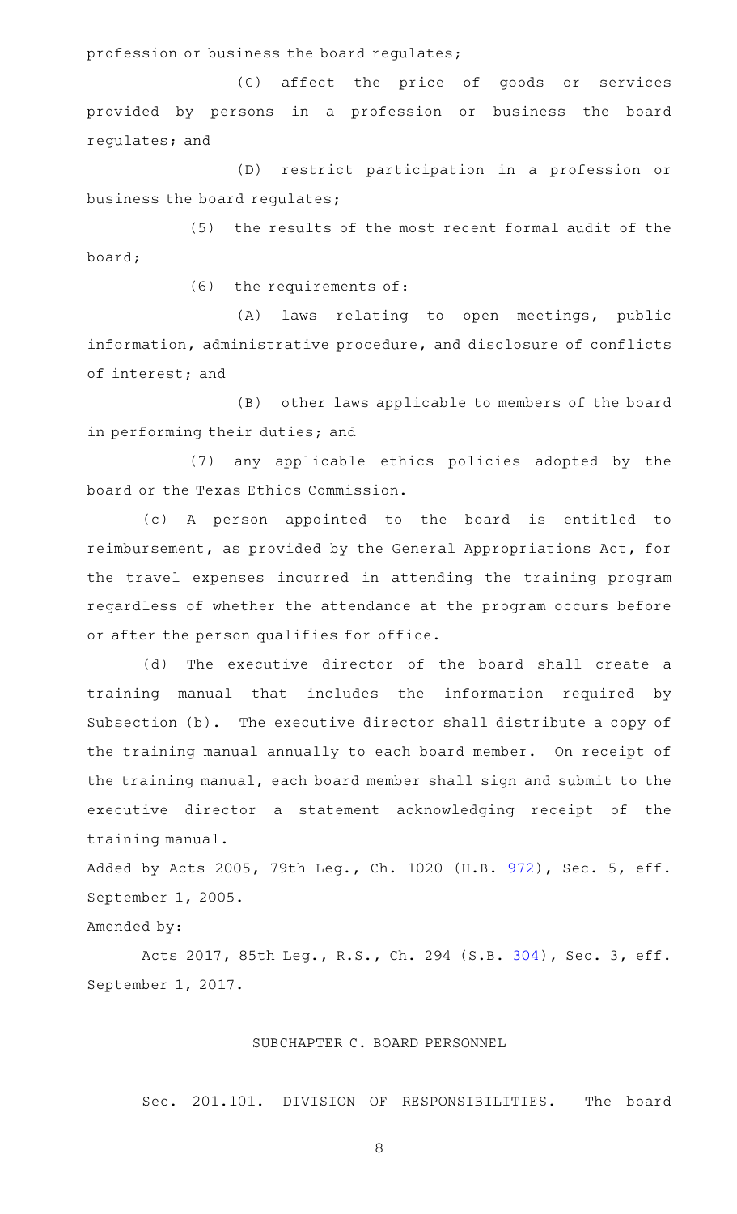profession or business the board regulates;

(C) affect the price of goods or services provided by persons in a profession or business the board regulates; and

(D) restrict participation in a profession or business the board regulates;

(5) the results of the most recent formal audit of the board;

(6) the requirements of:

(A) laws relating to open meetings, public information, administrative procedure, and disclosure of conflicts of interest; and

(B) other laws applicable to members of the board in performing their duties; and

(7) any applicable ethics policies adopted by the board or the Texas Ethics Commission.

(c) A person appointed to the board is entitled to reimbursement, as provided by the General Appropriations Act, for the travel expenses incurred in attending the training program regardless of whether the attendance at the program occurs before or after the person qualifies for office.

(d) The executive director of the board shall create a training manual that includes the information required by Subsection (b). The executive director shall distribute a copy of the training manual annually to each board member. On receipt of the training manual, each board member shall sign and submit to the executive director a statement acknowledging receipt of the training manual.

Added by Acts 2005, 79th Leg., Ch. 1020 (H.B. 972), Sec. 5, eff. September 1, 2005.

Amended by:

Acts 2017, 85th Leg., R.S., Ch. 294 (S.B. 304), Sec. 3, eff. September 1, 2017.

## SUBCHAPTER C. BOARD PERSONNEL

Sec. 201.101. DIVISION OF RESPONSIBILITIES. The board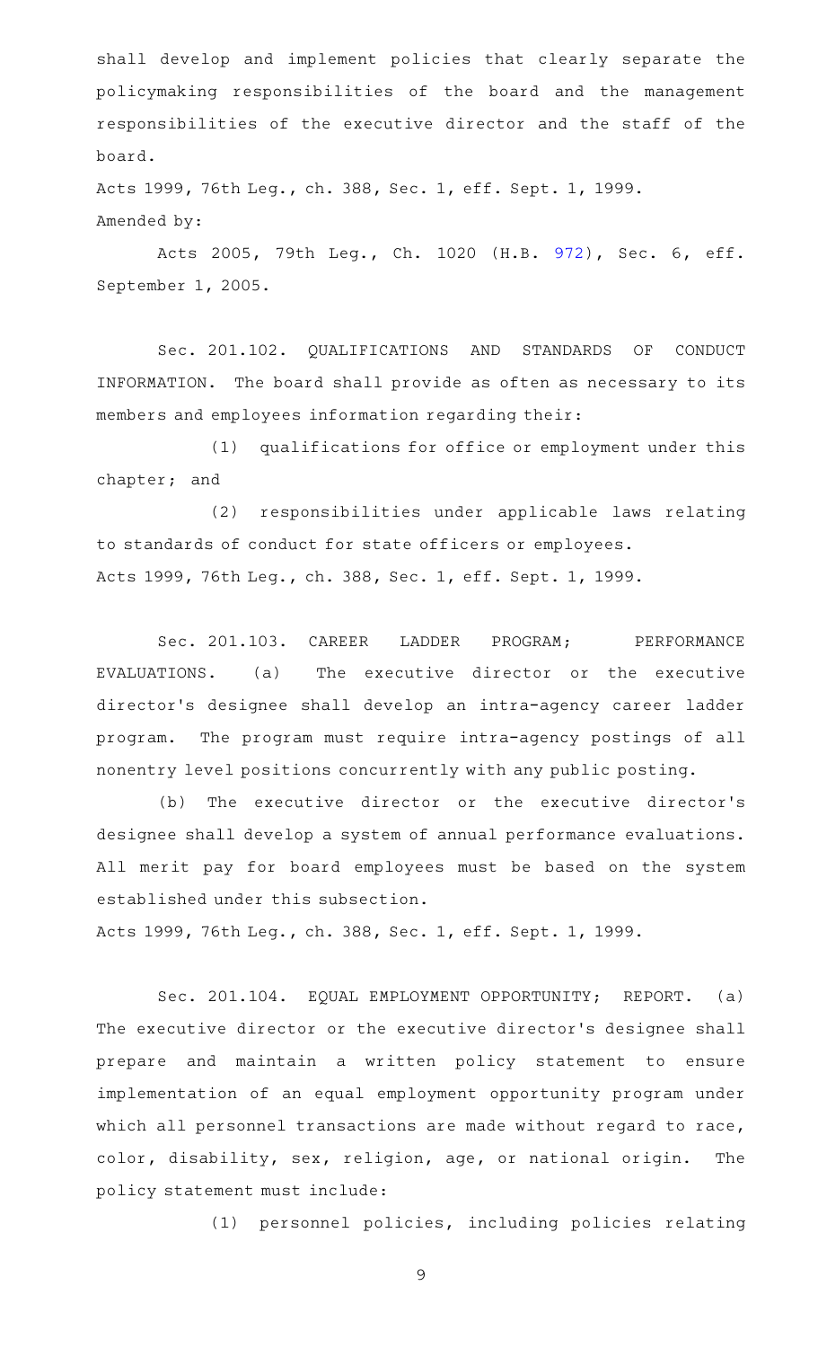shall develop and implement policies that clearly separate the policymaking responsibilities of the board and the management responsibilities of the executive director and the staff of the board.

Acts 1999, 76th Leg., ch. 388, Sec. 1, eff. Sept. 1, 1999.

Amended by:

Acts 2005, 79th Leg., Ch. 1020 (H.B. 972), Sec. 6, eff. September 1, 2005.

Sec. 201.102. QUALIFICATIONS AND STANDARDS OF CONDUCT INFORMATION. The board shall provide as often as necessary to its members and employees information regarding their:

(1) qualifications for office or employment under this chapter; and

(2) responsibilities under applicable laws relating to standards of conduct for state officers or employees.

Acts 1999, 76th Leg., ch. 388, Sec. 1, eff. Sept. 1, 1999.

Sec. 201.103. CAREER LADDER PROGRAM; PERFORMANCE EVALUATIONS. (a) The executive director or the executive director's designee shall develop an intra-agency career ladder program. The program must require intra-agency postings of all nonentry level positions concurrently with any public posting.

(b) The executive director or the executive director's designee shall develop a system of annual performance evaluations. All merit pay for board employees must be based on the system established under this subsection.

Acts 1999, 76th Leg., ch. 388, Sec. 1, eff. Sept. 1, 1999.

Sec. 201.104. EQUAL EMPLOYMENT OPPORTUNITY; REPORT. (a) The executive director or the executive director's designee shall prepare and maintain a written policy statement to ensure implementation of an equal employment opportunity program under which all personnel transactions are made without regard to race, color, disability, sex, religion, age, or national origin. The policy statement must include:

(1) personnel policies, including policies relating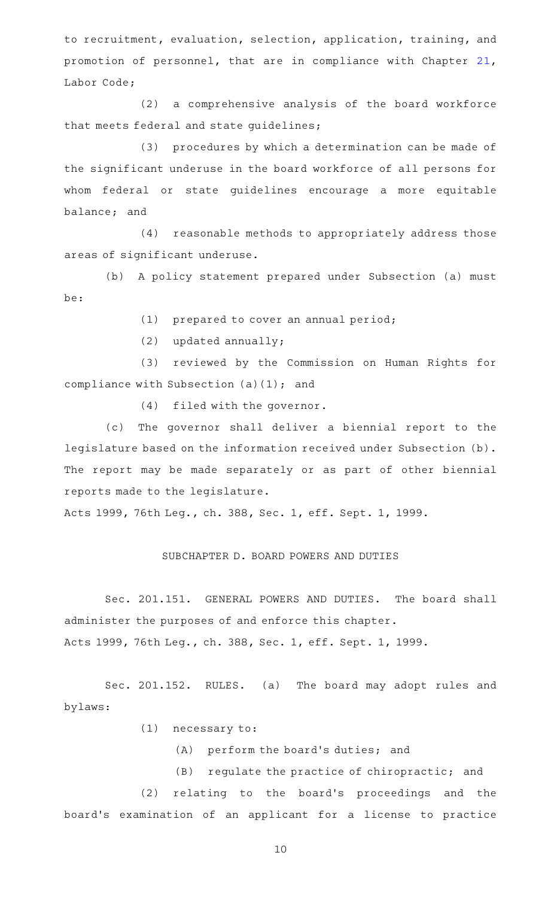to recruitment, evaluation, selection, application, training, and promotion of personnel, that are in compliance with Chapter 21, Labor Code;

(2) a comprehensive analysis of the board workforce that meets federal and state guidelines;

(3) procedures by which a determination can be made of the significant underuse in the board workforce of all persons for whom federal or state guidelines encourage a more equitable balance; and

(4) reasonable methods to appropriately address those areas of significant underuse.

(b) A policy statement prepared under Subsection (a) must be:

(1) prepared to cover an annual period;

(2) updated annually;

(3) reviewed by the Commission on Human Rights for compliance with Subsection (a)(1); and

(4) filed with the governor.

(c) The governor shall deliver a biennial report to the legislature based on the information received under Subsection (b). The report may be made separately or as part of other biennial reports made to the legislature.

Acts 1999, 76th Leg., ch. 388, Sec. 1, eff. Sept. 1, 1999.

## SUBCHAPTER D. BOARD POWERS AND DUTIES

Sec. 201.151. GENERAL POWERS AND DUTIES. The board shall administer the purposes of and enforce this chapter.

Acts 1999, 76th Leg., ch. 388, Sec. 1, eff. Sept. 1, 1999.

Sec. 201.152. RULES. (a) The board may adopt rules and bylaws:

(1) necessary to:

(A) perform the board's duties; and

(B) regulate the practice of chiropractic; and

(2) relating to the board's proceedings and the board's examination of an applicant for a license to practice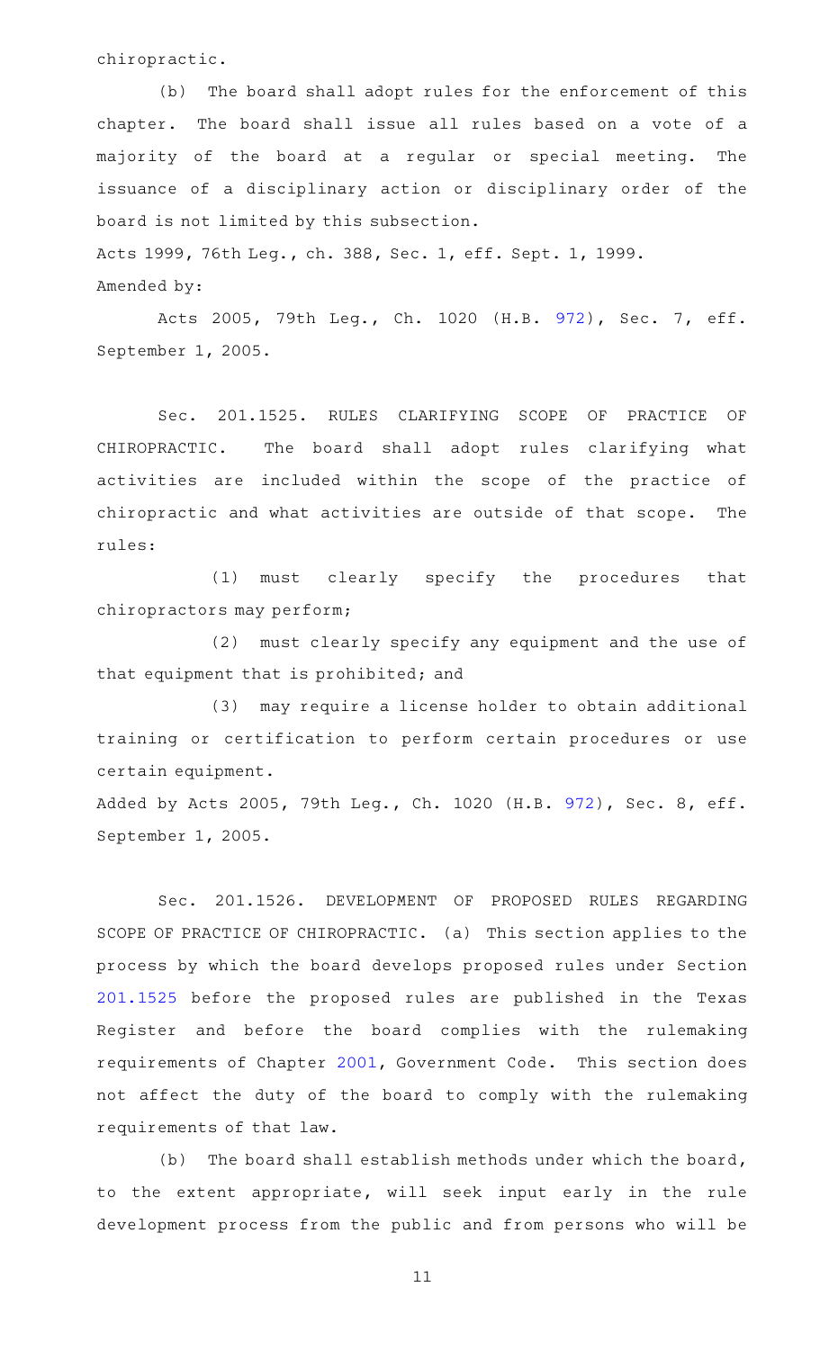chiropractic.

(b) The board shall adopt rules for the enforcement of this chapter. The board shall issue all rules based on a vote of a majority of the board at a regular or special meeting. The issuance of a disciplinary action or disciplinary order of the board is not limited by this subsection.

Acts 1999, 76th Leg., ch. 388, Sec. 1, eff. Sept. 1, 1999.

Amended by:

Acts 2005, 79th Leg., Ch. 1020 (H.B. 972), Sec. 7, eff. September 1, 2005.

Sec. 201.1525. RULES CLARIFYING SCOPE OF PRACTICE OF CHIROPRACTIC. The board shall adopt rules clarifying what activities are included within the scope of the practice of chiropractic and what activities are outside of that scope. The rules:

(1) must clearly specify the procedures that chiropractors may perform;

(2) must clearly specify any equipment and the use of that equipment that is prohibited; and

(3) may require a license holder to obtain additional training or certification to perform certain procedures or use certain equipment.

Added by Acts 2005, 79th Leg., Ch. 1020 (H.B. 972), Sec. 8, eff. September 1, 2005.

Sec. 201.1526. DEVELOPMENT OF PROPOSED RULES REGARDING SCOPE OF PRACTICE OF CHIROPRACTIC. (a) This section applies to the process by which the board develops proposed rules under Section 201.1525 before the proposed rules are published in the Texas Register and before the board complies with the rulemaking requirements of Chapter 2001, Government Code. This section does not affect the duty of the board to comply with the rulemaking requirements of that law.

(b) The board shall establish methods under which the board, to the extent appropriate, will seek input early in the rule development process from the public and from persons who will be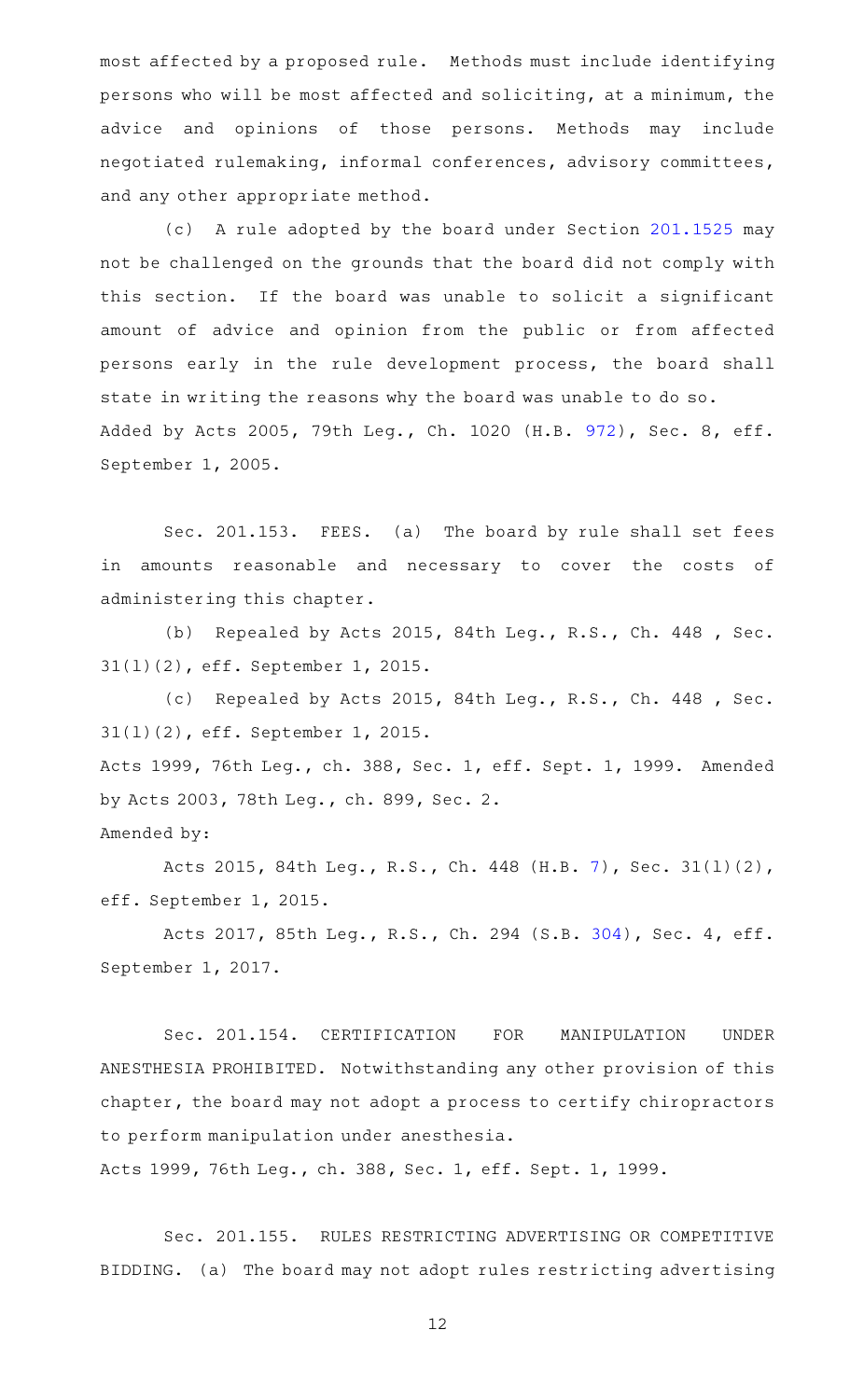most affected by a proposed rule. Methods must include identifying persons who will be most affected and soliciting, at a minimum, the advice and opinions of those persons. Methods may include negotiated rulemaking, informal conferences, advisory committees, and any other appropriate method.

(c) A rule adopted by the board under Section 201.1525 may not be challenged on the grounds that the board did not comply with this section. If the board was unable to solicit a significant amount of advice and opinion from the public or from affected persons early in the rule development process, the board shall state in writing the reasons why the board was unable to do so.

Added by Acts 2005, 79th Leg., Ch. 1020 (H.B. 972), Sec. 8, eff. September 1, 2005.

Sec. 201.153. FEES. (a) The board by rule shall set fees in amounts reasonable and necessary to cover the costs of administering this chapter.

(b) Repealed by Acts 2015, 84th Leg., R.S., Ch. 448 , Sec. 31(l)(2), eff. September 1, 2015.

(c) Repealed by Acts 2015, 84th Leg., R.S., Ch. 448 , Sec. 31(l)(2), eff. September 1, 2015.

Acts 1999, 76th Leg., ch. 388, Sec. 1, eff. Sept. 1, 1999. Amended by Acts 2003, 78th Leg., ch. 899, Sec. 2.

Amended by:

Acts 2015, 84th Leg., R.S., Ch. 448 (H.B. 7), Sec. 31(l)(2), eff. September 1, 2015.

Acts 2017, 85th Leg., R.S., Ch. 294 (S.B. 304), Sec. 4, eff. September 1, 2017.

Sec. 201.154. CERTIFICATION FOR MANIPULATION UNDER ANESTHESIA PROHIBITED. Notwithstanding any other provision of this chapter, the board may not adopt a process to certify chiropractors to perform manipulation under anesthesia.

Acts 1999, 76th Leg., ch. 388, Sec. 1, eff. Sept. 1, 1999.

Sec. 201.155. RULES RESTRICTING ADVERTISING OR COMPETITIVE BIDDING. (a) The board may not adopt rules restricting advertising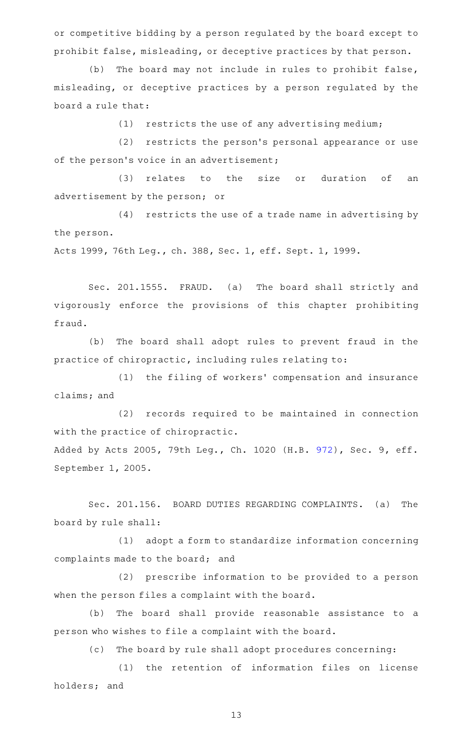or competitive bidding by a person regulated by the board except to prohibit false, misleading, or deceptive practices by that person.

(b) The board may not include in rules to prohibit false, misleading, or deceptive practices by a person regulated by the board a rule that:

(1) restricts the use of any advertising medium;

(2) restricts the person's personal appearance or use of the person's voice in an advertisement;

(3) relates to the size or duration of an advertisement by the person; or

(4) restricts the use of a trade name in advertising by the person.

Acts 1999, 76th Leg., ch. 388, Sec. 1, eff. Sept. 1, 1999.

Sec. 201.1555. FRAUD. (a) The board shall strictly and vigorously enforce the provisions of this chapter prohibiting fraud.

(b) The board shall adopt rules to prevent fraud in the practice of chiropractic, including rules relating to:

(1) the filing of workers' compensation and insurance claims; and

(2) records required to be maintained in connection with the practice of chiropractic.

Added by Acts 2005, 79th Leg., Ch. 1020 (H.B. 972), Sec. 9, eff. September 1, 2005.

Sec. 201.156. BOARD DUTIES REGARDING COMPLAINTS. (a) The board by rule shall:

(1) adopt a form to standardize information concerning complaints made to the board; and

(2) prescribe information to be provided to a person when the person files a complaint with the board.

(b) The board shall provide reasonable assistance to a person who wishes to file a complaint with the board.

(c) The board by rule shall adopt procedures concerning:

(1) the retention of information files on license holders; and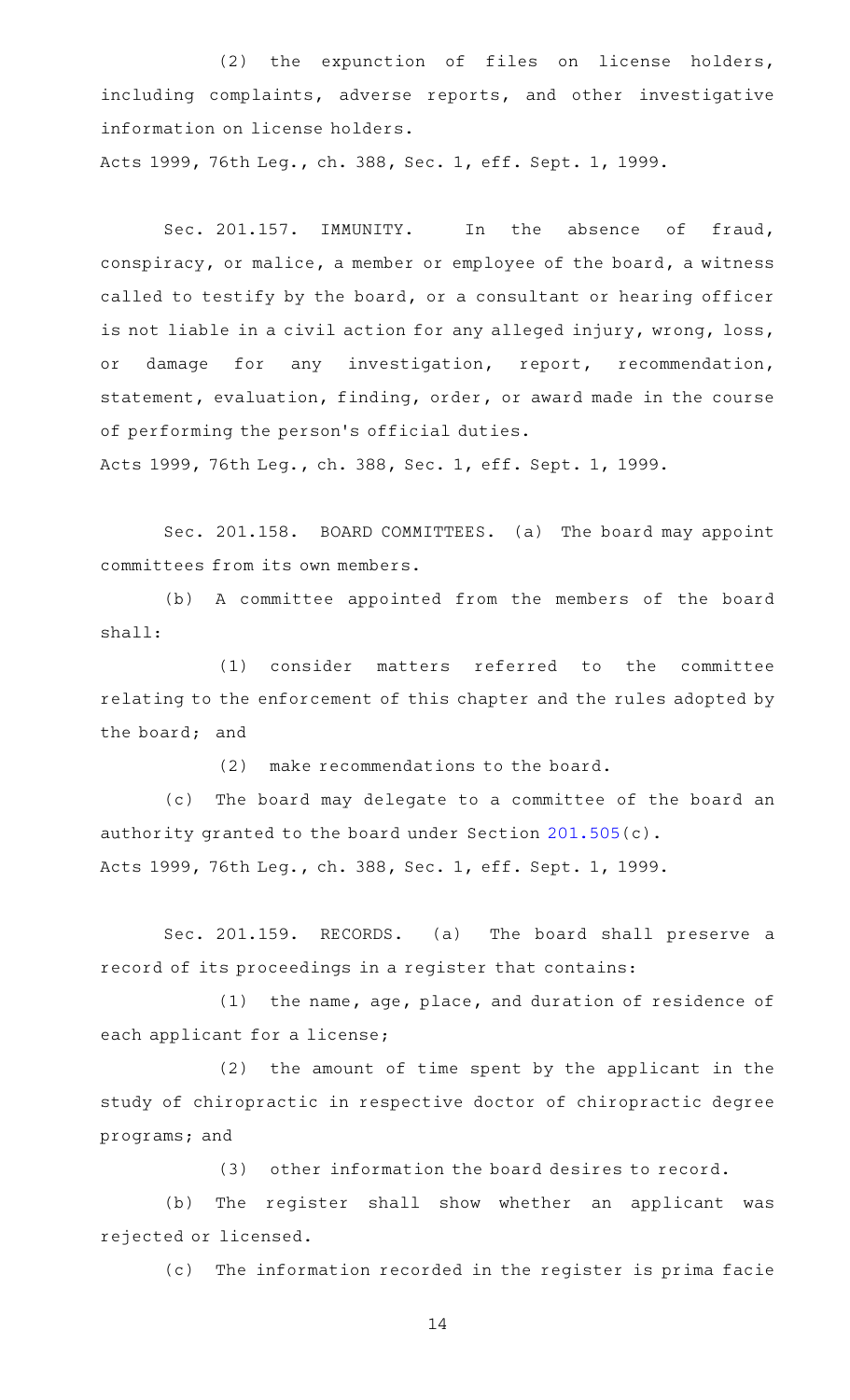(2) the expunction of files on license holders, including complaints, adverse reports, and other investigative information on license holders.

Acts 1999, 76th Leg., ch. 388, Sec. 1, eff. Sept. 1, 1999.

Sec. 201.157. IMMUNITY. In the absence of fraud, conspiracy, or malice, a member or employee of the board, a witness called to testify by the board, or a consultant or hearing officer is not liable in a civil action for any alleged injury, wrong, loss, or damage for any investigation, report, recommendation, statement, evaluation, finding, order, or award made in the course of performing the person's official duties.

Acts 1999, 76th Leg., ch. 388, Sec. 1, eff. Sept. 1, 1999.

Sec. 201.158. BOARD COMMITTEES. (a) The board may appoint committees from its own members.

(b) A committee appointed from the members of the board shall:

(1) consider matters referred to the committee relating to the enforcement of this chapter and the rules adopted by the board; and

(2) make recommendations to the board.

(c) The board may delegate to a committee of the board an authority granted to the board under Section 201.505(c).

Acts 1999, 76th Leg., ch. 388, Sec. 1, eff. Sept. 1, 1999.

Sec. 201.159. RECORDS. (a) The board shall preserve a record of its proceedings in a register that contains:

(1) the name, age, place, and duration of residence of each applicant for a license;

(2) the amount of time spent by the applicant in the study of chiropractic in respective doctor of chiropractic degree programs; and

(3) other information the board desires to record.

(b) The register shall show whether an applicant was rejected or licensed.

(c) The information recorded in the register is prima facie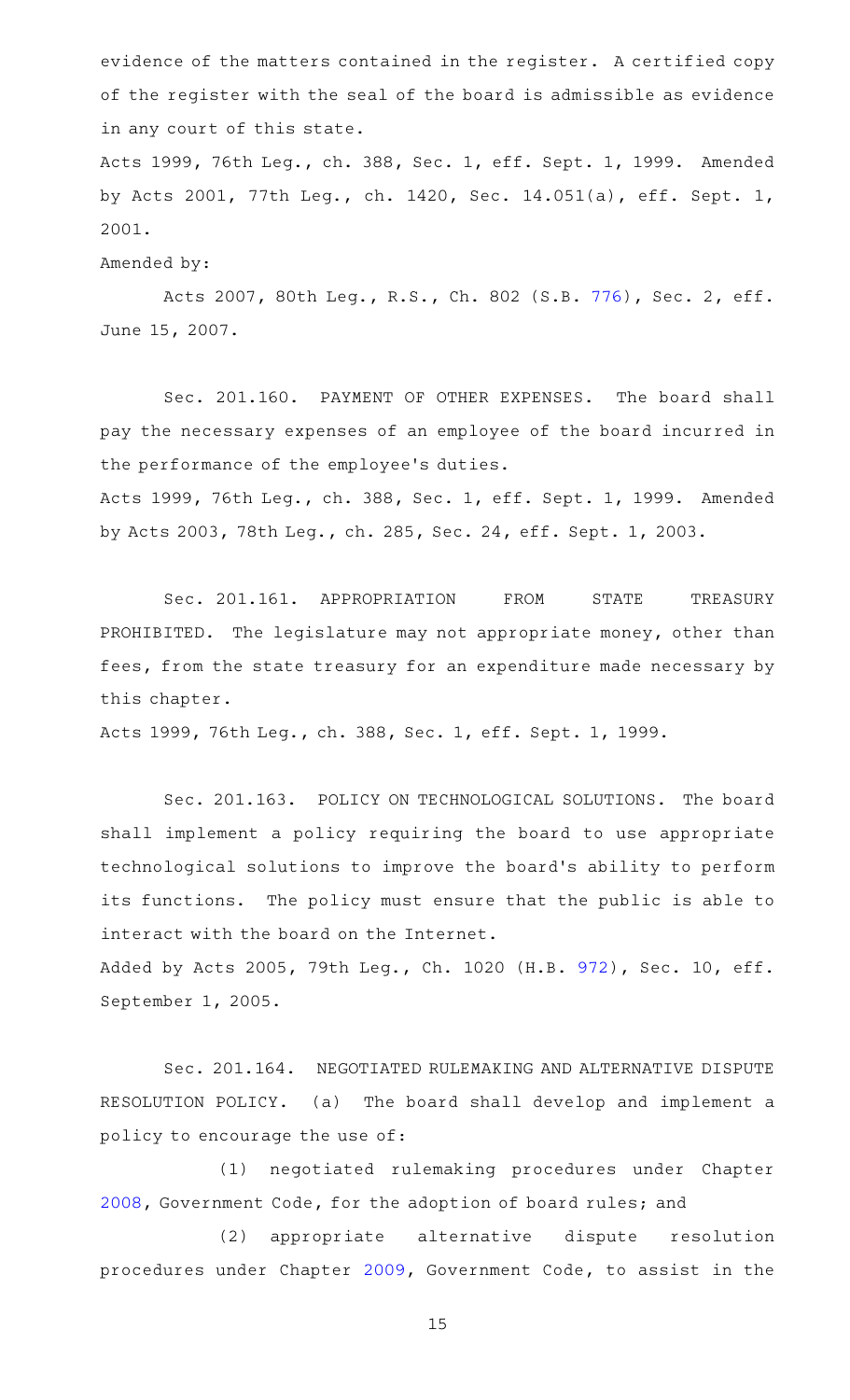evidence of the matters contained in the register. A certified copy of the register with the seal of the board is admissible as evidence in any court of this state.

Acts 1999, 76th Leg., ch. 388, Sec. 1, eff. Sept. 1, 1999. Amended by Acts 2001, 77th Leg., ch. 1420, Sec. 14.051(a), eff. Sept. 1, 2001.

Amended by:

Acts 2007, 80th Leg., R.S., Ch. 802 (S.B. 776), Sec. 2, eff. June 15, 2007.

Sec. 201.160. PAYMENT OF OTHER EXPENSES. The board shall pay the necessary expenses of an employee of the board incurred in the performance of the employee's duties.

Acts 1999, 76th Leg., ch. 388, Sec. 1, eff. Sept. 1, 1999. Amended by Acts 2003, 78th Leg., ch. 285, Sec. 24, eff. Sept. 1, 2003.

Sec. 201.161. APPROPRIATION FROM STATE TREASURY PROHIBITED. The legislature may not appropriate money, other than fees, from the state treasury for an expenditure made necessary by this chapter.

Acts 1999, 76th Leg., ch. 388, Sec. 1, eff. Sept. 1, 1999.

Sec. 201.163. POLICY ON TECHNOLOGICAL SOLUTIONS. The board shall implement a policy requiring the board to use appropriate technological solutions to improve the board's ability to perform its functions. The policy must ensure that the public is able to interact with the board on the Internet.

Added by Acts 2005, 79th Leg., Ch. 1020 (H.B. 972), Sec. 10, eff. September 1, 2005.

Sec. 201.164. NEGOTIATED RULEMAKING AND ALTERNATIVE DISPUTE RESOLUTION POLICY. (a) The board shall develop and implement a policy to encourage the use of:

(1) negotiated rulemaking procedures under Chapter 2008, Government Code, for the adoption of board rules; and

(2) appropriate alternative dispute resolution procedures under Chapter 2009, Government Code, to assist in the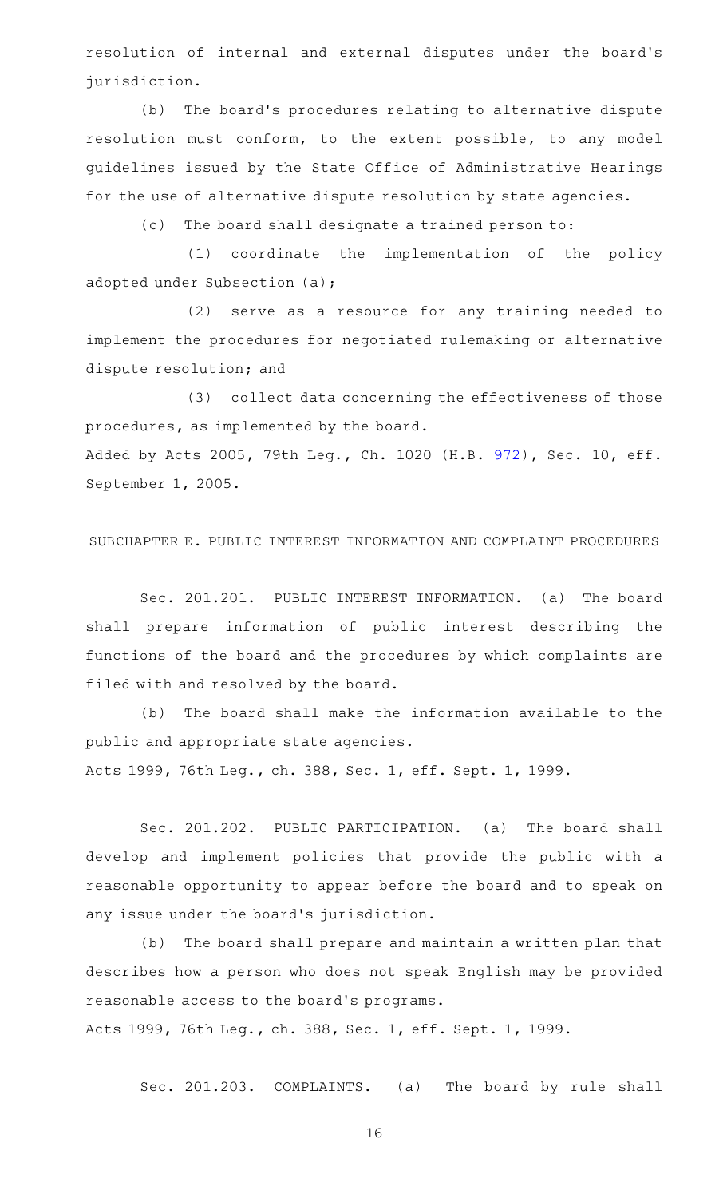resolution of internal and external disputes under the board's jurisdiction.

(b) The board's procedures relating to alternative dispute resolution must conform, to the extent possible, to any model guidelines issued by the State Office of Administrative Hearings for the use of alternative dispute resolution by state agencies.

(c) The board shall designate a trained person to:

(1) coordinate the implementation of the policy adopted under Subsection (a);

(2) serve as a resource for any training needed to implement the procedures for negotiated rulemaking or alternative dispute resolution; and

(3) collect data concerning the effectiveness of those procedures, as implemented by the board.

Added by Acts 2005, 79th Leg., Ch. 1020 (H.B. 972), Sec. 10, eff. September 1, 2005.

SUBCHAPTER E. PUBLIC INTEREST INFORMATION AND COMPLAINT PROCEDURES

Sec. 201.201. PUBLIC INTEREST INFORMATION. (a) The board shall prepare information of public interest describing the functions of the board and the procedures by which complaints are filed with and resolved by the board.

(b) The board shall make the information available to the public and appropriate state agencies.

Acts 1999, 76th Leg., ch. 388, Sec. 1, eff. Sept. 1, 1999.

Sec. 201.202. PUBLIC PARTICIPATION. (a) The board shall develop and implement policies that provide the public with a reasonable opportunity to appear before the board and to speak on any issue under the board's jurisdiction.

(b) The board shall prepare and maintain a written plan that describes how a person who does not speak English may be provided reasonable access to the board's programs.

Acts 1999, 76th Leg., ch. 388, Sec. 1, eff. Sept. 1, 1999.

Sec. 201.203. COMPLAINTS. (a) The board by rule shall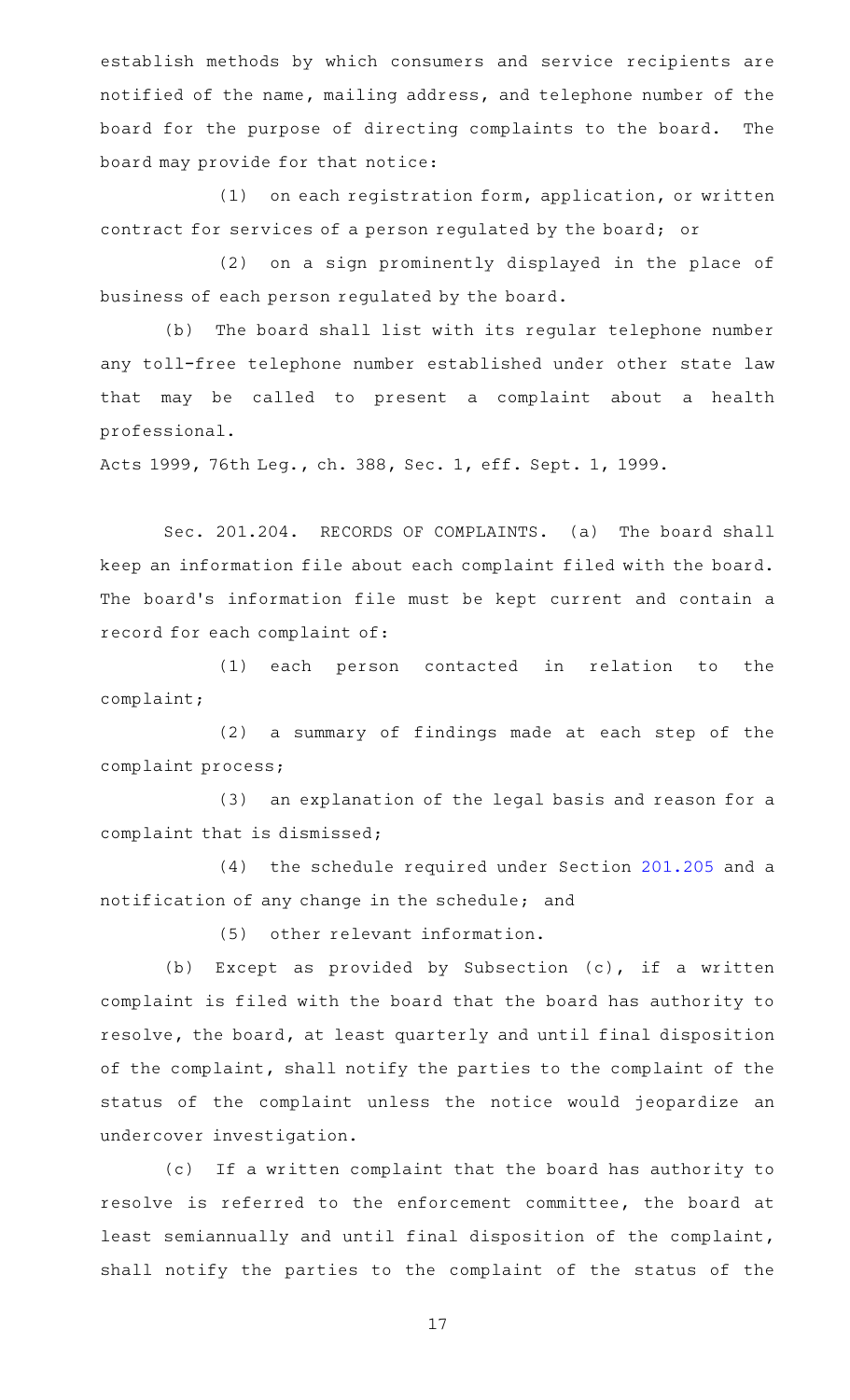establish methods by which consumers and service recipients are notified of the name, mailing address, and telephone number of the board for the purpose of directing complaints to the board. The board may provide for that notice:

(1) on each registration form, application, or written contract for services of a person regulated by the board; or

(2) on a sign prominently displayed in the place of business of each person regulated by the board.

(b) The board shall list with its regular telephone number any toll-free telephone number established under other state law that may be called to present a complaint about a health professional.

Acts 1999, 76th Leg., ch. 388, Sec. 1, eff. Sept. 1, 1999.

Sec. 201.204. RECORDS OF COMPLAINTS. (a) The board shall keep an information file about each complaint filed with the board. The board's information file must be kept current and contain a record for each complaint of:

(1) each person contacted in relation to the complaint;

(2) a summary of findings made at each step of the complaint process;

(3) an explanation of the legal basis and reason for a complaint that is dismissed;

(4) the schedule required under Section 201.205 and a notification of any change in the schedule; and

(5) other relevant information.

(b) Except as provided by Subsection (c), if a written complaint is filed with the board that the board has authority to resolve, the board, at least quarterly and until final disposition of the complaint, shall notify the parties to the complaint of the status of the complaint unless the notice would jeopardize an undercover investigation.

(c) If a written complaint that the board has authority to resolve is referred to the enforcement committee, the board at least semiannually and until final disposition of the complaint, shall notify the parties to the complaint of the status of the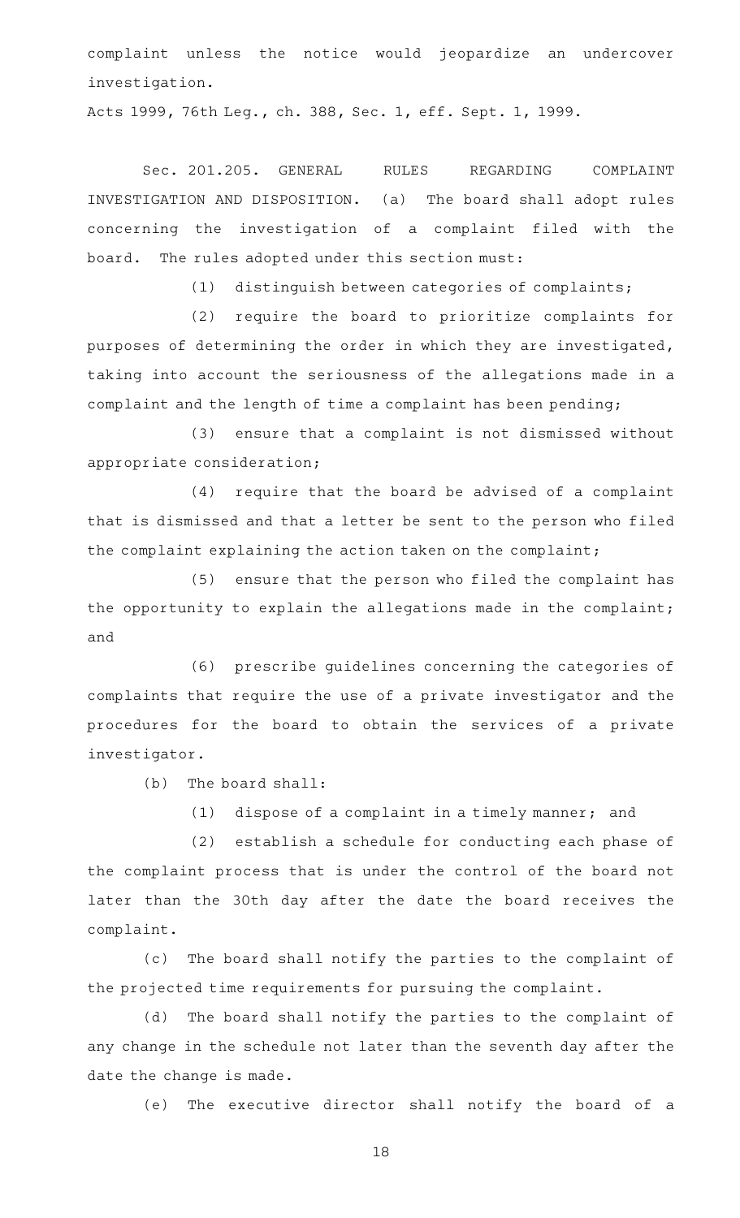complaint unless the notice would jeopardize an undercover investigation.

Acts 1999, 76th Leg., ch. 388, Sec. 1, eff. Sept. 1, 1999.

Sec. 201.205. GENERAL RULES REGARDING COMPLAINT INVESTIGATION AND DISPOSITION. (a) The board shall adopt rules concerning the investigation of a complaint filed with the board. The rules adopted under this section must:

(1) distinguish between categories of complaints;

(2) require the board to prioritize complaints for purposes of determining the order in which they are investigated, taking into account the seriousness of the allegations made in a complaint and the length of time a complaint has been pending;

(3) ensure that a complaint is not dismissed without appropriate consideration;

(4) require that the board be advised of a complaint that is dismissed and that a letter be sent to the person who filed the complaint explaining the action taken on the complaint;

(5) ensure that the person who filed the complaint has the opportunity to explain the allegations made in the complaint; and

(6) prescribe guidelines concerning the categories of complaints that require the use of a private investigator and the procedures for the board to obtain the services of a private investigator.

(b) The board shall:

(1) dispose of a complaint in a timely manner; and

(2) establish a schedule for conducting each phase of the complaint process that is under the control of the board not later than the 30th day after the date the board receives the complaint.

(c) The board shall notify the parties to the complaint of the projected time requirements for pursuing the complaint.

(d) The board shall notify the parties to the complaint of any change in the schedule not later than the seventh day after the date the change is made.

(e) The executive director shall notify the board of a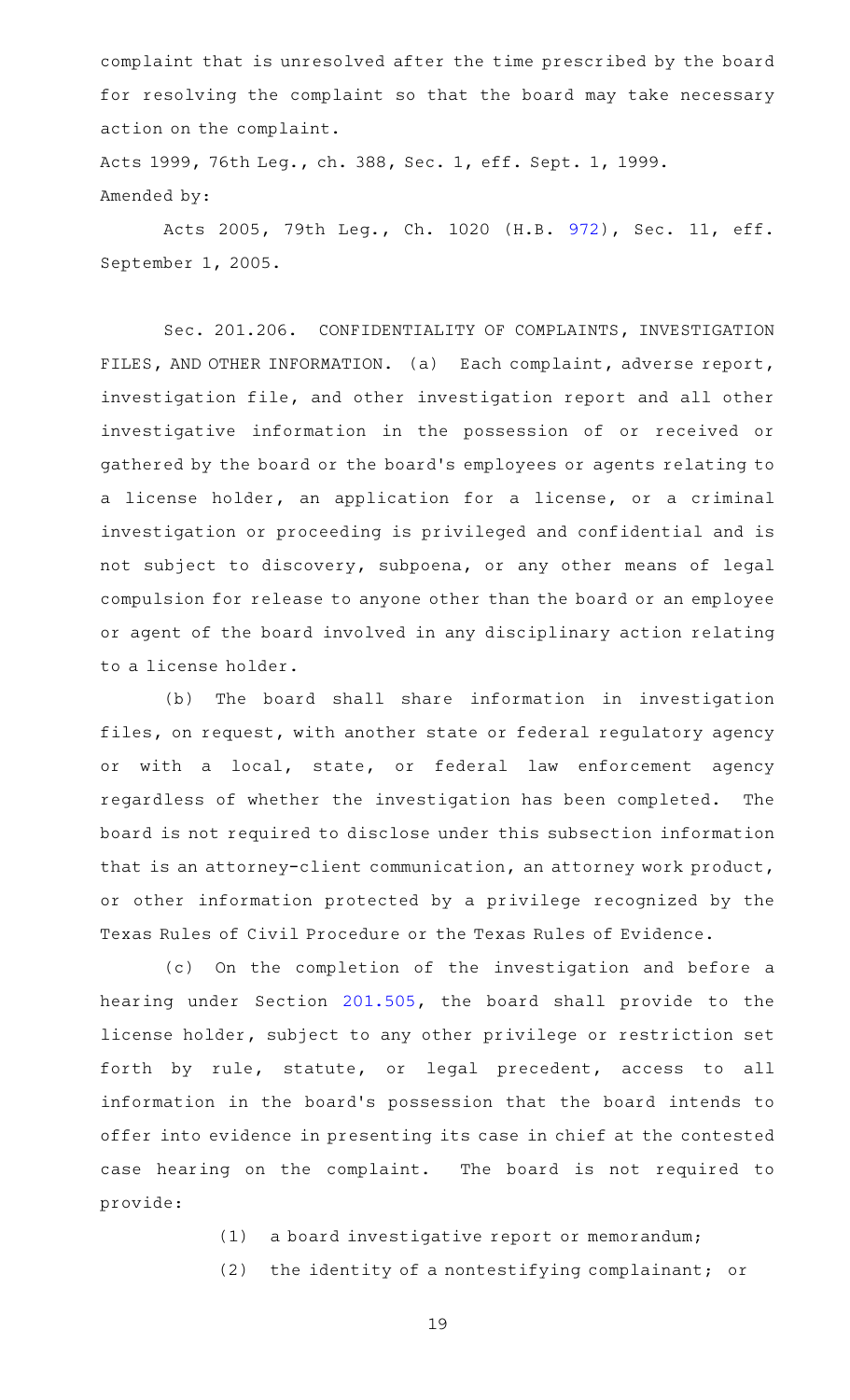complaint that is unresolved after the time prescribed by the board for resolving the complaint so that the board may take necessary action on the complaint.

Acts 1999, 76th Leg., ch. 388, Sec. 1, eff. Sept. 1, 1999.
Amended by:

Acts 2005, 79th Leg., Ch. 1020 (H.B. 972), Sec. 11, eff. September 1, 2005.

Sec. 201.206. CONFIDENTIALITY OF COMPLAINTS, INVESTIGATION FILES, AND OTHER INFORMATION. (a) Each complaint, adverse report, investigation file, and other investigation report and all other investigative information in the possession of or received or gathered by the board or the board's employees or agents relating to a license holder, an application for a license, or a criminal investigation or proceeding is privileged and confidential and is not subject to discovery, subpoena, or any other means of legal compulsion for release to anyone other than the board or an employee or agent of the board involved in any disciplinary action relating to a license holder.

(b) The board shall share information in investigation files, on request, with another state or federal regulatory agency or with a local, state, or federal law enforcement agency regardless of whether the investigation has been completed. The board is not required to disclose under this subsection information that is an attorney-client communication, an attorney work product, or other information protected by a privilege recognized by the Texas Rules of Civil Procedure or the Texas Rules of Evidence.

(c) On the completion of the investigation and before a hearing under Section 201.505, the board shall provide to the license holder, subject to any other privilege or restriction set forth by rule, statute, or legal precedent, access to all information in the board's possession that the board intends to offer into evidence in presenting its case in chief at the contested case hearing on the complaint. The board is not required to provide:

(1) a board investigative report or memorandum;

(2) the identity of a nontestifying complainant; or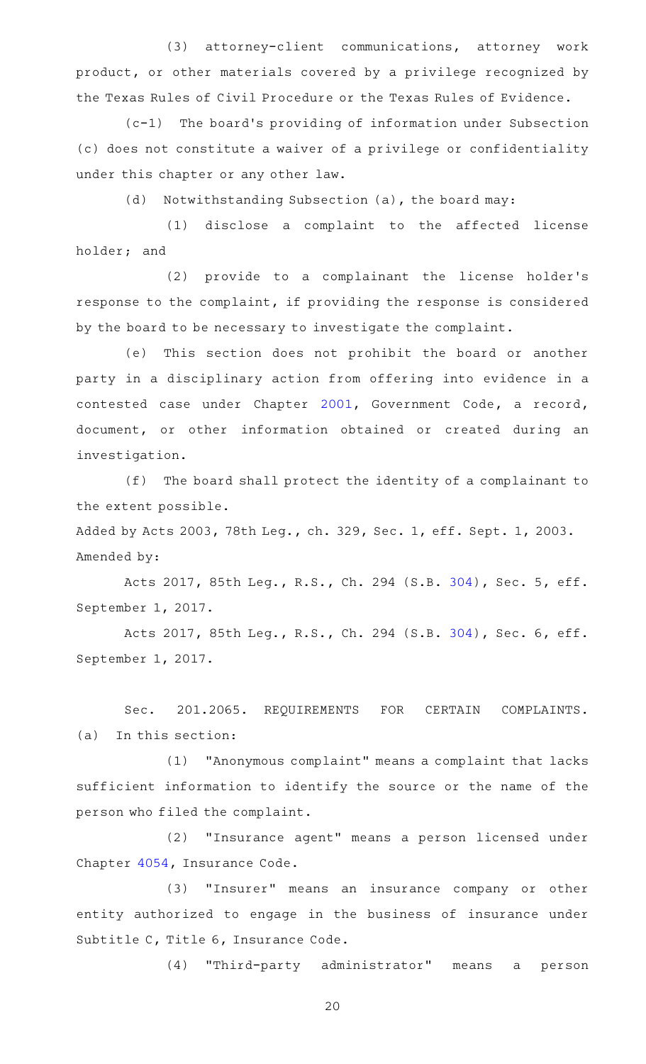(3) attorney-client communications, attorney work product, or other materials covered by a privilege recognized by the Texas Rules of Civil Procedure or the Texas Rules of Evidence.

(c-1) The board's providing of information under Subsection (c) does not constitute a waiver of a privilege or confidentiality under this chapter or any other law.

(d) Notwithstanding Subsection (a), the board may:

(1) disclose a complaint to the affected license holder; and

(2) provide to a complainant the license holder's response to the complaint, if providing the response is considered by the board to be necessary to investigate the complaint.

(e) This section does not prohibit the board or another party in a disciplinary action from offering into evidence in a contested case under Chapter 2001, Government Code, a record, document, or other information obtained or created during an investigation.

(f) The board shall protect the identity of a complainant to the extent possible.

Added by Acts 2003, 78th Leg., ch. 329, Sec. 1, eff. Sept. 1, 2003.
Amended by:

Acts 2017, 85th Leg., R.S., Ch. 294 (S.B. 304), Sec. 5, eff. September 1, 2017.

Acts 2017, 85th Leg., R.S., Ch. 294 (S.B. 304), Sec. 6, eff. September 1, 2017.

Sec. 201.2065. REQUIREMENTS FOR CERTAIN COMPLAINTS. (a) In this section:

(1) "Anonymous complaint" means a complaint that lacks sufficient information to identify the source or the name of the person who filed the complaint.

(2) "Insurance agent" means a person licensed under Chapter 4054, Insurance Code.

(3) "Insurer" means an insurance company or other entity authorized to engage in the business of insurance under Subtitle C, Title 6, Insurance Code.

(4) "Third-party administrator" means a person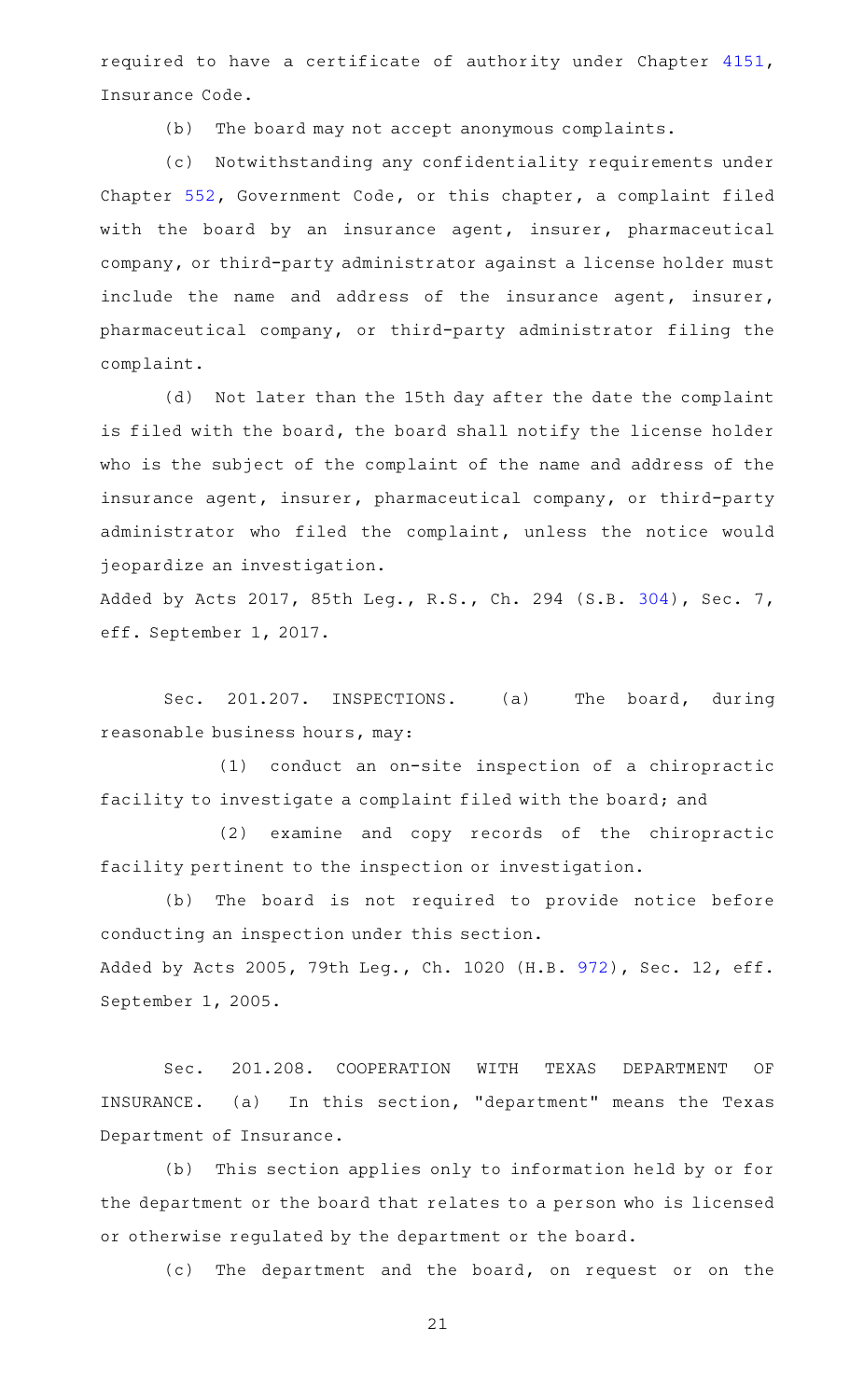required to have a certificate of authority under Chapter 4151, Insurance Code.

(b) The board may not accept anonymous complaints.

(c) Notwithstanding any confidentiality requirements under Chapter 552, Government Code, or this chapter, a complaint filed with the board by an insurance agent, insurer, pharmaceutical company, or third-party administrator against a license holder must include the name and address of the insurance agent, insurer, pharmaceutical company, or third-party administrator filing the complaint.

(d) Not later than the 15th day after the date the complaint is filed with the board, the board shall notify the license holder who is the subject of the complaint of the name and address of the insurance agent, insurer, pharmaceutical company, or third-party administrator who filed the complaint, unless the notice would jeopardize an investigation.

Added by Acts 2017, 85th Leg., R.S., Ch. 294 (S.B. 304), Sec. 7, eff. September 1, 2017.

Sec. 201.207. INSPECTIONS. (a) The board, during reasonable business hours, may:

(1) conduct an on-site inspection of a chiropractic facility to investigate a complaint filed with the board; and

(2) examine and copy records of the chiropractic facility pertinent to the inspection or investigation.

(b) The board is not required to provide notice before conducting an inspection under this section.

Added by Acts 2005, 79th Leg., Ch. 1020 (H.B. 972), Sec. 12, eff. September 1, 2005.

Sec. 201.208. COOPERATION WITH TEXAS DEPARTMENT OF INSURANCE. (a) In this section, "department" means the Texas Department of Insurance.

(b) This section applies only to information held by or for the department or the board that relates to a person who is licensed or otherwise regulated by the department or the board.

(c) The department and the board, on request or on the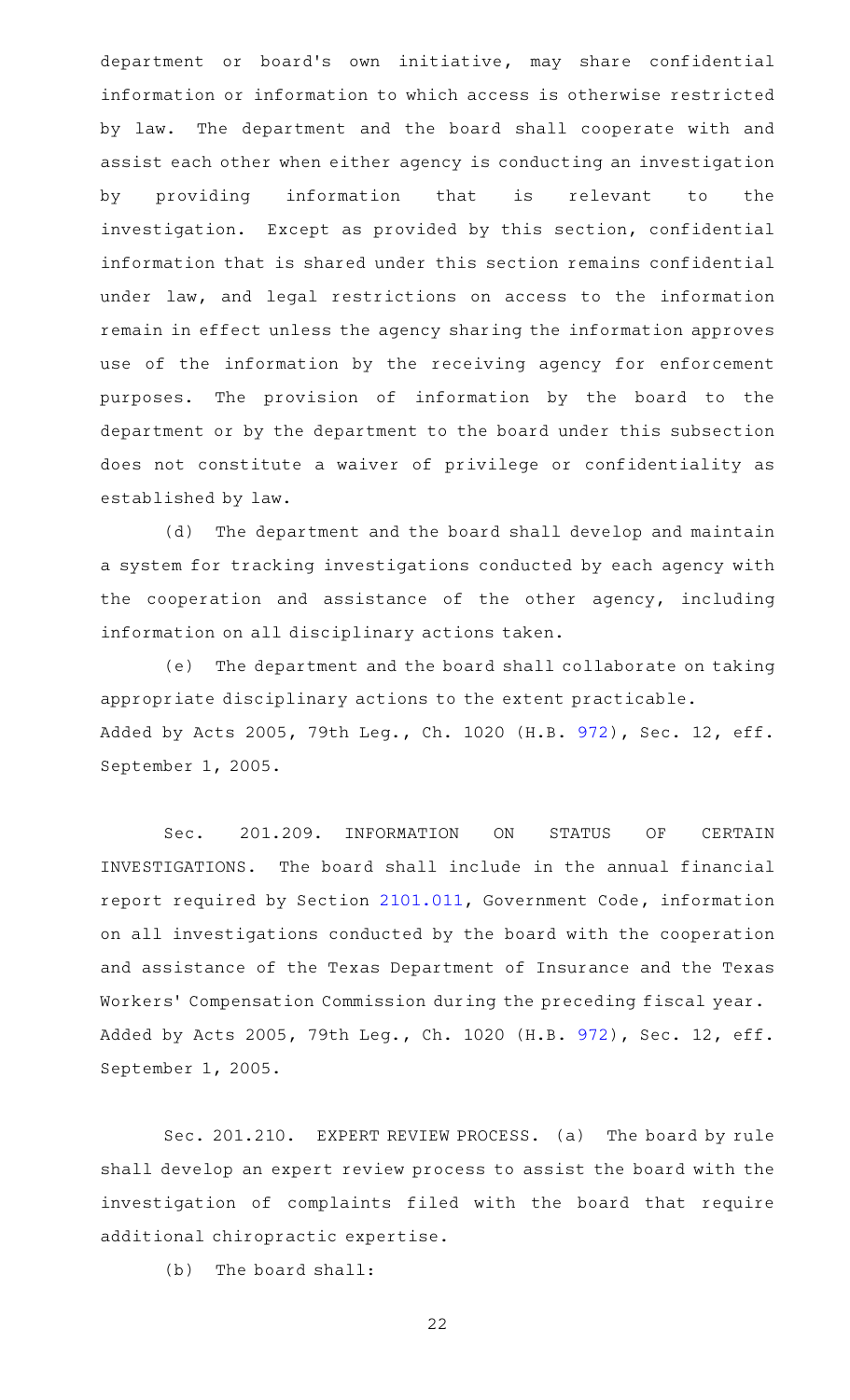department or board's own initiative, may share confidential information or information to which access is otherwise restricted by law. The department and the board shall cooperate with and assist each other when either agency is conducting an investigation by providing information that is relevant to the investigation. Except as provided by this section, confidential information that is shared under this section remains confidential under law, and legal restrictions on access to the information remain in effect unless the agency sharing the information approves use of the information by the receiving agency for enforcement purposes. The provision of information by the board to the department or by the department to the board under this subsection does not constitute a waiver of privilege or confidentiality as established by law.

(d) The department and the board shall develop and maintain a system for tracking investigations conducted by each agency with the cooperation and assistance of the other agency, including information on all disciplinary actions taken.

(e) The department and the board shall collaborate on taking appropriate disciplinary actions to the extent practicable.

Added by Acts 2005, 79th Leg., Ch. 1020 (H.B. 972), Sec. 12, eff. September 1, 2005.

Sec. 201.209. INFORMATION ON STATUS OF CERTAIN INVESTIGATIONS. The board shall include in the annual financial report required by Section 2101.011, Government Code, information on all investigations conducted by the board with the cooperation and assistance of the Texas Department of Insurance and the Texas Workers' Compensation Commission during the preceding fiscal year.

Added by Acts 2005, 79th Leg., Ch. 1020 (H.B. 972), Sec. 12, eff. September 1, 2005.

Sec. 201.210. EXPERT REVIEW PROCESS. (a) The board by rule shall develop an expert review process to assist the board with the investigation of complaints filed with the board that require additional chiropractic expertise.

(b) The board shall: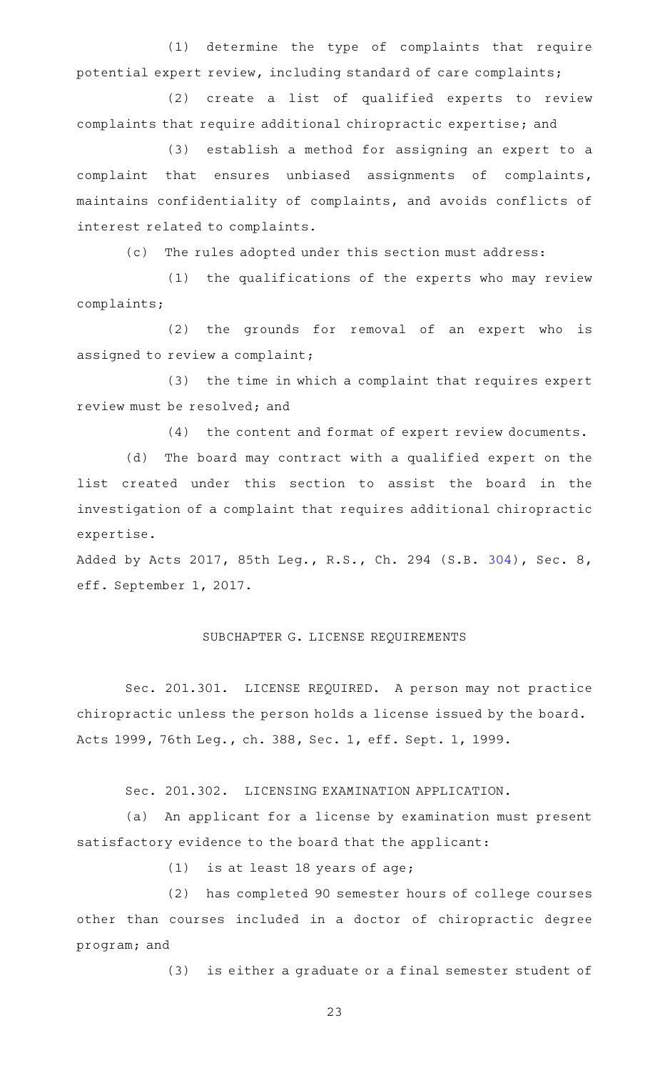(1) determine the type of complaints that require potential expert review, including standard of care complaints;

(2) create a list of qualified experts to review complaints that require additional chiropractic expertise; and

(3) establish a method for assigning an expert to a complaint that ensures unbiased assignments of complaints, maintains confidentiality of complaints, and avoids conflicts of interest related to complaints.

(c) The rules adopted under this section must address:

(1) the qualifications of the experts who may review complaints;

(2) the grounds for removal of an expert who is assigned to review a complaint;

(3) the time in which a complaint that requires expert review must be resolved; and

(4) the content and format of expert review documents.

(d) The board may contract with a qualified expert on the list created under this section to assist the board in the investigation of a complaint that requires additional chiropractic expertise.

Added by Acts 2017, 85th Leg., R.S., Ch. 294 (S.B. 304), Sec. 8, eff. September 1, 2017.

## SUBCHAPTER G. LICENSE REQUIREMENTS

Sec. 201.301. LICENSE REQUIRED. A person may not practice chiropractic unless the person holds a license issued by the board.

Acts 1999, 76th Leg., ch. 388, Sec. 1, eff. Sept. 1, 1999.

Sec. 201.302. LICENSING EXAMINATION APPLICATION.

(a) An applicant for a license by examination must present satisfactory evidence to the board that the applicant:

(1) is at least 18 years of age;

(2) has completed 90 semester hours of college courses other than courses included in a doctor of chiropractic degree program; and

(3) is either a graduate or a final semester student of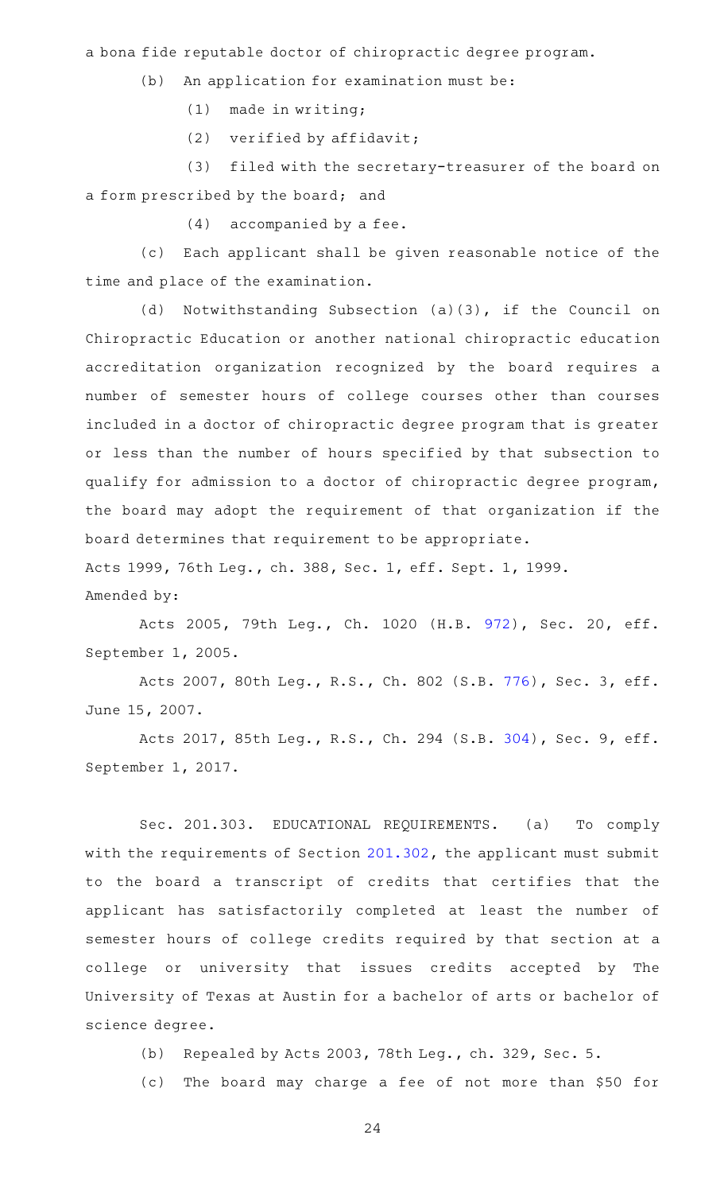a bona fide reputable doctor of chiropractic degree program.

(b) An application for examination must be:

(1) made in writing;

(2) verified by affidavit;

(3) filed with the secretary-treasurer of the board on a form prescribed by the board; and

(4) accompanied by a fee.

(c) Each applicant shall be given reasonable notice of the time and place of the examination.

(d) Notwithstanding Subsection (a)(3), if the Council on Chiropractic Education or another national chiropractic education accreditation organization recognized by the board requires a number of semester hours of college courses other than courses included in a doctor of chiropractic degree program that is greater or less than the number of hours specified by that subsection to qualify for admission to a doctor of chiropractic degree program, the board may adopt the requirement of that organization if the board determines that requirement to be appropriate.

Acts 1999, 76th Leg., ch. 388, Sec. 1, eff. Sept. 1, 1999.

Amended by:

Acts 2005, 79th Leg., Ch. 1020 (H.B. 972), Sec. 20, eff. September 1, 2005.

Acts 2007, 80th Leg., R.S., Ch. 802 (S.B. 776), Sec. 3, eff. June 15, 2007.

Acts 2017, 85th Leg., R.S., Ch. 294 (S.B. 304), Sec. 9, eff. September 1, 2017.

Sec. 201.303. EDUCATIONAL REQUIREMENTS. (a) To comply with the requirements of Section 201.302, the applicant must submit to the board a transcript of credits that certifies that the applicant has satisfactorily completed at least the number of semester hours of college credits required by that section at a college or university that issues credits accepted by The University of Texas at Austin for a bachelor of arts or bachelor of science degree.

(b) Repealed by Acts 2003, 78th Leg., ch. 329, Sec. 5.

(c) The board may charge a fee of not more than $50 for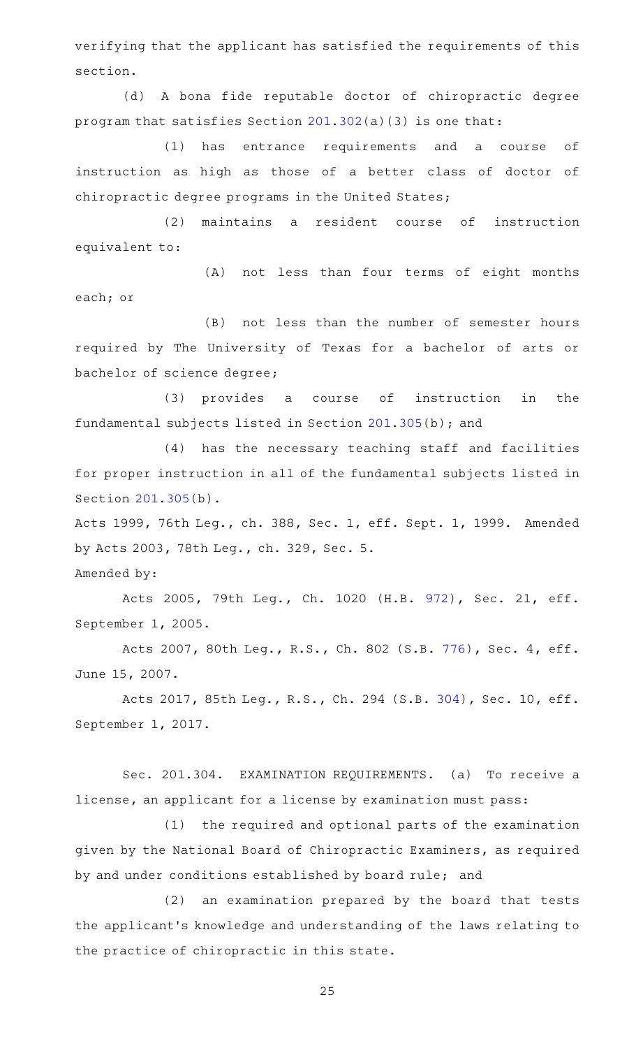verifying that the applicant has satisfied the requirements of this section.

(d) A bona fide reputable doctor of chiropractic degree program that satisfies Section 201.302(a)(3) is one that:

(1) has entrance requirements and a course of instruction as high as those of a better class of doctor of chiropractic degree programs in the United States;

(2) maintains a resident course of instruction equivalent to:

(A) not less than four terms of eight months each; or

(B) not less than the number of semester hours required by The University of Texas for a bachelor of arts or bachelor of science degree;

(3) provides a course of instruction in the fundamental subjects listed in Section 201.305(b); and

(4) has the necessary teaching staff and facilities for proper instruction in all of the fundamental subjects listed in Section 201.305(b).

Acts 1999, 76th Leg., ch. 388, Sec. 1, eff. Sept. 1, 1999. Amended by Acts 2003, 78th Leg., ch. 329, Sec. 5.

Amended by:

Acts 2005, 79th Leg., Ch. 1020 (H.B. 972), Sec. 21, eff. September 1, 2005.

Acts 2007, 80th Leg., R.S., Ch. 802 (S.B. 776), Sec. 4, eff. June 15, 2007.

Acts 2017, 85th Leg., R.S., Ch. 294 (S.B. 304), Sec. 10, eff. September 1, 2017.

Sec. 201.304. EXAMINATION REQUIREMENTS. (a) To receive a license, an applicant for a license by examination must pass:

(1) the required and optional parts of the examination given by the National Board of Chiropractic Examiners, as required by and under conditions established by board rule; and

(2) an examination prepared by the board that tests the applicant's knowledge and understanding of the laws relating to the practice of chiropractic in this state.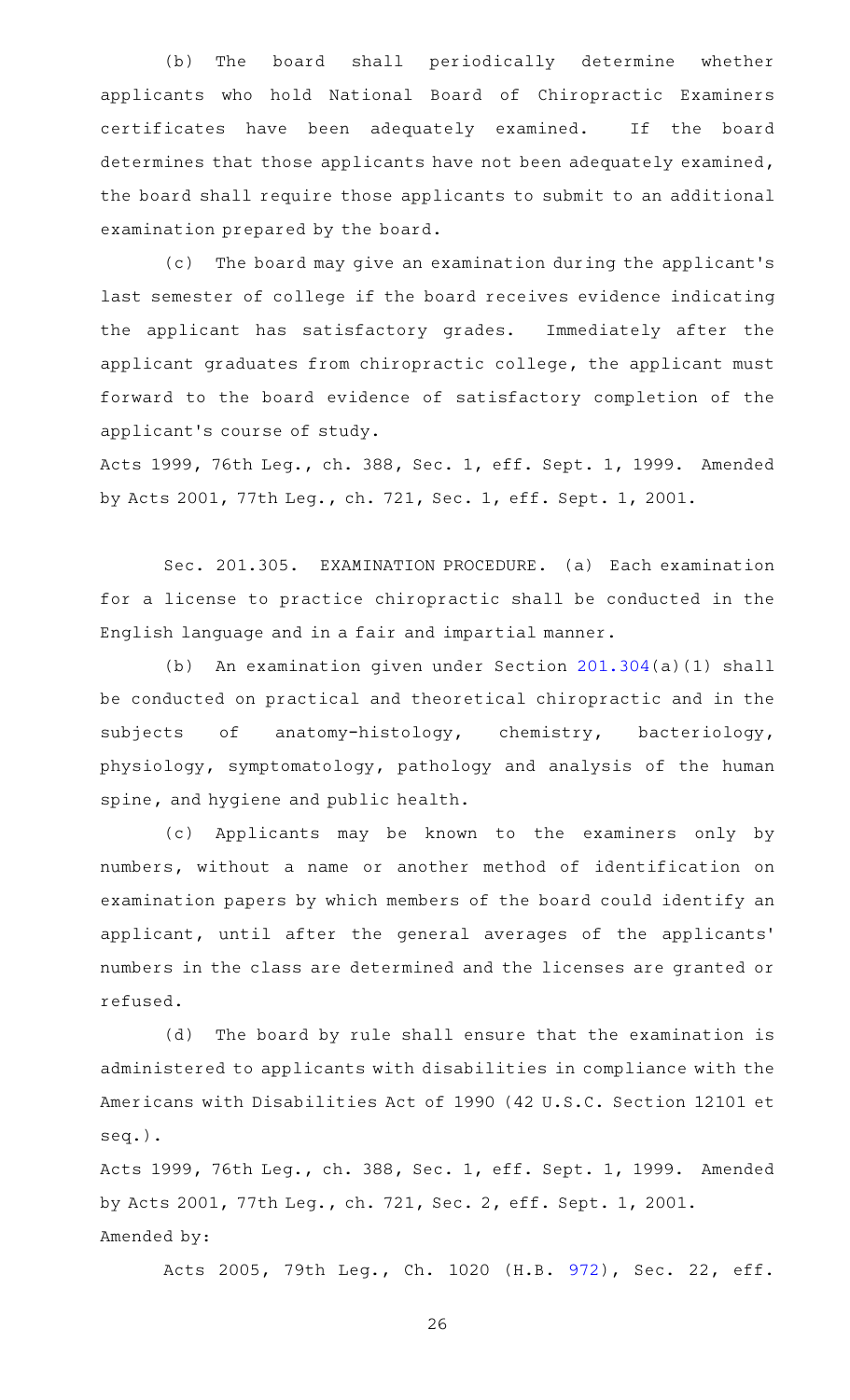(b) The board shall periodically determine whether applicants who hold National Board of Chiropractic Examiners certificates have been adequately examined. If the board determines that those applicants have not been adequately examined, the board shall require those applicants to submit to an additional examination prepared by the board.

(c) The board may give an examination during the applicant's last semester of college if the board receives evidence indicating the applicant has satisfactory grades. Immediately after the applicant graduates from chiropractic college, the applicant must forward to the board evidence of satisfactory completion of the applicant's course of study.

Acts 1999, 76th Leg., ch. 388, Sec. 1, eff. Sept. 1, 1999. Amended by Acts 2001, 77th Leg., ch. 721, Sec. 1, eff. Sept. 1, 2001.

Sec. 201.305. EXAMINATION PROCEDURE. (a) Each examination for a license to practice chiropractic shall be conducted in the English language and in a fair and impartial manner.

(b) An examination given under Section 201.304(a)(1) shall be conducted on practical and theoretical chiropractic and in the subjects of anatomy-histology, chemistry, bacteriology, physiology, symptomatology, pathology and analysis of the human spine, and hygiene and public health.

(c) Applicants may be known to the examiners only by numbers, without a name or another method of identification on examination papers by which members of the board could identify an applicant, until after the general averages of the applicants' numbers in the class are determined and the licenses are granted or refused.

(d) The board by rule shall ensure that the examination is administered to applicants with disabilities in compliance with the Americans with Disabilities Act of 1990 (42 U.S.C. Section 12101 et seq.).

Acts 1999, 76th Leg., ch. 388, Sec. 1, eff. Sept. 1, 1999. Amended by Acts 2001, 77th Leg., ch. 721, Sec. 2, eff. Sept. 1, 2001.
Amended by:

Acts 2005, 79th Leg., Ch. 1020 (H.B. 972), Sec. 22, eff.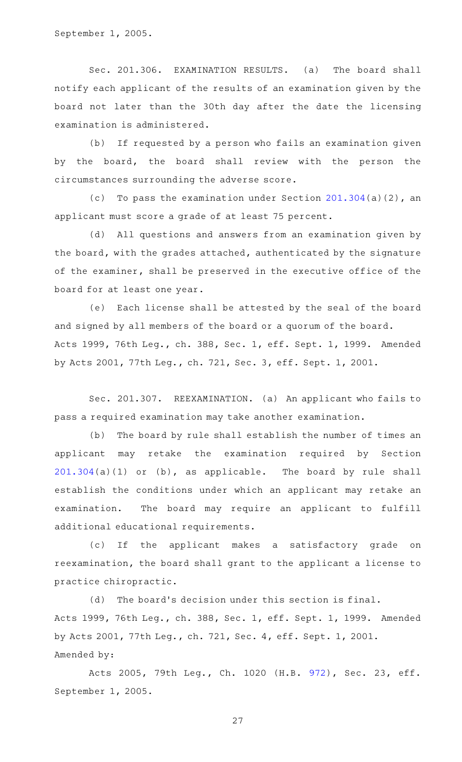September 1, 2005.

Sec. 201.306. EXAMINATION RESULTS. (a) The board shall notify each applicant of the results of an examination given by the board not later than the 30th day after the date the licensing examination is administered.

(b) If requested by a person who fails an examination given by the board, the board shall review with the person the circumstances surrounding the adverse score.

(c) To pass the examination under Section 201.304(a)(2), an applicant must score a grade of at least 75 percent.

(d) All questions and answers from an examination given by the board, with the grades attached, authenticated by the signature of the examiner, shall be preserved in the executive office of the board for at least one year.

(e) Each license shall be attested by the seal of the board and signed by all members of the board or a quorum of the board.

Acts 1999, 76th Leg., ch. 388, Sec. 1, eff. Sept. 1, 1999. Amended by Acts 2001, 77th Leg., ch. 721, Sec. 3, eff. Sept. 1, 2001.

Sec. 201.307. REEXAMINATION. (a) An applicant who fails to pass a required examination may take another examination.

(b) The board by rule shall establish the number of times an applicant may retake the examination required by Section 201.304(a)(1) or (b), as applicable. The board by rule shall establish the conditions under which an applicant may retake an examination. The board may require an applicant to fulfill additional educational requirements.

(c) If the applicant makes a satisfactory grade on reexamination, the board shall grant to the applicant a license to practice chiropractic.

(d) The board's decision under this section is final.

Acts 1999, 76th Leg., ch. 388, Sec. 1, eff. Sept. 1, 1999. Amended by Acts 2001, 77th Leg., ch. 721, Sec. 4, eff. Sept. 1, 2001.

Amended by:

Acts 2005, 79th Leg., Ch. 1020 (H.B. 972), Sec. 23, eff. September 1, 2005.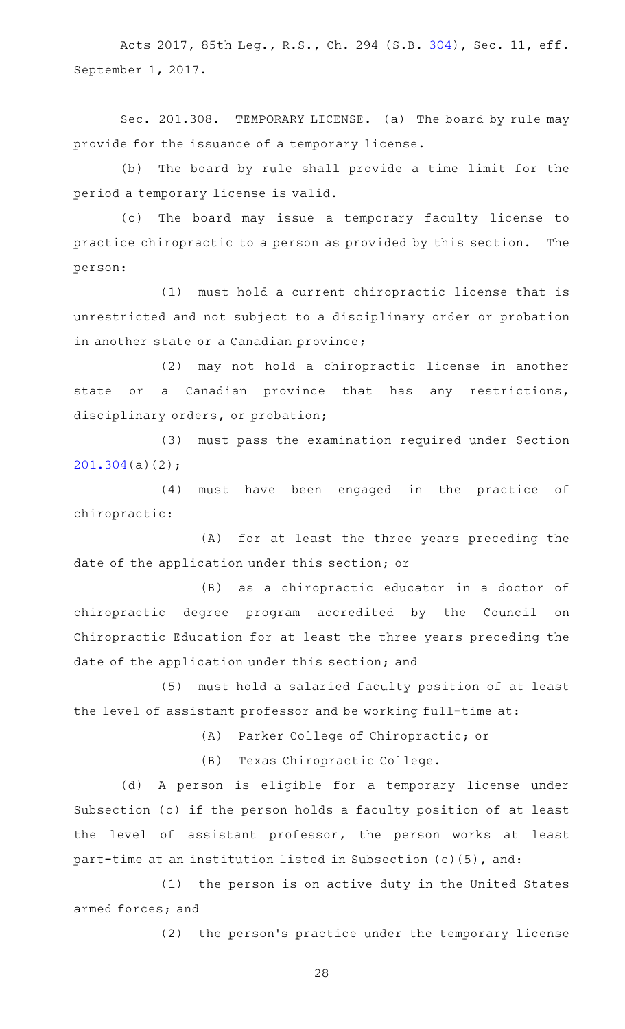Acts 2017, 85th Leg., R.S., Ch. 294 (S.B. 304), Sec. 11, eff. September 1, 2017.

Sec. 201.308. TEMPORARY LICENSE. (a) The board by rule may provide for the issuance of a temporary license.

(b) The board by rule shall provide a time limit for the period a temporary license is valid.

(c) The board may issue a temporary faculty license to practice chiropractic to a person as provided by this section. The person:

(1) must hold a current chiropractic license that is unrestricted and not subject to a disciplinary order or probation in another state or a Canadian province;

(2) may not hold a chiropractic license in another state or a Canadian province that has any restrictions, disciplinary orders, or probation;

(3) must pass the examination required under Section 201.304(a)(2);

(4) must have been engaged in the practice of chiropractic:

(A) for at least the three years preceding the date of the application under this section; or

(B) as a chiropractic educator in a doctor of chiropractic degree program accredited by the Council on Chiropractic Education for at least the three years preceding the date of the application under this section; and

(5) must hold a salaried faculty position of at least the level of assistant professor and be working full-time at:

(A) Parker College of Chiropractic; or

(B) Texas Chiropractic College.

(d) A person is eligible for a temporary license under Subsection (c) if the person holds a faculty position of at least the level of assistant professor, the person works at least part-time at an institution listed in Subsection (c)(5), and:

(1) the person is on active duty in the United States armed forces; and

(2) the person's practice under the temporary license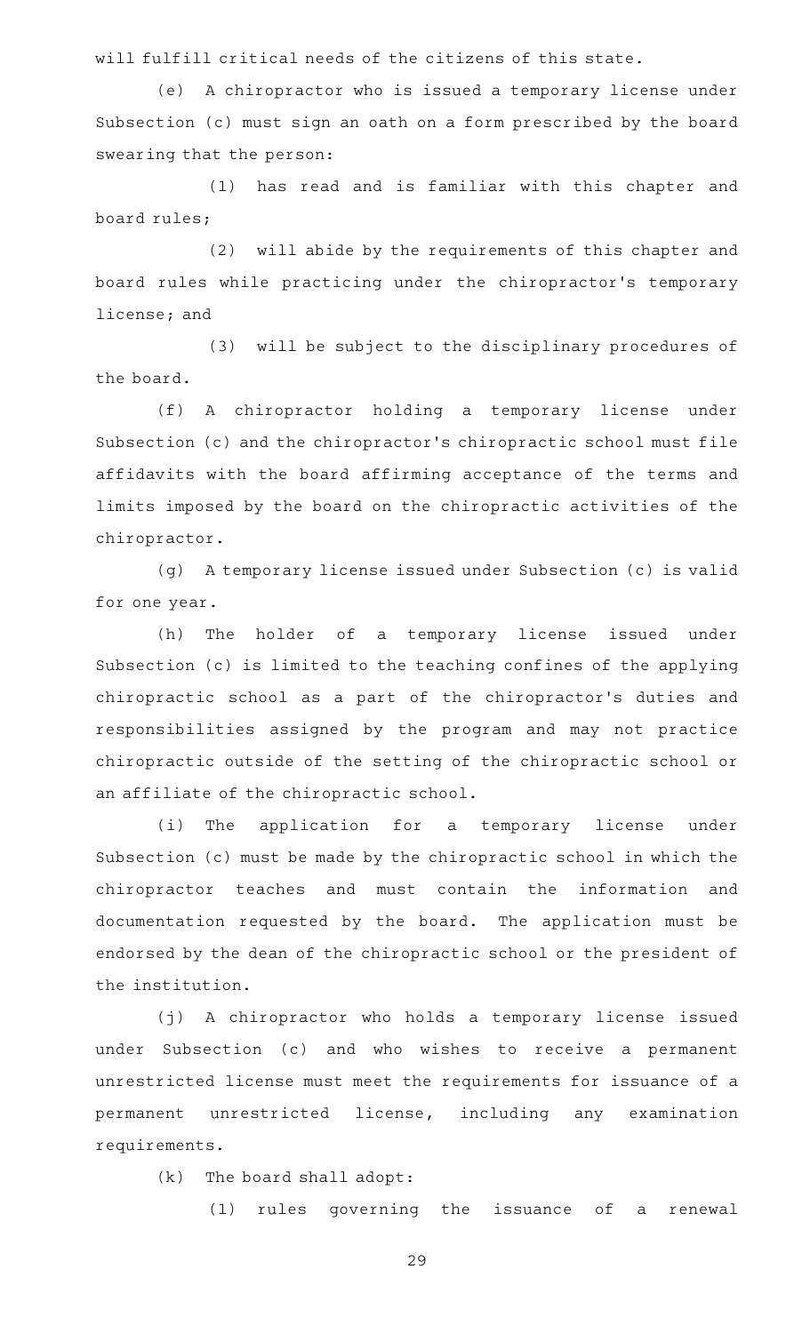will fulfill critical needs of the citizens of this state.

(e) A chiropractor who is issued a temporary license under Subsection (c) must sign an oath on a form prescribed by the board swearing that the person:

(1) has read and is familiar with this chapter and board rules;

(2) will abide by the requirements of this chapter and board rules while practicing under the chiropractor's temporary license; and

(3) will be subject to the disciplinary procedures of the board.

(f) A chiropractor holding a temporary license under Subsection (c) and the chiropractor's chiropractic school must file affidavits with the board affirming acceptance of the terms and limits imposed by the board on the chiropractic activities of the chiropractor.

(g) A temporary license issued under Subsection (c) is valid for one year.

(h) The holder of a temporary license issued under Subsection (c) is limited to the teaching confines of the applying chiropractic school as a part of the chiropractor's duties and responsibilities assigned by the program and may not practice chiropractic outside of the setting of the chiropractic school or an affiliate of the chiropractic school.

(i) The application for a temporary license under Subsection (c) must be made by the chiropractic school in which the chiropractor teaches and must contain the information and documentation requested by the board. The application must be endorsed by the dean of the chiropractic school or the president of the institution.

(j) A chiropractor who holds a temporary license issued under Subsection (c) and who wishes to receive a permanent unrestricted license must meet the requirements for issuance of a permanent unrestricted license, including any examination requirements.

(k) The board shall adopt:

(1) rules governing the issuance of a renewal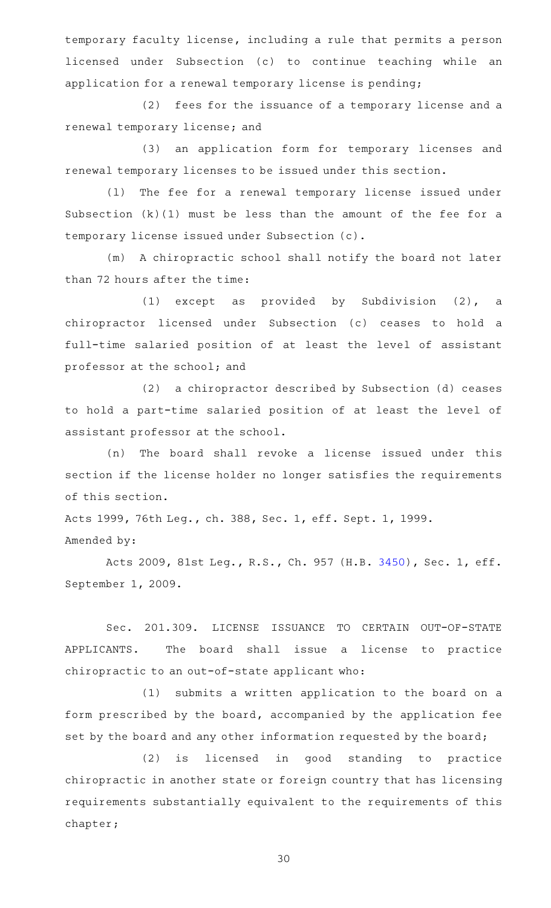temporary faculty license, including a rule that permits a person licensed under Subsection (c) to continue teaching while an application for a renewal temporary license is pending;

(2) fees for the issuance of a temporary license and a renewal temporary license; and

(3) an application form for temporary licenses and renewal temporary licenses to be issued under this section.

(l) The fee for a renewal temporary license issued under Subsection (k)(1) must be less than the amount of the fee for a temporary license issued under Subsection (c).

(m) A chiropractic school shall notify the board not later than 72 hours after the time:

(1) except as provided by Subdivision (2), a chiropractor licensed under Subsection (c) ceases to hold a full-time salaried position of at least the level of assistant professor at the school; and

(2) a chiropractor described by Subsection (d) ceases to hold a part-time salaried position of at least the level of assistant professor at the school.

(n) The board shall revoke a license issued under this section if the license holder no longer satisfies the requirements of this section.

Acts 1999, 76th Leg., ch. 388, Sec. 1, eff. Sept. 1, 1999.
Amended by:

Acts 2009, 81st Leg., R.S., Ch. 957 (H.B. 3450), Sec. 1, eff. September 1, 2009.

Sec. 201.309. LICENSE ISSUANCE TO CERTAIN OUT-OF-STATE APPLICANTS. The board shall issue a license to practice chiropractic to an out-of-state applicant who:

(1) submits a written application to the board on a form prescribed by the board, accompanied by the application fee set by the board and any other information requested by the board;

(2) is licensed in good standing to practice chiropractic in another state or foreign country that has licensing requirements substantially equivalent to the requirements of this chapter;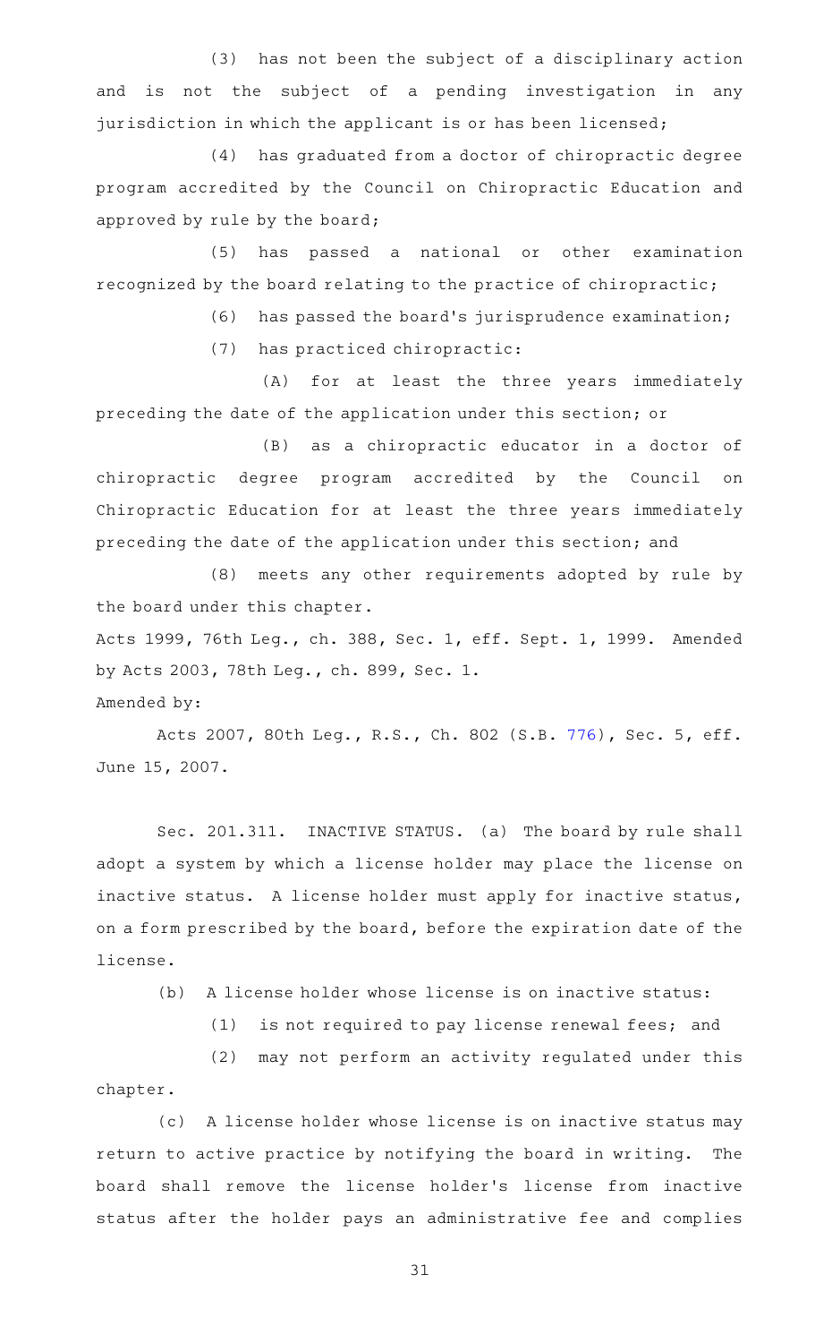(3) has not been the subject of a disciplinary action and is not the subject of a pending investigation in any jurisdiction in which the applicant is or has been licensed;

(4) has graduated from a doctor of chiropractic degree program accredited by the Council on Chiropractic Education and approved by rule by the board;

(5) has passed a national or other examination recognized by the board relating to the practice of chiropractic;

(6) has passed the board's jurisprudence examination;

(7) has practiced chiropractic:

(A) for at least the three years immediately preceding the date of the application under this section; or

(B) as a chiropractic educator in a doctor of chiropractic degree program accredited by the Council on Chiropractic Education for at least the three years immediately preceding the date of the application under this section; and

(8) meets any other requirements adopted by rule by the board under this chapter.

Acts 1999, 76th Leg., ch. 388, Sec. 1, eff. Sept. 1, 1999. Amended by Acts 2003, 78th Leg., ch. 899, Sec. 1.

Amended by:

Acts 2007, 80th Leg., R.S., Ch. 802 (S.B. 776), Sec. 5, eff. June 15, 2007.

Sec. 201.311. INACTIVE STATUS. (a) The board by rule shall adopt a system by which a license holder may place the license on inactive status. A license holder must apply for inactive status, on a form prescribed by the board, before the expiration date of the license.

(b) A license holder whose license is on inactive status:

(1) is not required to pay license renewal fees; and

(2) may not perform an activity regulated under this chapter.

(c) A license holder whose license is on inactive status may return to active practice by notifying the board in writing. The board shall remove the license holder's license from inactive status after the holder pays an administrative fee and complies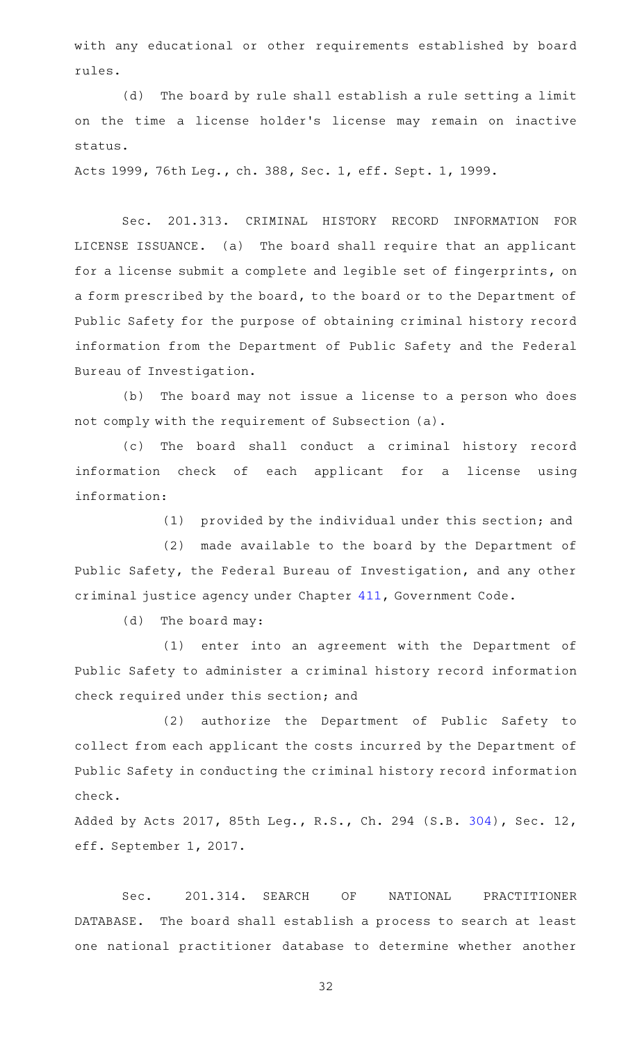with any educational or other requirements established by board rules.

(d) The board by rule shall establish a rule setting a limit on the time a license holder's license may remain on inactive status.

Acts 1999, 76th Leg., ch. 388, Sec. 1, eff. Sept. 1, 1999.

Sec. 201.313. CRIMINAL HISTORY RECORD INFORMATION FOR LICENSE ISSUANCE. (a) The board shall require that an applicant for a license submit a complete and legible set of fingerprints, on a form prescribed by the board, to the board or to the Department of Public Safety for the purpose of obtaining criminal history record information from the Department of Public Safety and the Federal Bureau of Investigation.

(b) The board may not issue a license to a person who does not comply with the requirement of Subsection (a).

(c) The board shall conduct a criminal history record information check of each applicant for a license using information:

(1) provided by the individual under this section; and

(2) made available to the board by the Department of Public Safety, the Federal Bureau of Investigation, and any other criminal justice agency under Chapter 411, Government Code.

(d) The board may:

(1) enter into an agreement with the Department of Public Safety to administer a criminal history record information check required under this section; and

(2) authorize the Department of Public Safety to collect from each applicant the costs incurred by the Department of Public Safety in conducting the criminal history record information check.

Added by Acts 2017, 85th Leg., R.S., Ch. 294 (S.B. 304), Sec. 12, eff. September 1, 2017.

Sec. 201.314. SEARCH OF NATIONAL PRACTITIONER DATABASE. The board shall establish a process to search at least one national practitioner database to determine whether another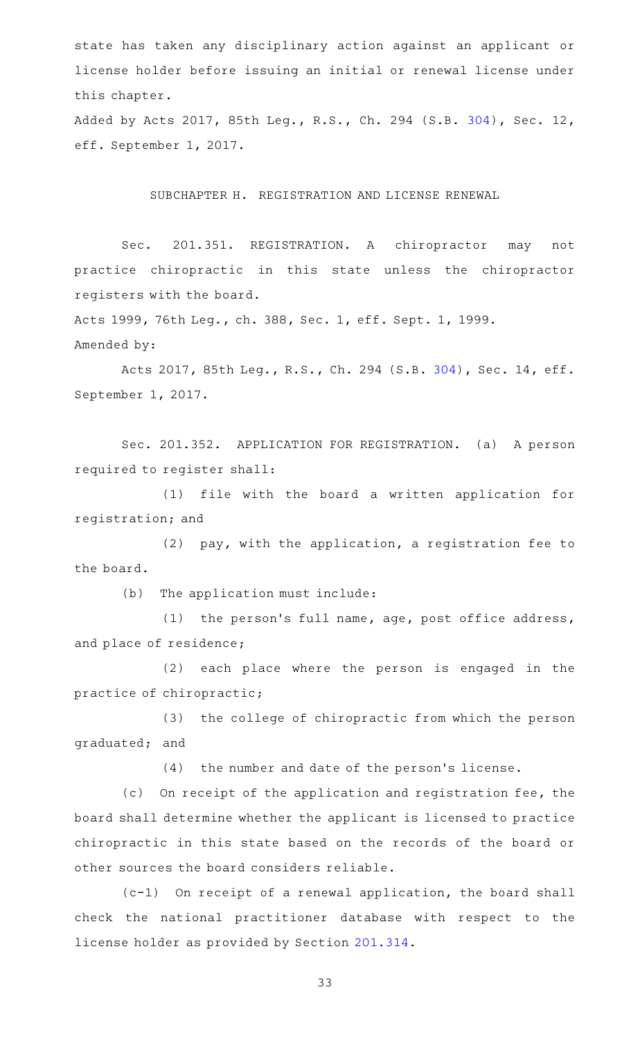state has taken any disciplinary action against an applicant or license holder before issuing an initial or renewal license under this chapter.

Added by Acts 2017, 85th Leg., R.S., Ch. 294 (S.B. 304), Sec. 12, eff. September 1, 2017.

## SUBCHAPTER H. REGISTRATION AND LICENSE RENEWAL

Sec. 201.351. REGISTRATION. A chiropractor may not practice chiropractic in this state unless the chiropractor registers with the board.

Acts 1999, 76th Leg., ch. 388, Sec. 1, eff. Sept. 1, 1999.

Amended by:

Acts 2017, 85th Leg., R.S., Ch. 294 (S.B. 304), Sec. 14, eff. September 1, 2017.

Sec. 201.352. APPLICATION FOR REGISTRATION. (a) A person required to register shall:

(1) file with the board a written application for registration; and

(2) pay, with the application, a registration fee to the board.

(b) The application must include:

(1) the person's full name, age, post office address, and place of residence;

(2) each place where the person is engaged in the practice of chiropractic;

(3) the college of chiropractic from which the person graduated; and

(4) the number and date of the person's license.

(c) On receipt of the application and registration fee, the board shall determine whether the applicant is licensed to practice chiropractic in this state based on the records of the board or other sources the board considers reliable.

(c-1) On receipt of a renewal application, the board shall check the national practitioner database with respect to the license holder as provided by Section 201.314.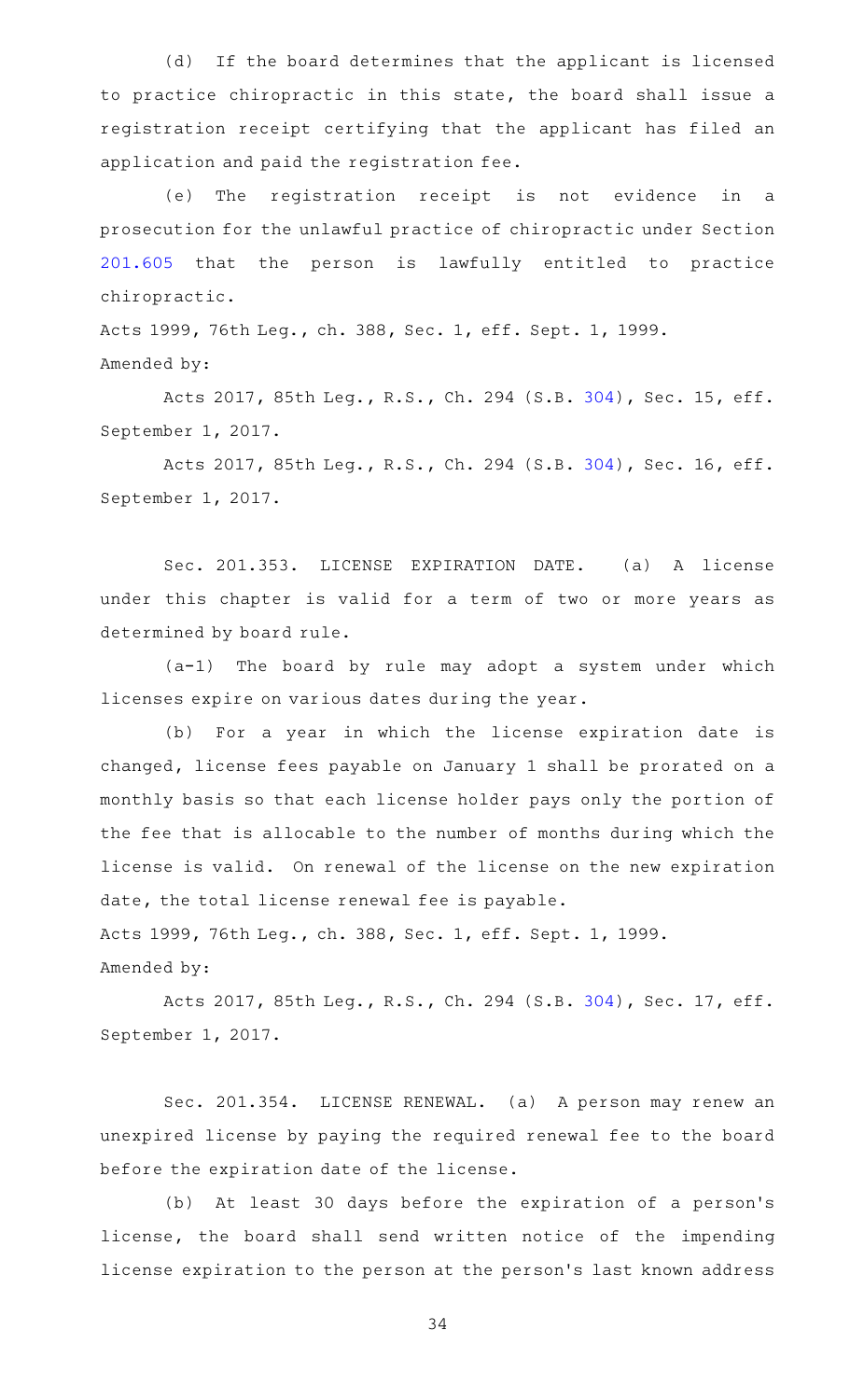(d) If the board determines that the applicant is licensed to practice chiropractic in this state, the board shall issue a registration receipt certifying that the applicant has filed an application and paid the registration fee.

(e) The registration receipt is not evidence in a prosecution for the unlawful practice of chiropractic under Section 201.605 that the person is lawfully entitled to practice chiropractic.

Acts 1999, 76th Leg., ch. 388, Sec. 1, eff. Sept. 1, 1999.

Amended by:

Acts 2017, 85th Leg., R.S., Ch. 294 (S.B. 304), Sec. 15, eff. September 1, 2017.

Acts 2017, 85th Leg., R.S., Ch. 294 (S.B. 304), Sec. 16, eff. September 1, 2017.

Sec. 201.353. LICENSE EXPIRATION DATE. (a) A license under this chapter is valid for a term of two or more years as determined by board rule.

(a-1) The board by rule may adopt a system under which licenses expire on various dates during the year.

(b) For a year in which the license expiration date is changed, license fees payable on January 1 shall be prorated on a monthly basis so that each license holder pays only the portion of the fee that is allocable to the number of months during which the license is valid. On renewal of the license on the new expiration date, the total license renewal fee is payable.

Acts 1999, 76th Leg., ch. 388, Sec. 1, eff. Sept. 1, 1999.

Amended by:

Acts 2017, 85th Leg., R.S., Ch. 294 (S.B. 304), Sec. 17, eff. September 1, 2017.

Sec. 201.354. LICENSE RENEWAL. (a) A person may renew an unexpired license by paying the required renewal fee to the board before the expiration date of the license.

(b) At least 30 days before the expiration of a person's license, the board shall send written notice of the impending license expiration to the person at the person's last known address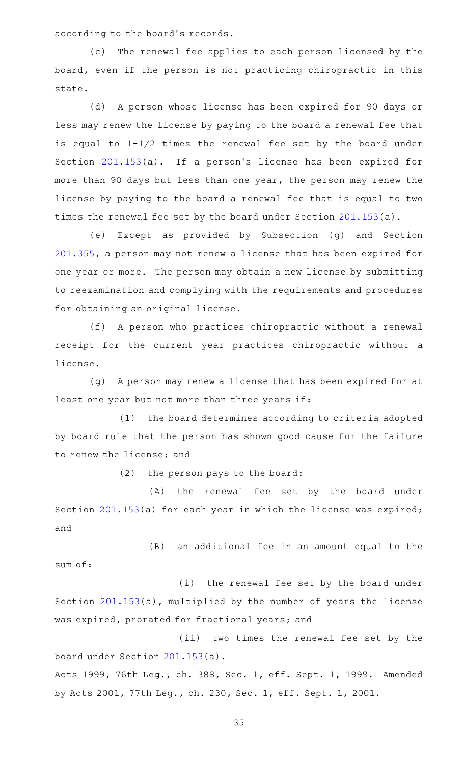according to the board's records.

(c) The renewal fee applies to each person licensed by the board, even if the person is not practicing chiropractic in this state.

(d) A person whose license has been expired for 90 days or less may renew the license by paying to the board a renewal fee that is equal to 1-1/2 times the renewal fee set by the board under Section 201.153(a). If a person's license has been expired for more than 90 days but less than one year, the person may renew the license by paying to the board a renewal fee that is equal to two times the renewal fee set by the board under Section 201.153(a).

(e) Except as provided by Subsection (g) and Section 201.355, a person may not renew a license that has been expired for one year or more. The person may obtain a new license by submitting to reexamination and complying with the requirements and procedures for obtaining an original license.

(f) A person who practices chiropractic without a renewal receipt for the current year practices chiropractic without a license.

(g) A person may renew a license that has been expired for at least one year but not more than three years if:

(1) the board determines according to criteria adopted by board rule that the person has shown good cause for the failure to renew the license; and

(2) the person pays to the board:

(A) the renewal fee set by the board under Section 201.153(a) for each year in which the license was expired; and

(B) an additional fee in an amount equal to the sum of:

(i) the renewal fee set by the board under Section 201.153(a), multiplied by the number of years the license was expired, prorated for fractional years; and

(ii) two times the renewal fee set by the board under Section 201.153(a).

Acts 1999, 76th Leg., ch. 388, Sec. 1, eff. Sept. 1, 1999. Amended by Acts 2001, 77th Leg., ch. 230, Sec. 1, eff. Sept. 1, 2001.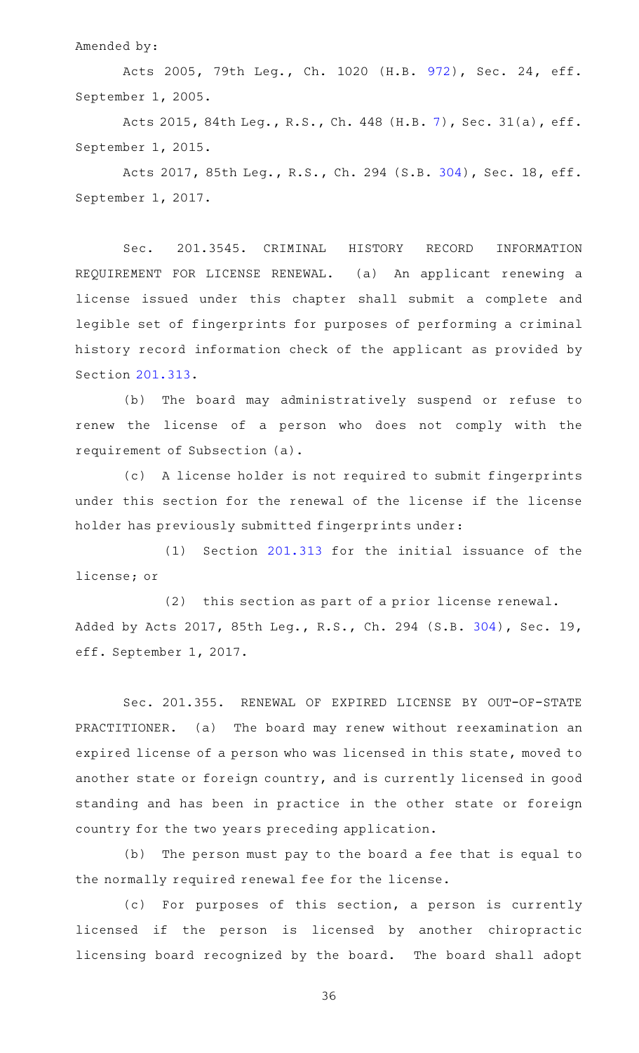Amended by:

Acts 2005, 79th Leg., Ch. 1020 (H.B. 972), Sec. 24, eff. September 1, 2005.

Acts 2015, 84th Leg., R.S., Ch. 448 (H.B. 7), Sec. 31(a), eff. September 1, 2015.

Acts 2017, 85th Leg., R.S., Ch. 294 (S.B. 304), Sec. 18, eff. September 1, 2017.

Sec. 201.3545. CRIMINAL HISTORY RECORD INFORMATION REQUIREMENT FOR LICENSE RENEWAL. (a) An applicant renewing a license issued under this chapter shall submit a complete and legible set of fingerprints for purposes of performing a criminal history record information check of the applicant as provided by Section 201.313.

(b) The board may administratively suspend or refuse to renew the license of a person who does not comply with the requirement of Subsection (a).

(c) A license holder is not required to submit fingerprints under this section for the renewal of the license if the license holder has previously submitted fingerprints under:

(1) Section 201.313 for the initial issuance of the license; or

(2) this section as part of a prior license renewal.

Added by Acts 2017, 85th Leg., R.S., Ch. 294 (S.B. 304), Sec. 19, eff. September 1, 2017.

Sec. 201.355. RENEWAL OF EXPIRED LICENSE BY OUT-OF-STATE PRACTITIONER. (a) The board may renew without reexamination an expired license of a person who was licensed in this state, moved to another state or foreign country, and is currently licensed in good standing and has been in practice in the other state or foreign country for the two years preceding application.

(b) The person must pay to the board a fee that is equal to the normally required renewal fee for the license.

(c) For purposes of this section, a person is currently licensed if the person is licensed by another chiropractic licensing board recognized by the board. The board shall adopt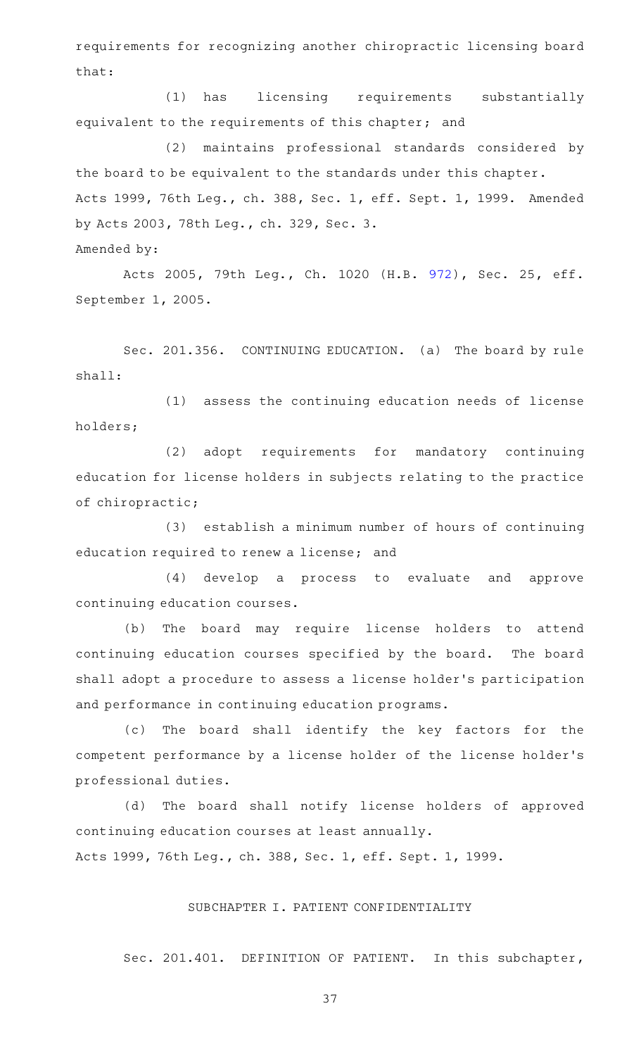requirements for recognizing another chiropractic licensing board that:

(1) has licensing requirements substantially equivalent to the requirements of this chapter; and

(2) maintains professional standards considered by the board to be equivalent to the standards under this chapter.

Acts 1999, 76th Leg., ch. 388, Sec. 1, eff. Sept. 1, 1999. Amended by Acts 2003, 78th Leg., ch. 329, Sec. 3.

Amended by:

Acts 2005, 79th Leg., Ch. 1020 (H.B. 972), Sec. 25, eff. September 1, 2005.

Sec. 201.356. CONTINUING EDUCATION. (a) The board by rule shall:

(1) assess the continuing education needs of license holders;

(2) adopt requirements for mandatory continuing education for license holders in subjects relating to the practice of chiropractic;

(3) establish a minimum number of hours of continuing education required to renew a license; and

(4) develop a process to evaluate and approve continuing education courses.

(b) The board may require license holders to attend continuing education courses specified by the board. The board shall adopt a procedure to assess a license holder's participation and performance in continuing education programs.

(c) The board shall identify the key factors for the competent performance by a license holder of the license holder's professional duties.

(d) The board shall notify license holders of approved continuing education courses at least annually.

Acts 1999, 76th Leg., ch. 388, Sec. 1, eff. Sept. 1, 1999.

SUBCHAPTER I. PATIENT CONFIDENTIALITY

Sec. 201.401. DEFINITION OF PATIENT. In this subchapter,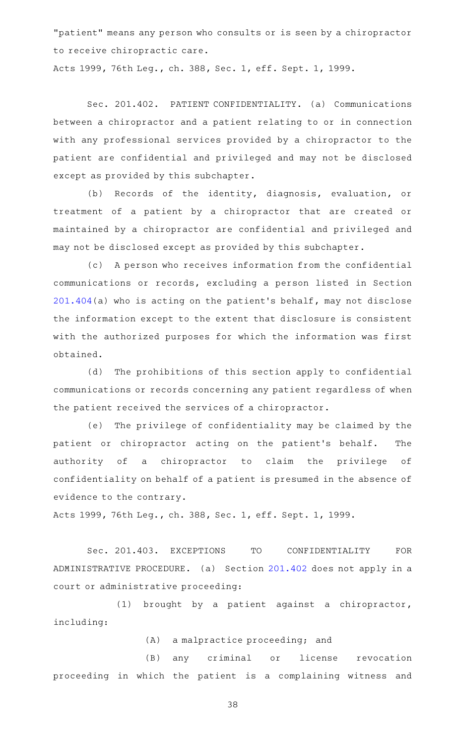"patient" means any person who consults or is seen by a chiropractor to receive chiropractic care.

Acts 1999, 76th Leg., ch. 388, Sec. 1, eff. Sept. 1, 1999.

Sec. 201.402. PATIENT CONFIDENTIALITY. (a) Communications between a chiropractor and a patient relating to or in connection with any professional services provided by a chiropractor to the patient are confidential and privileged and may not be disclosed except as provided by this subchapter.

(b) Records of the identity, diagnosis, evaluation, or treatment of a patient by a chiropractor that are created or maintained by a chiropractor are confidential and privileged and may not be disclosed except as provided by this subchapter.

(c) A person who receives information from the confidential communications or records, excluding a person listed in Section 201.404(a) who is acting on the patient's behalf, may not disclose the information except to the extent that disclosure is consistent with the authorized purposes for which the information was first obtained.

(d) The prohibitions of this section apply to confidential communications or records concerning any patient regardless of when the patient received the services of a chiropractor.

(e) The privilege of confidentiality may be claimed by the patient or chiropractor acting on the patient's behalf. The authority of a chiropractor to claim the privilege of confidentiality on behalf of a patient is presumed in the absence of evidence to the contrary.

Acts 1999, 76th Leg., ch. 388, Sec. 1, eff. Sept. 1, 1999.

Sec. 201.403. EXCEPTIONS TO CONFIDENTIALITY FOR ADMINISTRATIVE PROCEDURE. (a) Section 201.402 does not apply in a court or administrative proceeding:

(1) brought by a patient against a chiropractor, including:

(A) a malpractice proceeding; and

(B) any criminal or license revocation proceeding in which the patient is a complaining witness and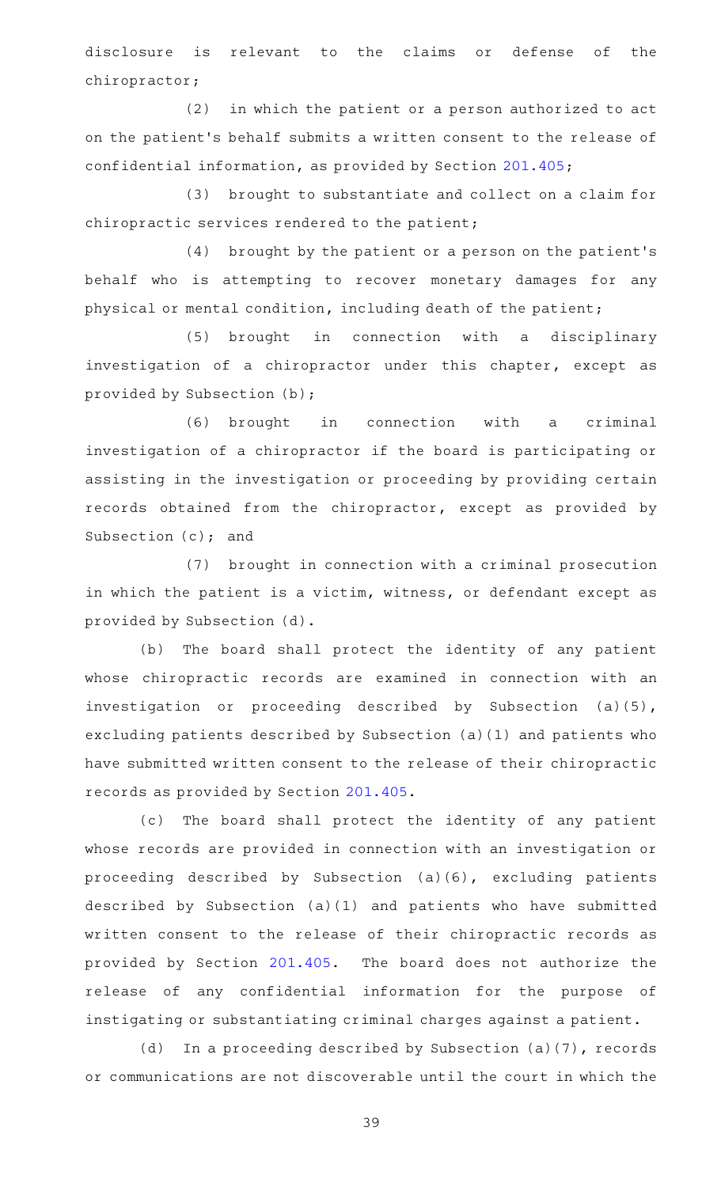disclosure is relevant to the claims or defense of the chiropractor;

(2) in which the patient or a person authorized to act on the patient's behalf submits a written consent to the release of confidential information, as provided by Section 201.405;

(3) brought to substantiate and collect on a claim for chiropractic services rendered to the patient;

(4) brought by the patient or a person on the patient's behalf who is attempting to recover monetary damages for any physical or mental condition, including death of the patient;

(5) brought in connection with a disciplinary investigation of a chiropractor under this chapter, except as provided by Subsection (b);

(6) brought in connection with a criminal investigation of a chiropractor if the board is participating or assisting in the investigation or proceeding by providing certain records obtained from the chiropractor, except as provided by Subsection (c); and

(7) brought in connection with a criminal prosecution in which the patient is a victim, witness, or defendant except as provided by Subsection (d).

(b) The board shall protect the identity of any patient whose chiropractic records are examined in connection with an investigation or proceeding described by Subsection (a)(5), excluding patients described by Subsection (a)(1) and patients who have submitted written consent to the release of their chiropractic records as provided by Section 201.405.

(c) The board shall protect the identity of any patient whose records are provided in connection with an investigation or proceeding described by Subsection (a)(6), excluding patients described by Subsection (a)(1) and patients who have submitted written consent to the release of their chiropractic records as provided by Section 201.405. The board does not authorize the release of any confidential information for the purpose of instigating or substantiating criminal charges against a patient.

(d) In a proceeding described by Subsection (a)(7), records or communications are not discoverable until the court in which the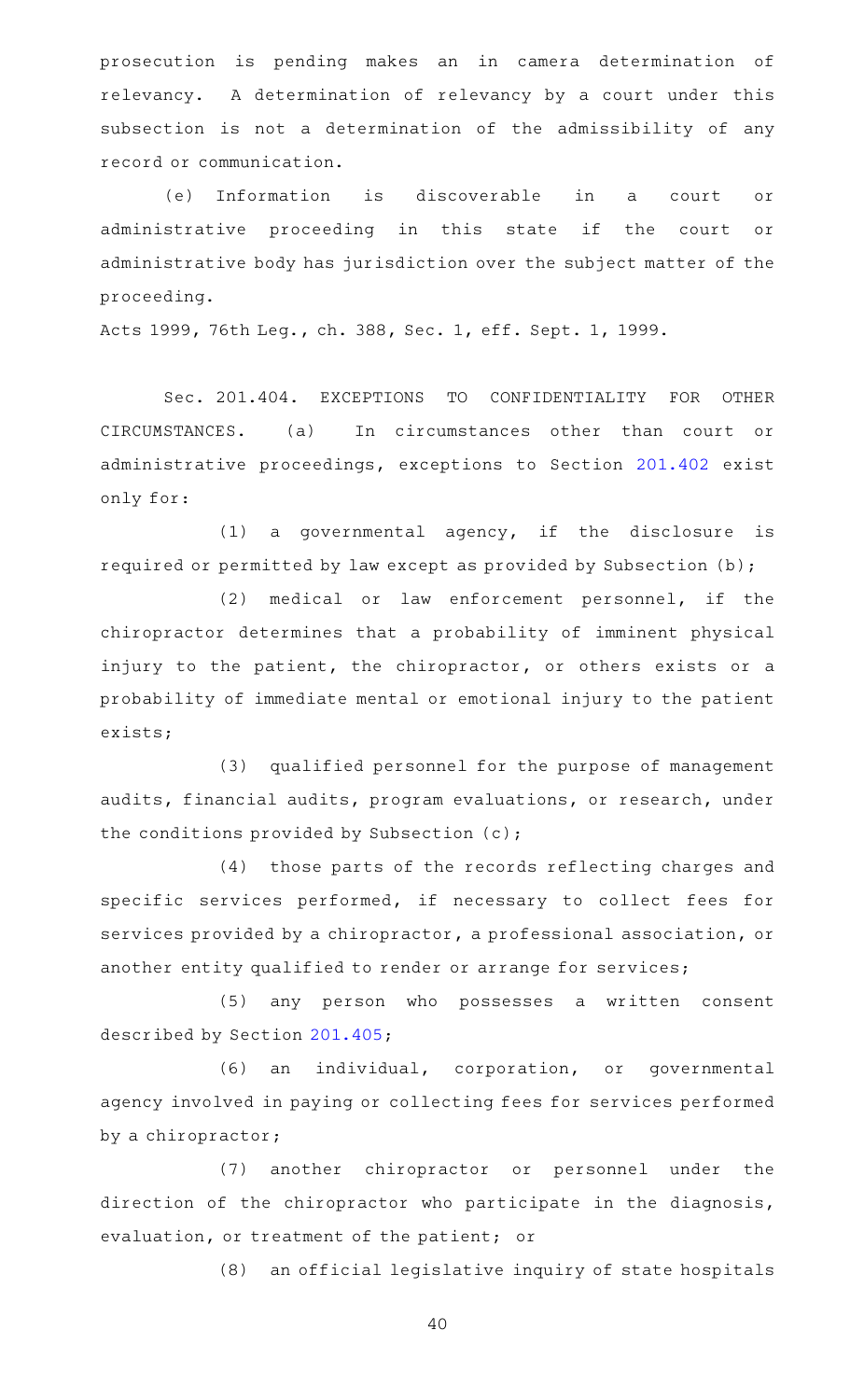prosecution is pending makes an in camera determination of relevancy. A determination of relevancy by a court under this subsection is not a determination of the admissibility of any record or communication.

(e) Information is discoverable in a court or administrative proceeding in this state if the court or administrative body has jurisdiction over the subject matter of the proceeding.

Acts 1999, 76th Leg., ch. 388, Sec. 1, eff. Sept. 1, 1999.

Sec. 201.404. EXCEPTIONS TO CONFIDENTIALITY FOR OTHER CIRCUMSTANCES. (a) In circumstances other than court or administrative proceedings, exceptions to Section 201.402 exist only for:

(1) a governmental agency, if the disclosure is required or permitted by law except as provided by Subsection (b);

(2) medical or law enforcement personnel, if the chiropractor determines that a probability of imminent physical injury to the patient, the chiropractor, or others exists or a probability of immediate mental or emotional injury to the patient exists;

(3) qualified personnel for the purpose of management audits, financial audits, program evaluations, or research, under the conditions provided by Subsection (c);

(4) those parts of the records reflecting charges and specific services performed, if necessary to collect fees for services provided by a chiropractor, a professional association, or another entity qualified to render or arrange for services;

(5) any person who possesses a written consent described by Section 201.405;

(6) an individual, corporation, or governmental agency involved in paying or collecting fees for services performed by a chiropractor;

(7) another chiropractor or personnel under the direction of the chiropractor who participate in the diagnosis, evaluation, or treatment of the patient; or

(8) an official legislative inquiry of state hospitals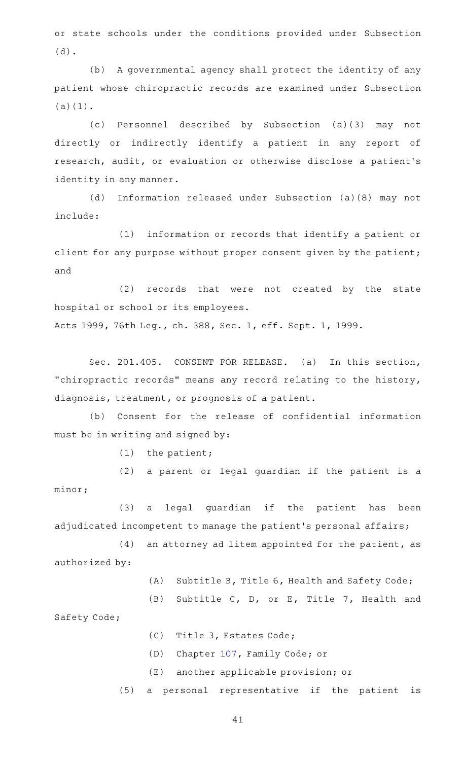or state schools under the conditions provided under Subsection (d).

(b) A governmental agency shall protect the identity of any patient whose chiropractic records are examined under Subsection (a)(1).

(c) Personnel described by Subsection (a)(3) may not directly or indirectly identify a patient in any report of research, audit, or evaluation or otherwise disclose a patient's identity in any manner.

(d) Information released under Subsection (a)(8) may not include:

(1) information or records that identify a patient or client for any purpose without proper consent given by the patient; and

(2) records that were not created by the state hospital or school or its employees.

Acts 1999, 76th Leg., ch. 388, Sec. 1, eff. Sept. 1, 1999.

Sec. 201.405. CONSENT FOR RELEASE. (a) In this section, "chiropractic records" means any record relating to the history, diagnosis, treatment, or prognosis of a patient.

(b) Consent for the release of confidential information must be in writing and signed by:

(1) the patient;

(2) a parent or legal guardian if the patient is a minor;

(3) a legal guardian if the patient has been adjudicated incompetent to manage the patient's personal affairs;

(4) an attorney ad litem appointed for the patient, as authorized by:

(A) Subtitle B, Title 6, Health and Safety Code;

(B) Subtitle C, D, or E, Title 7, Health and Safety Code;

(C) Title 3, Estates Code;

(D) Chapter 107, Family Code; or

(E) another applicable provision; or

(5) a personal representative if the patient is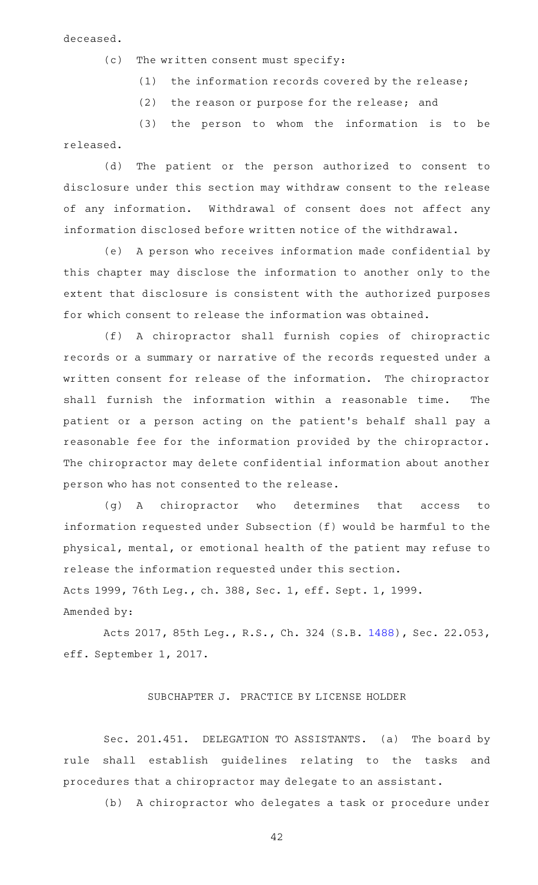deceased.

(c) The written consent must specify:

(1) the information records covered by the release;

(2) the reason or purpose for the release; and

(3) the person to whom the information is to be released.

(d) The patient or the person authorized to consent to disclosure under this section may withdraw consent to the release of any information. Withdrawal of consent does not affect any information disclosed before written notice of the withdrawal.

(e) A person who receives information made confidential by this chapter may disclose the information to another only to the extent that disclosure is consistent with the authorized purposes for which consent to release the information was obtained.

(f) A chiropractor shall furnish copies of chiropractic records or a summary or narrative of the records requested under a written consent for release of the information. The chiropractor shall furnish the information within a reasonable time. The patient or a person acting on the patient's behalf shall pay a reasonable fee for the information provided by the chiropractor. The chiropractor may delete confidential information about another person who has not consented to the release.

(g) A chiropractor who determines that access to information requested under Subsection (f) would be harmful to the physical, mental, or emotional health of the patient may refuse to release the information requested under this section.

Acts 1999, 76th Leg., ch. 388, Sec. 1, eff. Sept. 1, 1999.

Amended by:

Acts 2017, 85th Leg., R.S., Ch. 324 (S.B. 1488), Sec. 22.053, eff. September 1, 2017.

## SUBCHAPTER J. PRACTICE BY LICENSE HOLDER

Sec. 201.451. DELEGATION TO ASSISTANTS. (a) The board by rule shall establish guidelines relating to the tasks and procedures that a chiropractor may delegate to an assistant.

(b) A chiropractor who delegates a task or procedure under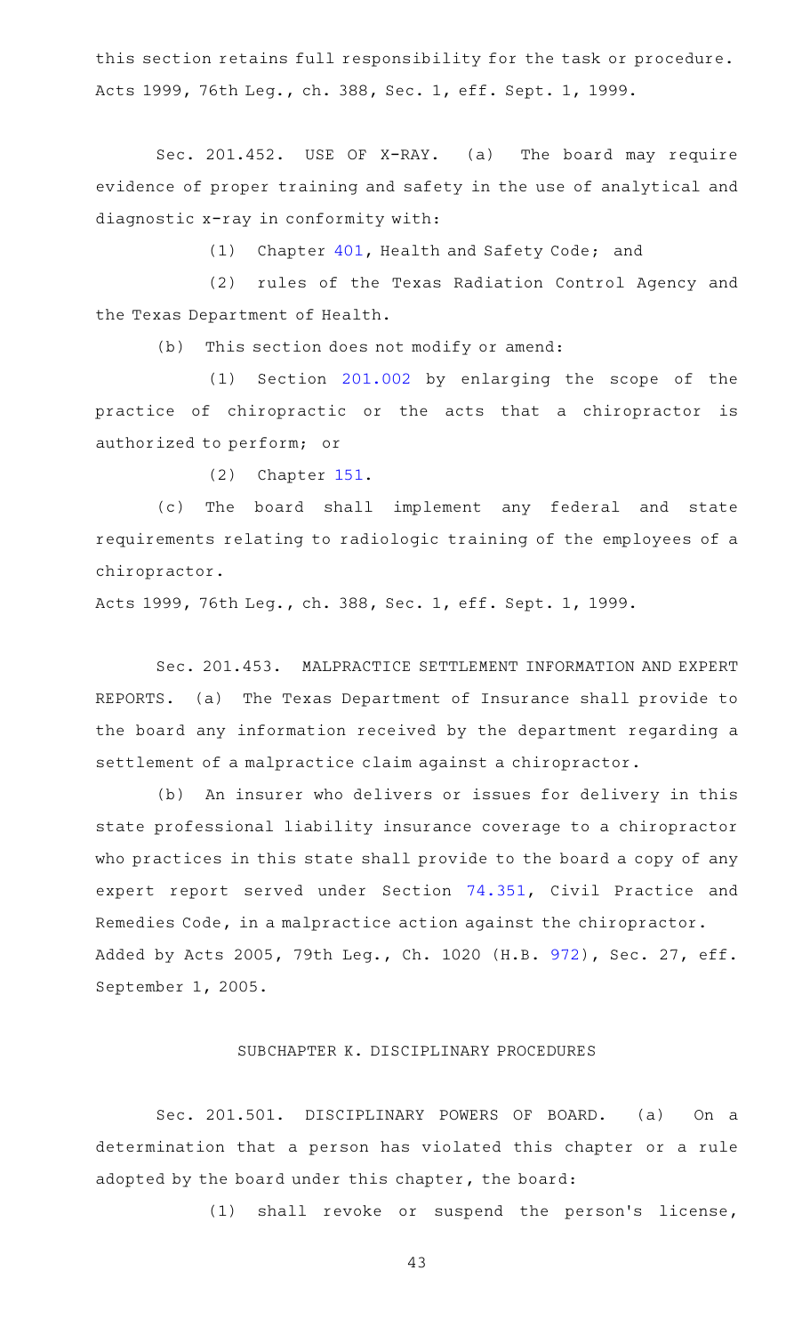this section retains full responsibility for the task or procedure.
Acts 1999, 76th Leg., ch. 388, Sec. 1, eff. Sept. 1, 1999.

Sec. 201.452. USE OF X-RAY. (a) The board may require evidence of proper training and safety in the use of analytical and diagnostic x-ray in conformity with:

(1) Chapter 401, Health and Safety Code; and

(2) rules of the Texas Radiation Control Agency and the Texas Department of Health.

(b) This section does not modify or amend:

(1) Section 201.002 by enlarging the scope of the practice of chiropractic or the acts that a chiropractor is authorized to perform; or

(2) Chapter 151.

(c) The board shall implement any federal and state requirements relating to radiologic training of the employees of a chiropractor.

Acts 1999, 76th Leg., ch. 388, Sec. 1, eff. Sept. 1, 1999.

Sec. 201.453. MALPRACTICE SETTLEMENT INFORMATION AND EXPERT REPORTS. (a) The Texas Department of Insurance shall provide to the board any information received by the department regarding a settlement of a malpractice claim against a chiropractor.

(b) An insurer who delivers or issues for delivery in this state professional liability insurance coverage to a chiropractor who practices in this state shall provide to the board a copy of any expert report served under Section 74.351, Civil Practice and Remedies Code, in a malpractice action against the chiropractor.
Added by Acts 2005, 79th Leg., Ch. 1020 (H.B. 972), Sec. 27, eff. September 1, 2005.

## SUBCHAPTER K. DISCIPLINARY PROCEDURES

Sec. 201.501. DISCIPLINARY POWERS OF BOARD. (a) On a determination that a person has violated this chapter or a rule adopted by the board under this chapter, the board:

(1) shall revoke or suspend the person's license,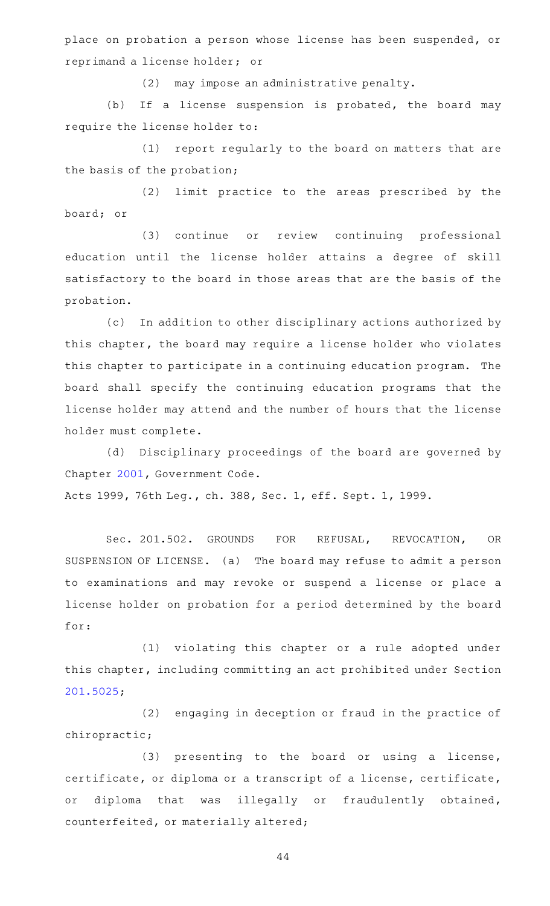place on probation a person whose license has been suspended, or reprimand a license holder; or

(2) may impose an administrative penalty.

(b) If a license suspension is probated, the board may require the license holder to:

(1) report regularly to the board on matters that are the basis of the probation;

(2) limit practice to the areas prescribed by the board; or

(3) continue or review continuing professional education until the license holder attains a degree of skill satisfactory to the board in those areas that are the basis of the probation.

(c) In addition to other disciplinary actions authorized by this chapter, the board may require a license holder who violates this chapter to participate in a continuing education program. The board shall specify the continuing education programs that the license holder may attend and the number of hours that the license holder must complete.

(d) Disciplinary proceedings of the board are governed by Chapter 2001, Government Code.

Acts 1999, 76th Leg., ch. 388, Sec. 1, eff. Sept. 1, 1999.

Sec. 201.502. GROUNDS FOR REFUSAL, REVOCATION, OR SUSPENSION OF LICENSE. (a) The board may refuse to admit a person to examinations and may revoke or suspend a license or place a license holder on probation for a period determined by the board for:

(1) violating this chapter or a rule adopted under this chapter, including committing an act prohibited under Section 201.5025;

(2) engaging in deception or fraud in the practice of chiropractic;

(3) presenting to the board or using a license, certificate, or diploma or a transcript of a license, certificate, or diploma that was illegally or fraudulently obtained, counterfeited, or materially altered;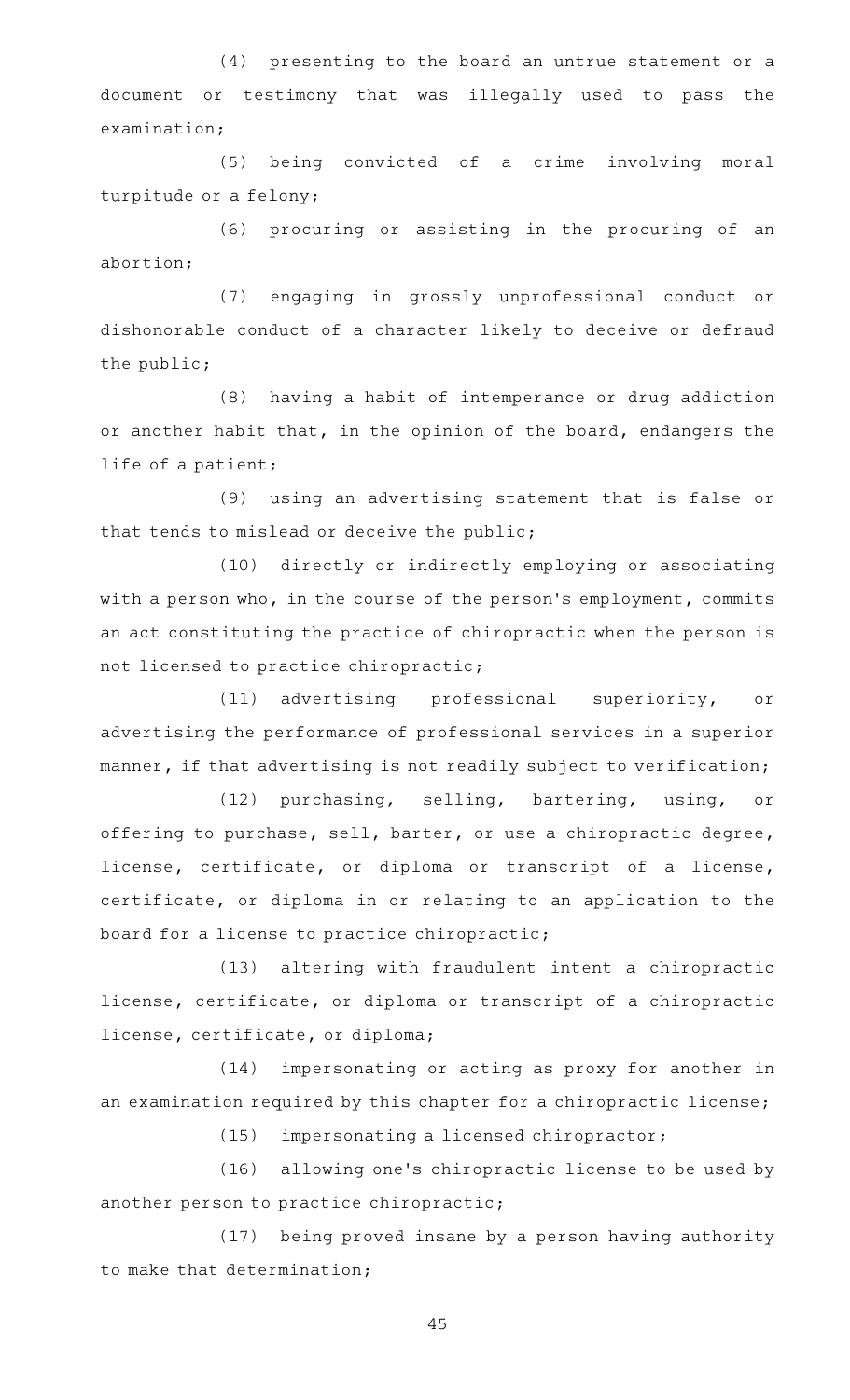(4) presenting to the board an untrue statement or a document or testimony that was illegally used to pass the examination;

(5) being convicted of a crime involving moral turpitude or a felony;

(6) procuring or assisting in the procuring of an abortion;

(7) engaging in grossly unprofessional conduct or dishonorable conduct of a character likely to deceive or defraud the public;

(8) having a habit of intemperance or drug addiction or another habit that, in the opinion of the board, endangers the life of a patient;

(9) using an advertising statement that is false or that tends to mislead or deceive the public;

(10) directly or indirectly employing or associating with a person who, in the course of the person's employment, commits an act constituting the practice of chiropractic when the person is not licensed to practice chiropractic;

(11) advertising professional superiority, or advertising the performance of professional services in a superior manner, if that advertising is not readily subject to verification;

(12) purchasing, selling, bartering, using, or offering to purchase, sell, barter, or use a chiropractic degree, license, certificate, or diploma or transcript of a license, certificate, or diploma in or relating to an application to the board for a license to practice chiropractic;

(13) altering with fraudulent intent a chiropractic license, certificate, or diploma or transcript of a chiropractic license, certificate, or diploma;

(14) impersonating or acting as proxy for another in an examination required by this chapter for a chiropractic license;

(15) impersonating a licensed chiropractor;

(16) allowing one's chiropractic license to be used by another person to practice chiropractic;

(17) being proved insane by a person having authority to make that determination;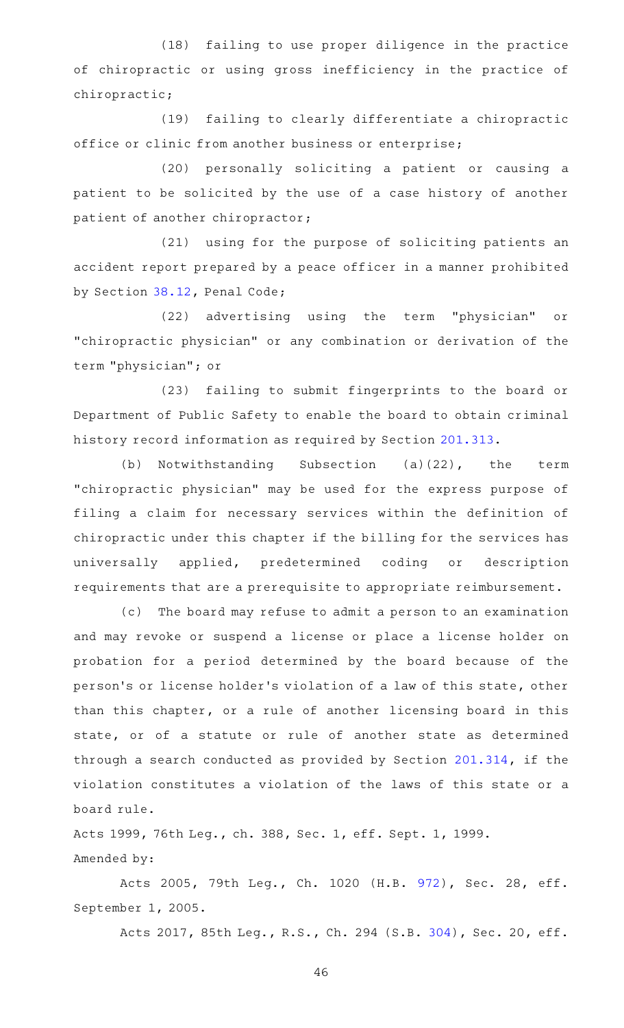(18) failing to use proper diligence in the practice of chiropractic or using gross inefficiency in the practice of chiropractic;

(19) failing to clearly differentiate a chiropractic office or clinic from another business or enterprise;

(20) personally soliciting a patient or causing a patient to be solicited by the use of a case history of another patient of another chiropractor;

(21) using for the purpose of soliciting patients an accident report prepared by a peace officer in a manner prohibited by Section 38.12, Penal Code;

(22) advertising using the term "physician" or "chiropractic physician" or any combination or derivation of the term "physician"; or

(23) failing to submit fingerprints to the board or Department of Public Safety to enable the board to obtain criminal history record information as required by Section 201.313.

(b) Notwithstanding Subsection (a)(22), the term "chiropractic physician" may be used for the express purpose of filing a claim for necessary services within the definition of chiropractic under this chapter if the billing for the services has universally applied, predetermined coding or description requirements that are a prerequisite to appropriate reimbursement.

(c) The board may refuse to admit a person to an examination and may revoke or suspend a license or place a license holder on probation for a period determined by the board because of the person's or license holder's violation of a law of this state, other than this chapter, or a rule of another licensing board in this state, or of a statute or rule of another state as determined through a search conducted as provided by Section 201.314, if the violation constitutes a violation of the laws of this state or a board rule.

Acts 1999, 76th Leg., ch. 388, Sec. 1, eff. Sept. 1, 1999.
Amended by:

Acts 2005, 79th Leg., Ch. 1020 (H.B. 972), Sec. 28, eff. September 1, 2005.

Acts 2017, 85th Leg., R.S., Ch. 294 (S.B. 304), Sec. 20, eff.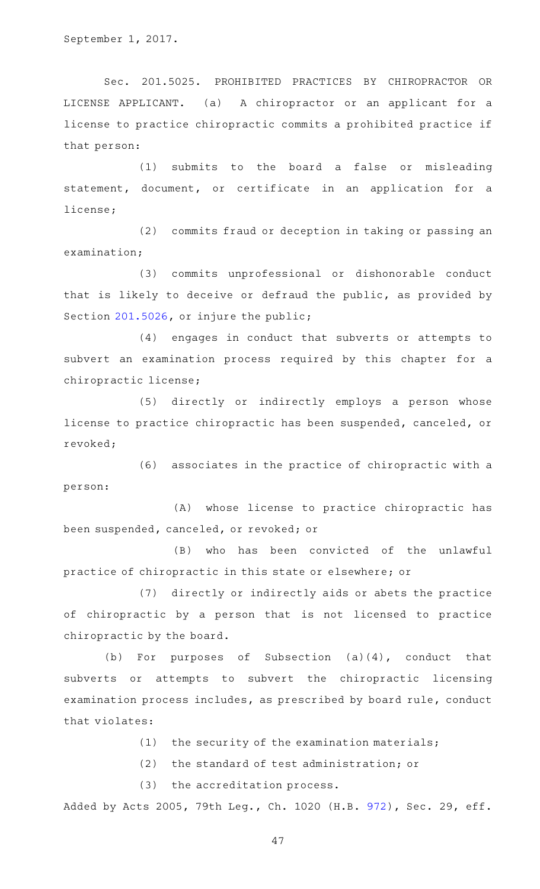September 1, 2017.

Sec. 201.5025. PROHIBITED PRACTICES BY CHIROPRACTOR OR LICENSE APPLICANT. (a) A chiropractor or an applicant for a license to practice chiropractic commits a prohibited practice if that person:

(1) submits to the board a false or misleading statement, document, or certificate in an application for a license;

(2) commits fraud or deception in taking or passing an examination;

(3) commits unprofessional or dishonorable conduct that is likely to deceive or defraud the public, as provided by Section 201.5026, or injure the public;

(4) engages in conduct that subverts or attempts to subvert an examination process required by this chapter for a chiropractic license;

(5) directly or indirectly employs a person whose license to practice chiropractic has been suspended, canceled, or revoked;

(6) associates in the practice of chiropractic with a person:

(A) whose license to practice chiropractic has been suspended, canceled, or revoked; or

(B) who has been convicted of the unlawful practice of chiropractic in this state or elsewhere; or

(7) directly or indirectly aids or abets the practice of chiropractic by a person that is not licensed to practice chiropractic by the board.

(b) For purposes of Subsection (a)(4), conduct that subverts or attempts to subvert the chiropractic licensing examination process includes, as prescribed by board rule, conduct that violates:

(1) the security of the examination materials;

(2) the standard of test administration; or

(3) the accreditation process.

Added by Acts 2005, 79th Leg., Ch. 1020 (H.B. 972), Sec. 29, eff.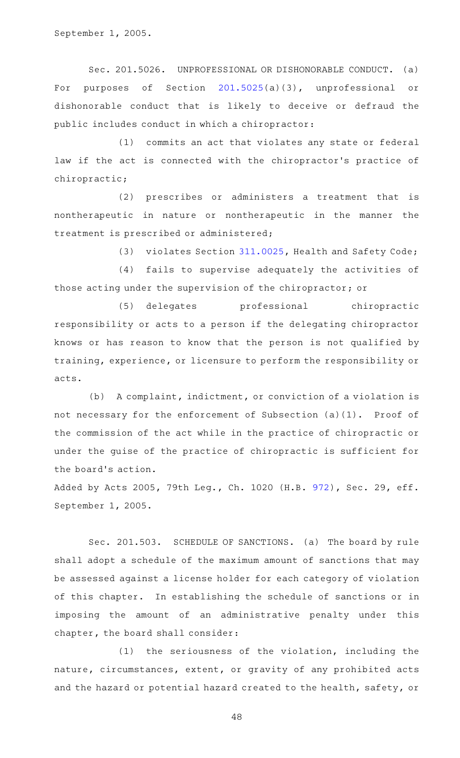September 1, 2005.

Sec. 201.5026. UNPROFESSIONAL OR DISHONORABLE CONDUCT. (a) For purposes of Section 201.5025(a)(3), unprofessional or dishonorable conduct that is likely to deceive or defraud the public includes conduct in which a chiropractor:

(1) commits an act that violates any state or federal law if the act is connected with the chiropractor's practice of chiropractic;

(2) prescribes or administers a treatment that is nontherapeutic in nature or nontherapeutic in the manner the treatment is prescribed or administered;

(3) violates Section 311.0025, Health and Safety Code;

(4) fails to supervise adequately the activities of those acting under the supervision of the chiropractor; or

(5) delegates professional chiropractic responsibility or acts to a person if the delegating chiropractor knows or has reason to know that the person is not qualified by training, experience, or licensure to perform the responsibility or acts.

(b) A complaint, indictment, or conviction of a violation is not necessary for the enforcement of Subsection (a)(1). Proof of the commission of the act while in the practice of chiropractic or under the guise of the practice of chiropractic is sufficient for the board's action.

Added by Acts 2005, 79th Leg., Ch. 1020 (H.B. 972), Sec. 29, eff. September 1, 2005.

Sec. 201.503. SCHEDULE OF SANCTIONS. (a) The board by rule shall adopt a schedule of the maximum amount of sanctions that may be assessed against a license holder for each category of violation of this chapter. In establishing the schedule of sanctions or in imposing the amount of an administrative penalty under this chapter, the board shall consider:

(1) the seriousness of the violation, including the nature, circumstances, extent, or gravity of any prohibited acts and the hazard or potential hazard created to the health, safety, or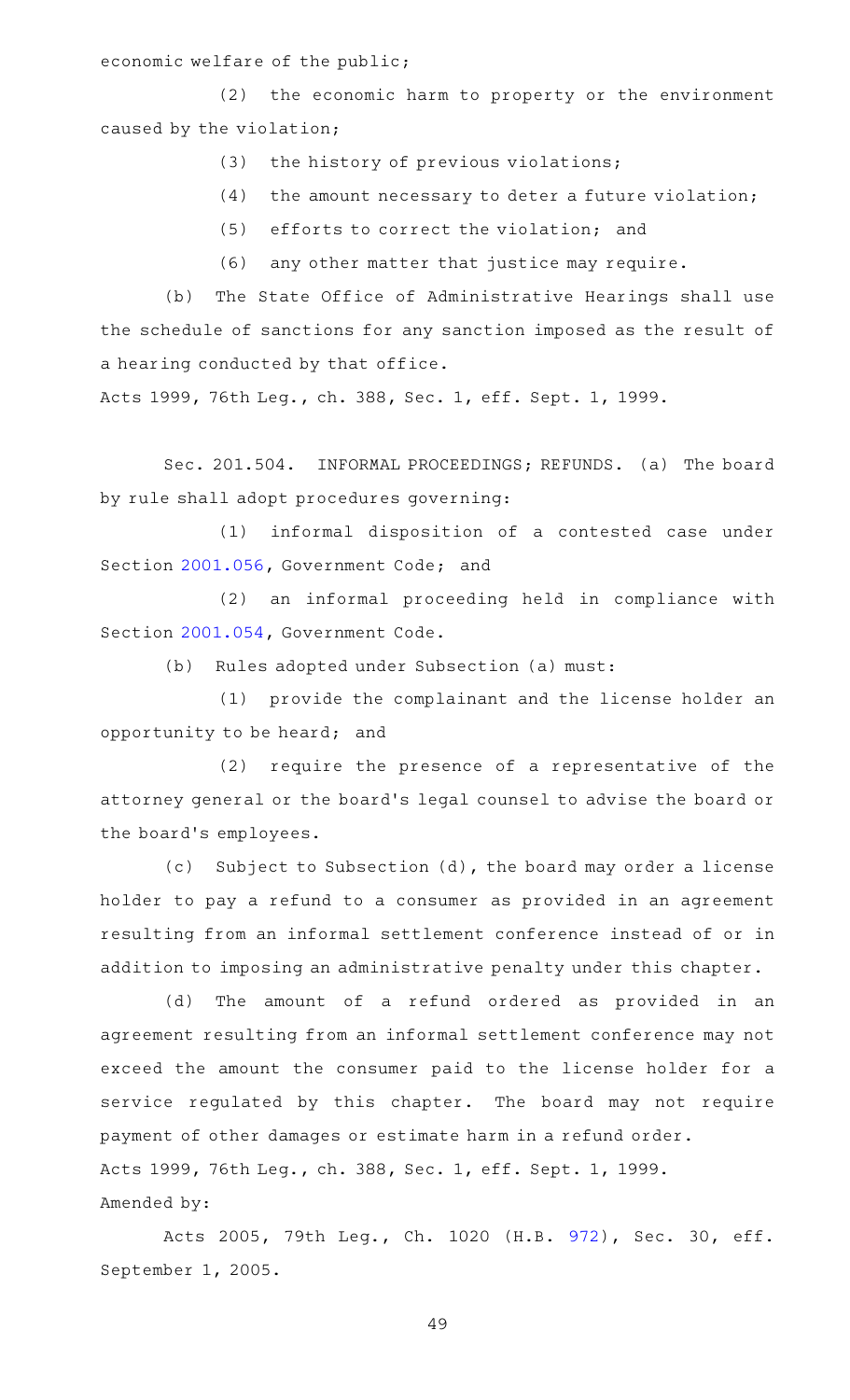economic welfare of the public;

(2) the economic harm to property or the environment caused by the violation;

(3) the history of previous violations;

(4) the amount necessary to deter a future violation;

(5) efforts to correct the violation; and

(6) any other matter that justice may require.

(b) The State Office of Administrative Hearings shall use the schedule of sanctions for any sanction imposed as the result of a hearing conducted by that office.

Acts 1999, 76th Leg., ch. 388, Sec. 1, eff. Sept. 1, 1999.

Sec. 201.504. INFORMAL PROCEEDINGS; REFUNDS. (a) The board by rule shall adopt procedures governing:

(1) informal disposition of a contested case under Section 2001.056, Government Code; and

(2) an informal proceeding held in compliance with Section 2001.054, Government Code.

(b) Rules adopted under Subsection (a) must:

(1) provide the complainant and the license holder an opportunity to be heard; and

(2) require the presence of a representative of the attorney general or the board's legal counsel to advise the board or the board's employees.

(c) Subject to Subsection (d), the board may order a license holder to pay a refund to a consumer as provided in an agreement resulting from an informal settlement conference instead of or in addition to imposing an administrative penalty under this chapter.

(d) The amount of a refund ordered as provided in an agreement resulting from an informal settlement conference may not exceed the amount the consumer paid to the license holder for a service regulated by this chapter. The board may not require payment of other damages or estimate harm in a refund order.

Acts 1999, 76th Leg., ch. 388, Sec. 1, eff. Sept. 1, 1999.

Amended by:

Acts 2005, 79th Leg., Ch. 1020 (H.B. 972), Sec. 30, eff. September 1, 2005.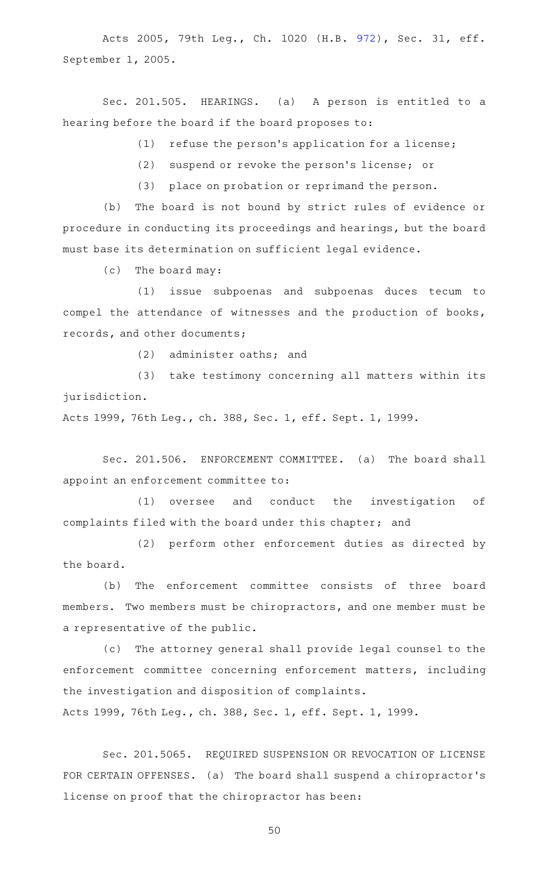Acts 2005, 79th Leg., Ch. 1020 (H.B. 972), Sec. 31, eff. September 1, 2005.

Sec. 201.505. HEARINGS. (a) A person is entitled to a hearing before the board if the board proposes to:

(1) refuse the person's application for a license;

(2) suspend or revoke the person's license; or

(3) place on probation or reprimand the person.

(b) The board is not bound by strict rules of evidence or procedure in conducting its proceedings and hearings, but the board must base its determination on sufficient legal evidence.

(c) The board may:

(1) issue subpoenas and subpoenas duces tecum to compel the attendance of witnesses and the production of books, records, and other documents;

(2) administer oaths; and

(3) take testimony concerning all matters within its jurisdiction.

Acts 1999, 76th Leg., ch. 388, Sec. 1, eff. Sept. 1, 1999.

Sec. 201.506. ENFORCEMENT COMMITTEE. (a) The board shall appoint an enforcement committee to:

(1) oversee and conduct the investigation of complaints filed with the board under this chapter; and

(2) perform other enforcement duties as directed by the board.

(b) The enforcement committee consists of three board members. Two members must be chiropractors, and one member must be a representative of the public.

(c) The attorney general shall provide legal counsel to the enforcement committee concerning enforcement matters, including the investigation and disposition of complaints.

Acts 1999, 76th Leg., ch. 388, Sec. 1, eff. Sept. 1, 1999.

Sec. 201.5065. REQUIRED SUSPENSION OR REVOCATION OF LICENSE FOR CERTAIN OFFENSES. (a) The board shall suspend a chiropractor's license on proof that the chiropractor has been: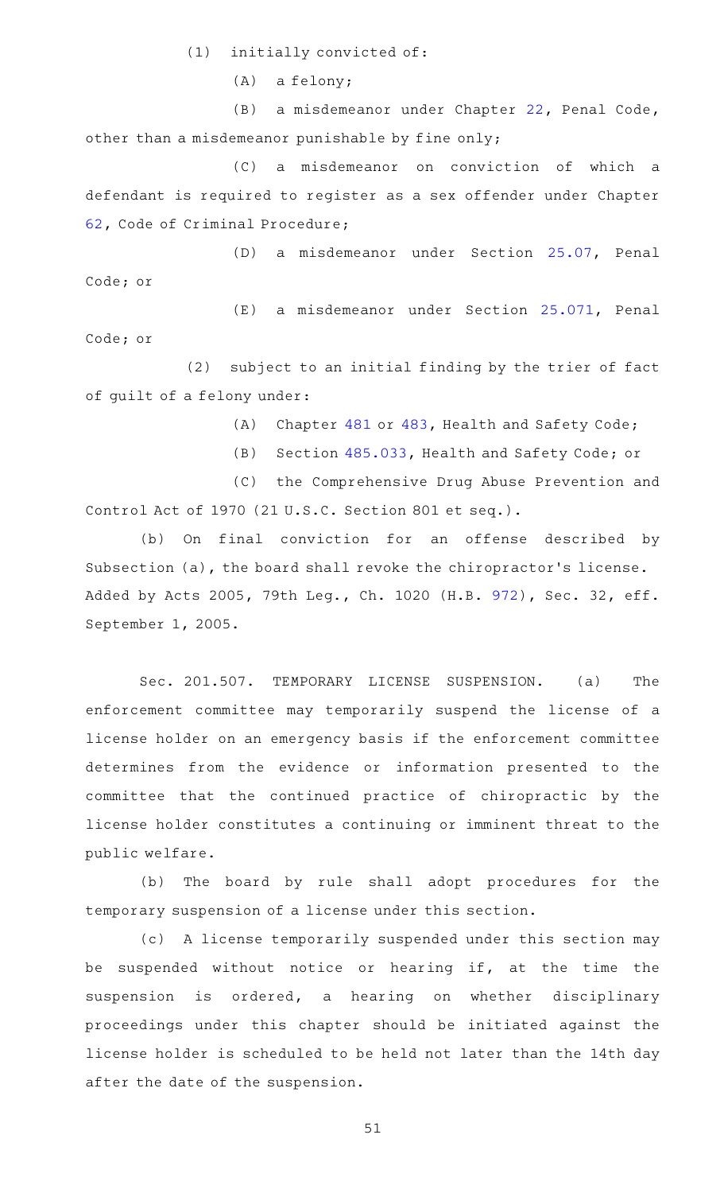(1) initially convicted of:

(A) a felony;

(B) a misdemeanor under Chapter 22, Penal Code, other than a misdemeanor punishable by fine only;

(C) a misdemeanor on conviction of which a defendant is required to register as a sex offender under Chapter 62, Code of Criminal Procedure;

(D) a misdemeanor under Section 25.07, Penal Code; or

(E) a misdemeanor under Section 25.071, Penal Code; or

(2) subject to an initial finding by the trier of fact of guilt of a felony under:

(A) Chapter 481 or 483, Health and Safety Code;

(B) Section 485.033, Health and Safety Code; or

(C) the Comprehensive Drug Abuse Prevention and Control Act of 1970 (21 U.S.C. Section 801 et seq.).

(b) On final conviction for an offense described by Subsection (a), the board shall revoke the chiropractor's license.

Added by Acts 2005, 79th Leg., Ch. 1020 (H.B. 972), Sec. 32, eff. September 1, 2005.

Sec. 201.507. TEMPORARY LICENSE SUSPENSION. (a) The enforcement committee may temporarily suspend the license of a license holder on an emergency basis if the enforcement committee determines from the evidence or information presented to the committee that the continued practice of chiropractic by the license holder constitutes a continuing or imminent threat to the public welfare.

(b) The board by rule shall adopt procedures for the temporary suspension of a license under this section.

(c) A license temporarily suspended under this section may be suspended without notice or hearing if, at the time the suspension is ordered, a hearing on whether disciplinary proceedings under this chapter should be initiated against the license holder is scheduled to be held not later than the 14th day after the date of the suspension.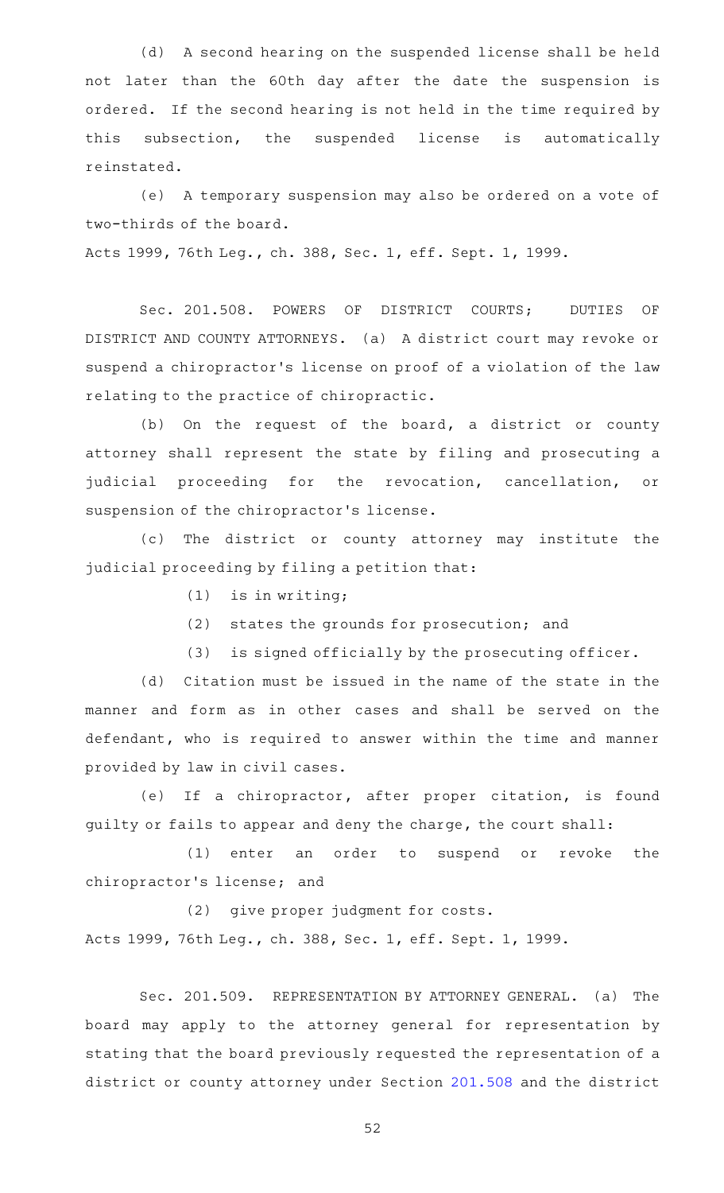(d) A second hearing on the suspended license shall be held not later than the 60th day after the date the suspension is ordered. If the second hearing is not held in the time required by this subsection, the suspended license is automatically reinstated.

(e) A temporary suspension may also be ordered on a vote of two-thirds of the board.

Acts 1999, 76th Leg., ch. 388, Sec. 1, eff. Sept. 1, 1999.

Sec. 201.508. POWERS OF DISTRICT COURTS; DUTIES OF DISTRICT AND COUNTY ATTORNEYS. (a) A district court may revoke or suspend a chiropractor's license on proof of a violation of the law relating to the practice of chiropractic.

(b) On the request of the board, a district or county attorney shall represent the state by filing and prosecuting a judicial proceeding for the revocation, cancellation, or suspension of the chiropractor's license.

(c) The district or county attorney may institute the judicial proceeding by filing a petition that:

(1) is in writing;

(2) states the grounds for prosecution; and

(3) is signed officially by the prosecuting officer.

(d) Citation must be issued in the name of the state in the manner and form as in other cases and shall be served on the defendant, who is required to answer within the time and manner provided by law in civil cases.

(e) If a chiropractor, after proper citation, is found guilty or fails to appear and deny the charge, the court shall:

(1) enter an order to suspend or revoke the chiropractor's license; and

(2) give proper judgment for costs.

Acts 1999, 76th Leg., ch. 388, Sec. 1, eff. Sept. 1, 1999.

Sec. 201.509. REPRESENTATION BY ATTORNEY GENERAL. (a) The board may apply to the attorney general for representation by stating that the board previously requested the representation of a district or county attorney under Section 201.508 and the district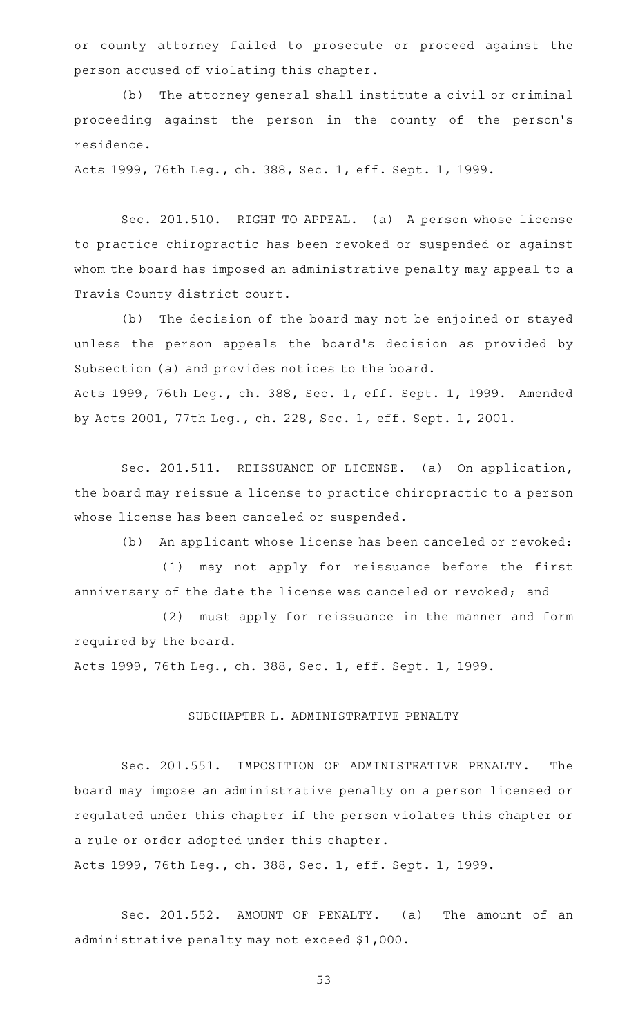or county attorney failed to prosecute or proceed against the person accused of violating this chapter.

(b) The attorney general shall institute a civil or criminal proceeding against the person in the county of the person's residence.

Acts 1999, 76th Leg., ch. 388, Sec. 1, eff. Sept. 1, 1999.

Sec. 201.510. RIGHT TO APPEAL. (a) A person whose license to practice chiropractic has been revoked or suspended or against whom the board has imposed an administrative penalty may appeal to a Travis County district court.

(b) The decision of the board may not be enjoined or stayed unless the person appeals the board's decision as provided by Subsection (a) and provides notices to the board.

Acts 1999, 76th Leg., ch. 388, Sec. 1, eff. Sept. 1, 1999. Amended by Acts 2001, 77th Leg., ch. 228, Sec. 1, eff. Sept. 1, 2001.

Sec. 201.511. REISSUANCE OF LICENSE. (a) On application, the board may reissue a license to practice chiropractic to a person whose license has been canceled or suspended.

(b) An applicant whose license has been canceled or revoked:

(1) may not apply for reissuance before the first anniversary of the date the license was canceled or revoked; and

(2) must apply for reissuance in the manner and form required by the board.

Acts 1999, 76th Leg., ch. 388, Sec. 1, eff. Sept. 1, 1999.

## SUBCHAPTER L. ADMINISTRATIVE PENALTY

Sec. 201.551. IMPOSITION OF ADMINISTRATIVE PENALTY. The board may impose an administrative penalty on a person licensed or regulated under this chapter if the person violates this chapter or a rule or order adopted under this chapter.

Acts 1999, 76th Leg., ch. 388, Sec. 1, eff. Sept. 1, 1999.

Sec. 201.552. AMOUNT OF PENALTY. (a) The amount of an administrative penalty may not exceed $1,000.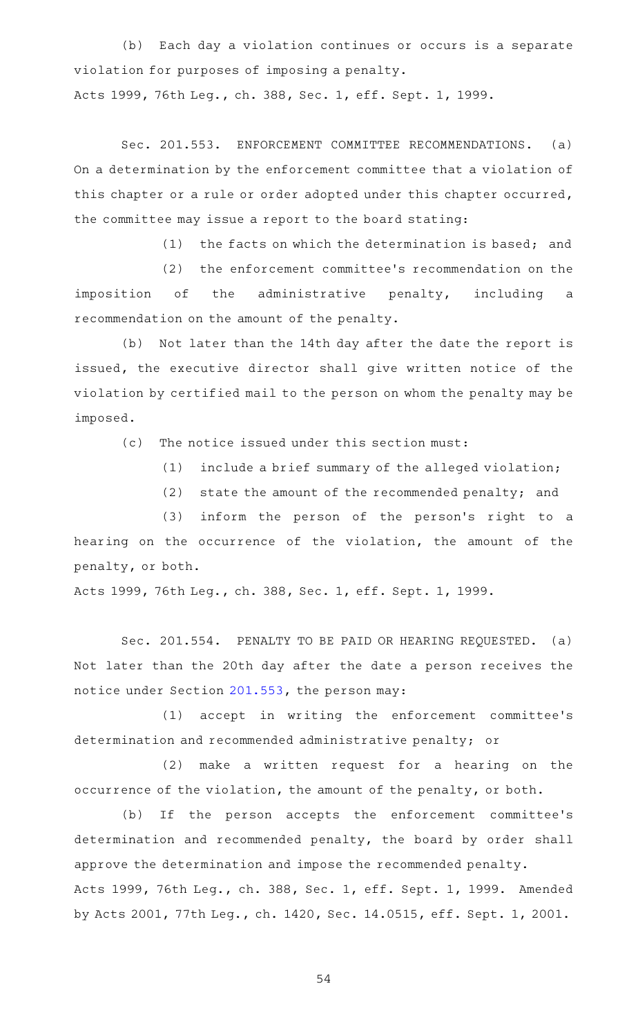(b) Each day a violation continues or occurs is a separate violation for purposes of imposing a penalty.

Acts 1999, 76th Leg., ch. 388, Sec. 1, eff. Sept. 1, 1999.

Sec. 201.553. ENFORCEMENT COMMITTEE RECOMMENDATIONS. (a) On a determination by the enforcement committee that a violation of this chapter or a rule or order adopted under this chapter occurred, the committee may issue a report to the board stating:

(1) the facts on which the determination is based; and

(2) the enforcement committee's recommendation on the imposition of the administrative penalty, including a recommendation on the amount of the penalty.

(b) Not later than the 14th day after the date the report is issued, the executive director shall give written notice of the violation by certified mail to the person on whom the penalty may be imposed.

(c) The notice issued under this section must:

(1) include a brief summary of the alleged violation;

(2) state the amount of the recommended penalty; and

(3) inform the person of the person's right to a hearing on the occurrence of the violation, the amount of the penalty, or both.

Acts 1999, 76th Leg., ch. 388, Sec. 1, eff. Sept. 1, 1999.

Sec. 201.554. PENALTY TO BE PAID OR HEARING REQUESTED. (a) Not later than the 20th day after the date a person receives the notice under Section 201.553, the person may:

(1) accept in writing the enforcement committee's determination and recommended administrative penalty; or

(2) make a written request for a hearing on the occurrence of the violation, the amount of the penalty, or both.

(b) If the person accepts the enforcement committee's determination and recommended penalty, the board by order shall approve the determination and impose the recommended penalty.

Acts 1999, 76th Leg., ch. 388, Sec. 1, eff. Sept. 1, 1999. Amended by Acts 2001, 77th Leg., ch. 1420, Sec. 14.0515, eff. Sept. 1, 2001.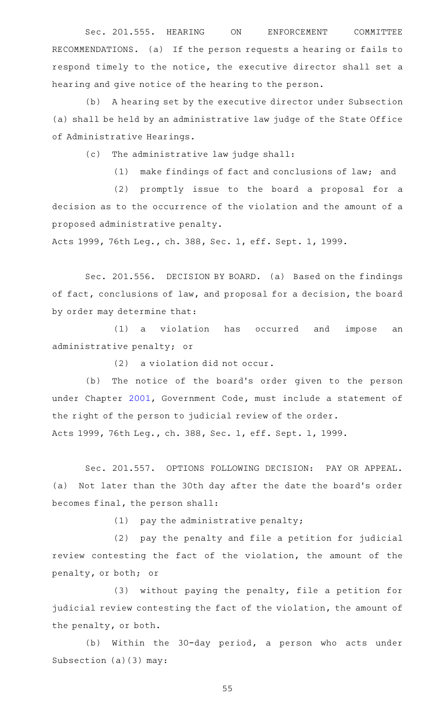Sec. 201.555. HEARING ON ENFORCEMENT COMMITTEE RECOMMENDATIONS. (a) If the person requests a hearing or fails to respond timely to the notice, the executive director shall set a hearing and give notice of the hearing to the person.

(b) A hearing set by the executive director under Subsection (a) shall be held by an administrative law judge of the State Office of Administrative Hearings.

(c) The administrative law judge shall:

(1) make findings of fact and conclusions of law; and

(2) promptly issue to the board a proposal for a decision as to the occurrence of the violation and the amount of a proposed administrative penalty.

Acts 1999, 76th Leg., ch. 388, Sec. 1, eff. Sept. 1, 1999.

Sec. 201.556. DECISION BY BOARD. (a) Based on the findings of fact, conclusions of law, and proposal for a decision, the board by order may determine that:

(1) a violation has occurred and impose an administrative penalty; or

(2) a violation did not occur.

(b) The notice of the board's order given to the person under Chapter 2001, Government Code, must include a statement of the right of the person to judicial review of the order.

Acts 1999, 76th Leg., ch. 388, Sec. 1, eff. Sept. 1, 1999.

Sec. 201.557. OPTIONS FOLLOWING DECISION: PAY OR APPEAL. (a) Not later than the 30th day after the date the board's order becomes final, the person shall:

(1) pay the administrative penalty;

(2) pay the penalty and file a petition for judicial review contesting the fact of the violation, the amount of the penalty, or both; or

(3) without paying the penalty, file a petition for judicial review contesting the fact of the violation, the amount of the penalty, or both.

(b) Within the 30-day period, a person who acts under Subsection (a)(3) may: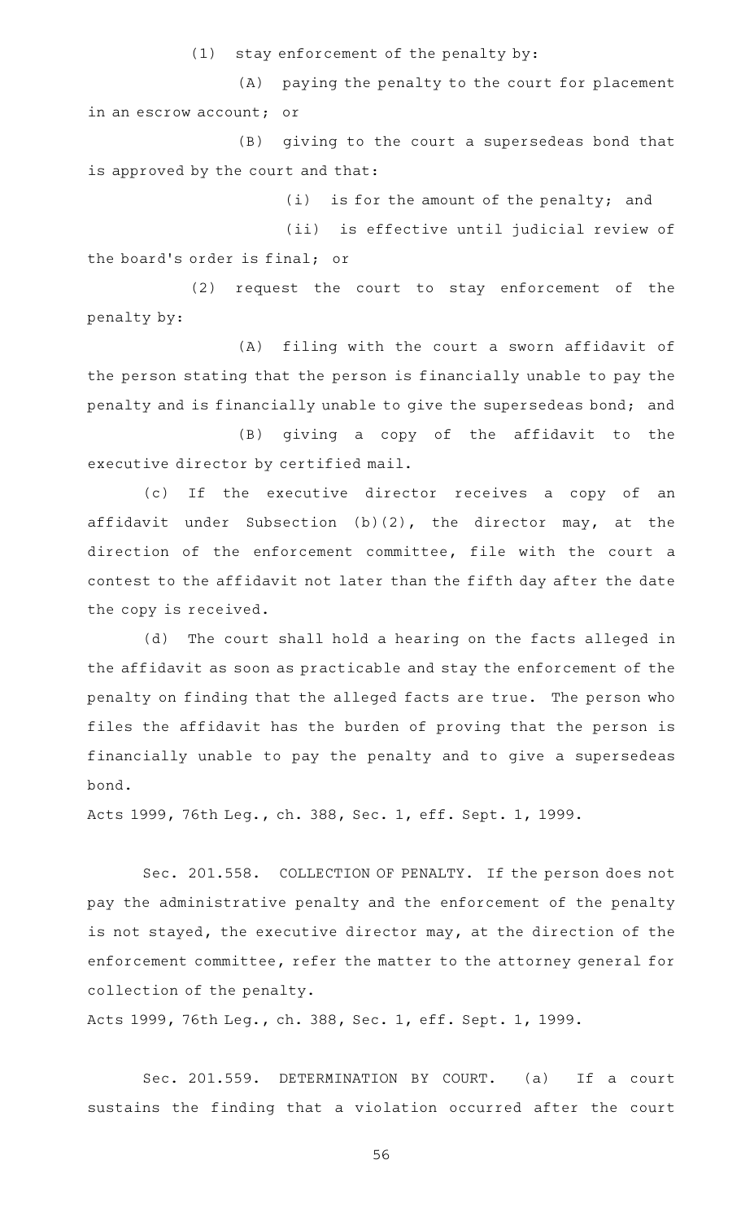(1) stay enforcement of the penalty by:

(A) paying the penalty to the court for placement in an escrow account; or

(B) giving to the court a supersedeas bond that is approved by the court and that:

(i) is for the amount of the penalty; and

(ii) is effective until judicial review of the board's order is final; or

(2) request the court to stay enforcement of the penalty by:

(A) filing with the court a sworn affidavit of the person stating that the person is financially unable to pay the penalty and is financially unable to give the supersedeas bond; and

(B) giving a copy of the affidavit to the executive director by certified mail.

(c) If the executive director receives a copy of an affidavit under Subsection (b)(2), the director may, at the direction of the enforcement committee, file with the court a contest to the affidavit not later than the fifth day after the date the copy is received.

(d) The court shall hold a hearing on the facts alleged in the affidavit as soon as practicable and stay the enforcement of the penalty on finding that the alleged facts are true. The person who files the affidavit has the burden of proving that the person is financially unable to pay the penalty and to give a supersedeas bond.

Acts 1999, 76th Leg., ch. 388, Sec. 1, eff. Sept. 1, 1999.

Sec. 201.558. COLLECTION OF PENALTY. If the person does not pay the administrative penalty and the enforcement of the penalty is not stayed, the executive director may, at the direction of the enforcement committee, refer the matter to the attorney general for collection of the penalty.

Acts 1999, 76th Leg., ch. 388, Sec. 1, eff. Sept. 1, 1999.

Sec. 201.559. DETERMINATION BY COURT. (a) If a court sustains the finding that a violation occurred after the court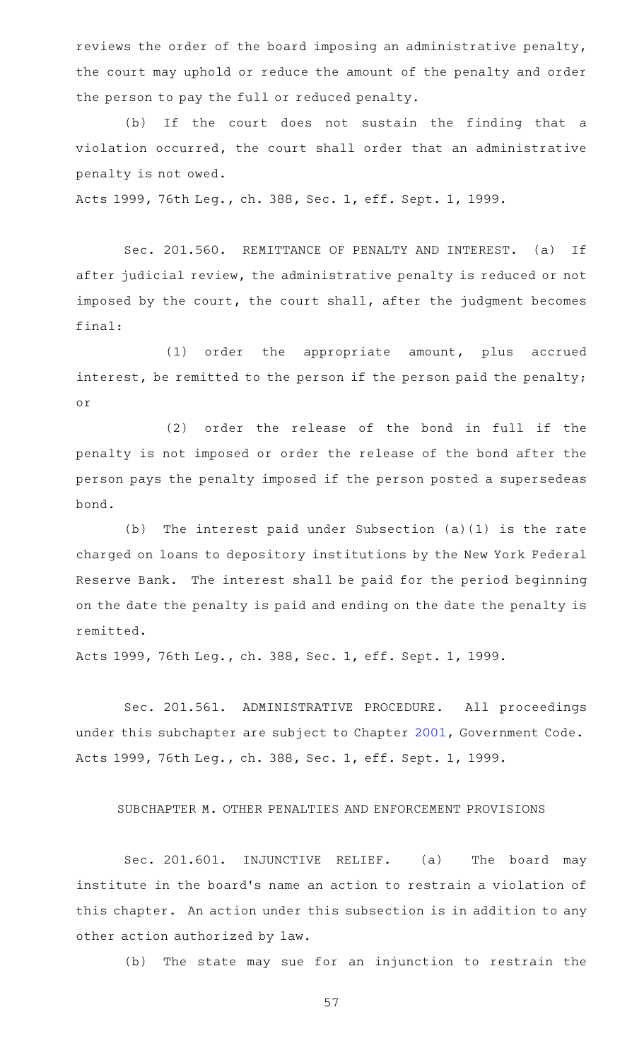reviews the order of the board imposing an administrative penalty, the court may uphold or reduce the amount of the penalty and order the person to pay the full or reduced penalty.

(b) If the court does not sustain the finding that a violation occurred, the court shall order that an administrative penalty is not owed.

Acts 1999, 76th Leg., ch. 388, Sec. 1, eff. Sept. 1, 1999.

Sec. 201.560. REMITTANCE OF PENALTY AND INTEREST. (a) If after judicial review, the administrative penalty is reduced or not imposed by the court, the court shall, after the judgment becomes final:

(1) order the appropriate amount, plus accrued interest, be remitted to the person if the person paid the penalty; or

(2) order the release of the bond in full if the penalty is not imposed or order the release of the bond after the person pays the penalty imposed if the person posted a supersedeas bond.

(b) The interest paid under Subsection (a)(1) is the rate charged on loans to depository institutions by the New York Federal Reserve Bank. The interest shall be paid for the period beginning on the date the penalty is paid and ending on the date the penalty is remitted.

Acts 1999, 76th Leg., ch. 388, Sec. 1, eff. Sept. 1, 1999.

Sec. 201.561. ADMINISTRATIVE PROCEDURE. All proceedings under this subchapter are subject to Chapter 2001, Government Code.

Acts 1999, 76th Leg., ch. 388, Sec. 1, eff. Sept. 1, 1999.

SUBCHAPTER M. OTHER PENALTIES AND ENFORCEMENT PROVISIONS

Sec. 201.601. INJUNCTIVE RELIEF. (a) The board may institute in the board's name an action to restrain a violation of this chapter. An action under this subsection is in addition to any other action authorized by law.

(b) The state may sue for an injunction to restrain the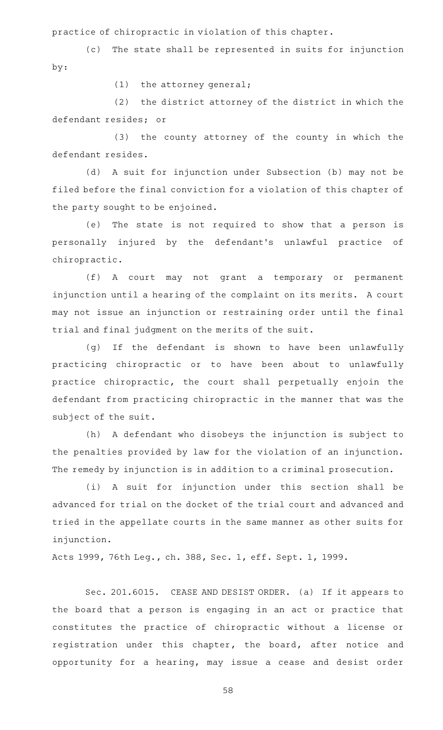practice of chiropractic in violation of this chapter.

(c) The state shall be represented in suits for injunction by:

(1) the attorney general;

(2) the district attorney of the district in which the defendant resides; or

(3) the county attorney of the county in which the defendant resides.

(d) A suit for injunction under Subsection (b) may not be filed before the final conviction for a violation of this chapter of the party sought to be enjoined.

(e) The state is not required to show that a person is personally injured by the defendant's unlawful practice of chiropractic.

(f) A court may not grant a temporary or permanent injunction until a hearing of the complaint on its merits. A court may not issue an injunction or restraining order until the final trial and final judgment on the merits of the suit.

(g) If the defendant is shown to have been unlawfully practicing chiropractic or to have been about to unlawfully practice chiropractic, the court shall perpetually enjoin the defendant from practicing chiropractic in the manner that was the subject of the suit.

(h) A defendant who disobeys the injunction is subject to the penalties provided by law for the violation of an injunction. The remedy by injunction is in addition to a criminal prosecution.

(i) A suit for injunction under this section shall be advanced for trial on the docket of the trial court and advanced and tried in the appellate courts in the same manner as other suits for injunction.

Acts 1999, 76th Leg., ch. 388, Sec. 1, eff. Sept. 1, 1999.

Sec. 201.6015. CEASE AND DESIST ORDER. (a) If it appears to the board that a person is engaging in an act or practice that constitutes the practice of chiropractic without a license or registration under this chapter, the board, after notice and opportunity for a hearing, may issue a cease and desist order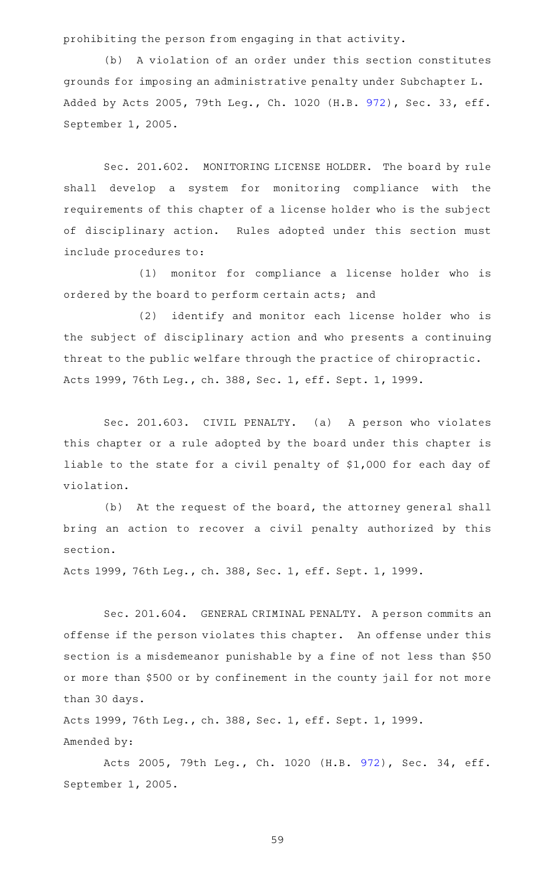prohibiting the person from engaging in that activity.

(b) A violation of an order under this section constitutes grounds for imposing an administrative penalty under Subchapter L.
Added by Acts 2005, 79th Leg., Ch. 1020 (H.B. 972), Sec. 33, eff. September 1, 2005.

Sec. 201.602. MONITORING LICENSE HOLDER. The board by rule shall develop a system for monitoring compliance with the requirements of this chapter of a license holder who is the subject of disciplinary action. Rules adopted under this section must include procedures to:

(1) monitor for compliance a license holder who is ordered by the board to perform certain acts; and

(2) identify and monitor each license holder who is the subject of disciplinary action and who presents a continuing threat to the public welfare through the practice of chiropractic.
Acts 1999, 76th Leg., ch. 388, Sec. 1, eff. Sept. 1, 1999.

Sec. 201.603. CIVIL PENALTY. (a) A person who violates this chapter or a rule adopted by the board under this chapter is liable to the state for a civil penalty of $1,000 for each day of violation.

(b) At the request of the board, the attorney general shall bring an action to recover a civil penalty authorized by this section.
Acts 1999, 76th Leg., ch. 388, Sec. 1, eff. Sept. 1, 1999.

Sec. 201.604. GENERAL CRIMINAL PENALTY. A person commits an offense if the person violates this chapter. An offense under this section is a misdemeanor punishable by a fine of not less than $50 or more than $500 or by confinement in the county jail for not more than 30 days.
Acts 1999, 76th Leg., ch. 388, Sec. 1, eff. Sept. 1, 1999.
Amended by:

Acts 2005, 79th Leg., Ch. 1020 (H.B. 972), Sec. 34, eff. September 1, 2005.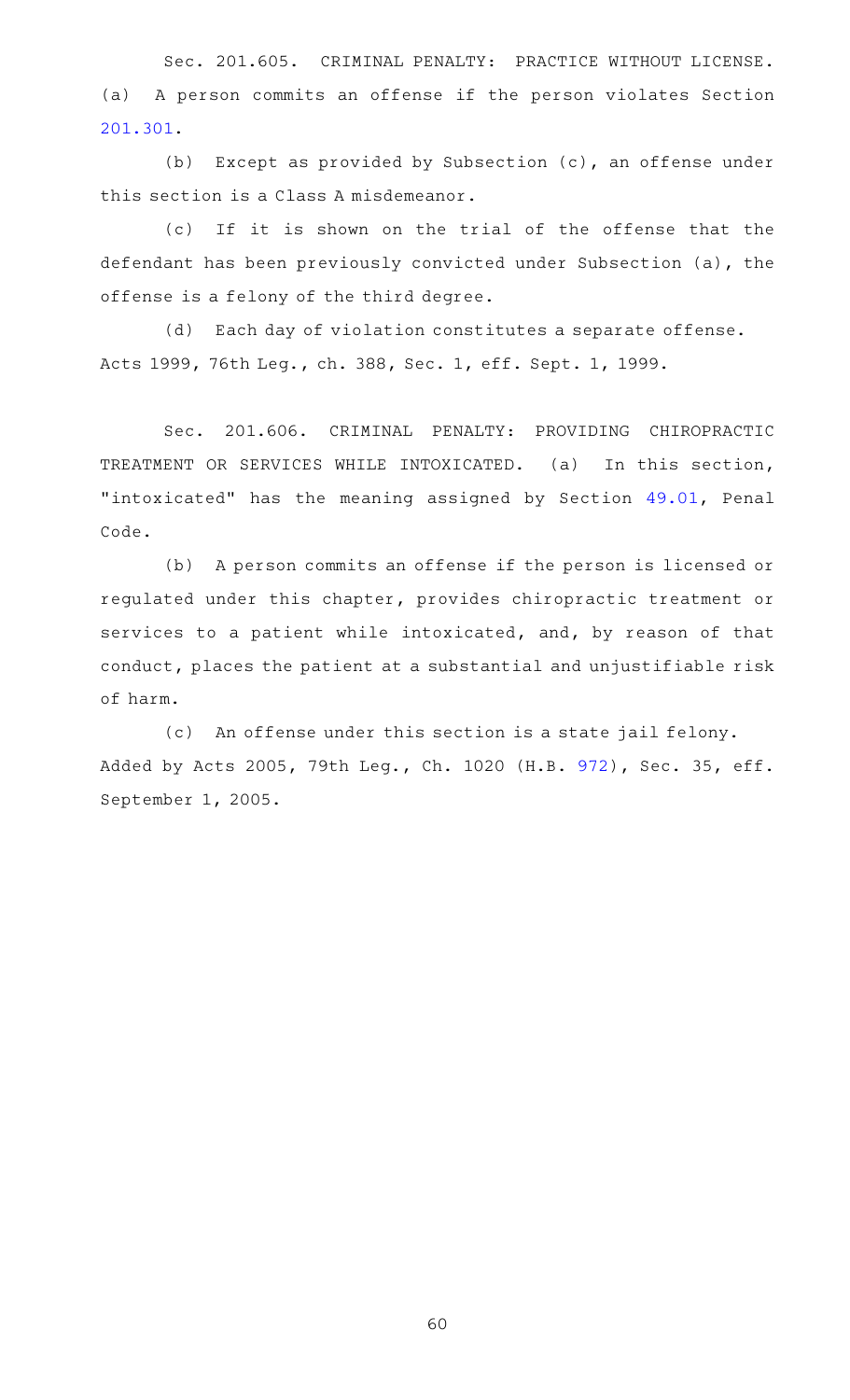Sec. 201.605. CRIMINAL PENALTY: PRACTICE WITHOUT LICENSE. (a) A person commits an offense if the person violates Section 201.301.

(b) Except as provided by Subsection (c), an offense under this section is a Class A misdemeanor.

(c) If it is shown on the trial of the offense that the defendant has been previously convicted under Subsection (a), the offense is a felony of the third degree.

(d) Each day of violation constitutes a separate offense.

Acts 1999, 76th Leg., ch. 388, Sec. 1, eff. Sept. 1, 1999.

Sec. 201.606. CRIMINAL PENALTY: PROVIDING CHIROPRACTIC TREATMENT OR SERVICES WHILE INTOXICATED. (a) In this section, "intoxicated" has the meaning assigned by Section 49.01, Penal Code.

(b) A person commits an offense if the person is licensed or regulated under this chapter, provides chiropractic treatment or services to a patient while intoxicated, and, by reason of that conduct, places the patient at a substantial and unjustifiable risk of harm.

(c) An offense under this section is a state jail felony.

Added by Acts 2005, 79th Leg., Ch. 1020 (H.B. 972), Sec. 35, eff. September 1, 2005.